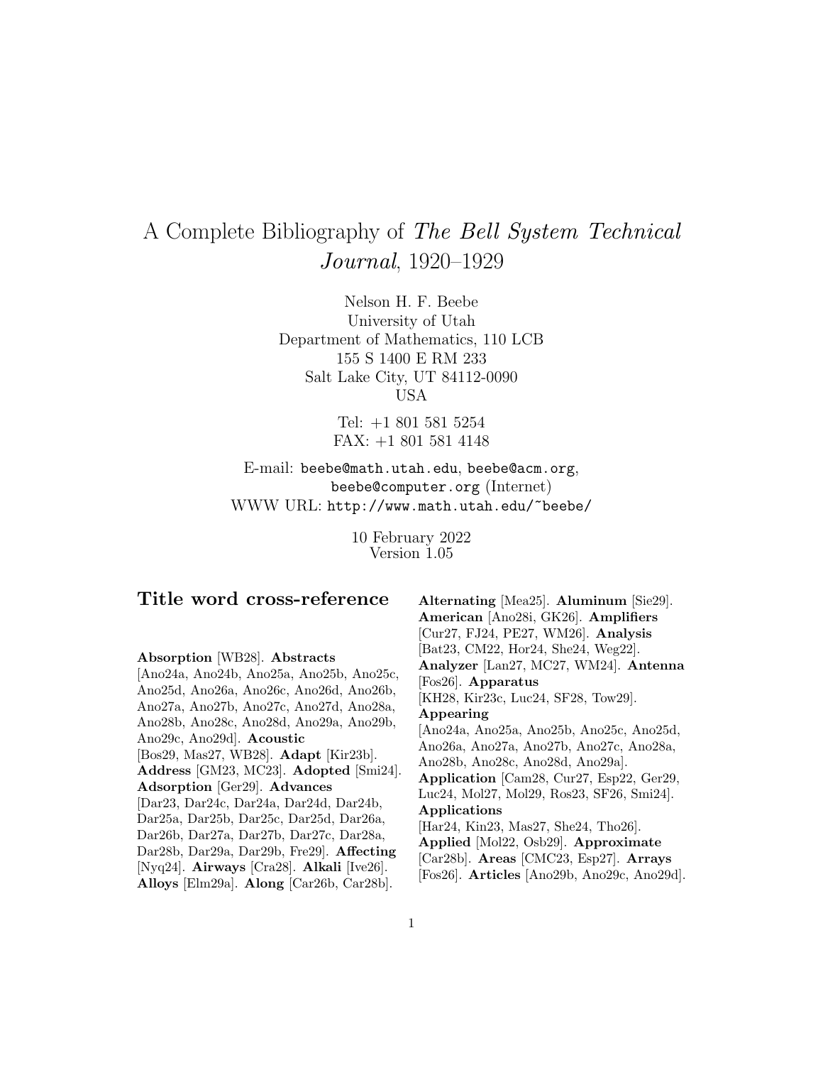# A Complete Bibliography of *The Bell System Technical Journal*, 1920–1929

Nelson H. F. Beebe
University of Utah
Department of Mathematics, 110 LCB
155 S 1400 E RM 233
Salt Lake City, UT 84112-0090
USA

Tel: +1 801 581 5254
FAX: +1 801 581 4148

E-mail: beebe@math.utah.edu, beebe@acm.org, beebe@computer.org (Internet)
WWW URL: http://www.math.utah.edu/~beebe/

10 February 2022
Version 1.05

## Title word cross-reference

**Absorption** [WB28]. **Abstracts** [Ano24a, Ano24b, Ano25a, Ano25b, Ano25c, Ano25d, Ano26a, Ano26c, Ano26d, Ano26b, Ano27a, Ano27b, Ano27c, Ano27d, Ano28a, Ano28b, Ano28c, Ano28d, Ano29a, Ano29b, Ano29c, Ano29d]. **Acoustic** [Bos29, Mas27, WB28]. **Adapt** [Kir23b]. **Address** [GM23, MC23]. **Adopted** [Smi24]. **Adsorption** [Ger29]. **Advances** [Dar23, Dar24c, Dar24a, Dar24d, Dar24b, Dar25a, Dar25b, Dar25c, Dar25d, Dar26a, Dar26b, Dar27a, Dar27b, Dar27c, Dar28a, Dar28b, Dar29a, Dar29b, Fre29]. **Affecting** [Nyq24]. **Airways** [Cra28]. **Alkali** [Ive26]. **Alloys** [Elm29a]. **Along** [Car26b, Car28b]. **Alternating** [Mea25]. **Aluminum** [Sie29]. **American** [Ano28i, GK26]. **Amplifiers** [Cur27, FJ24, PE27, WM26]. **Analysis** [Bat23, CM22, Hor24, She24, Weg22]. **Analyzer** [Lan27, MC27, WM24]. **Antenna** [Fos26]. **Apparatus** [KH28, Kir23c, Luc24, SF28, Tow29]. **Appearing** [Ano24a, Ano25a, Ano25b, Ano25c, Ano25d, Ano26a, Ano27a, Ano27b, Ano27c, Ano28a, Ano28b, Ano28c, Ano28d, Ano29a]. **Application** [Cam28, Cur27, Esp22, Ger29, Luc24, Mol27, Mol29, Ros23, SF26, Smi24]. **Applications** [Har24, Kin23, Mas27, She24, Tho26]. **Applied** [Mol22, Osb29]. **Approximate** [Car28b]. **Areas** [CMC23, Esp27]. **Arrays** [Fos26]. **Articles** [Ano29b, Ano29c, Ano29d].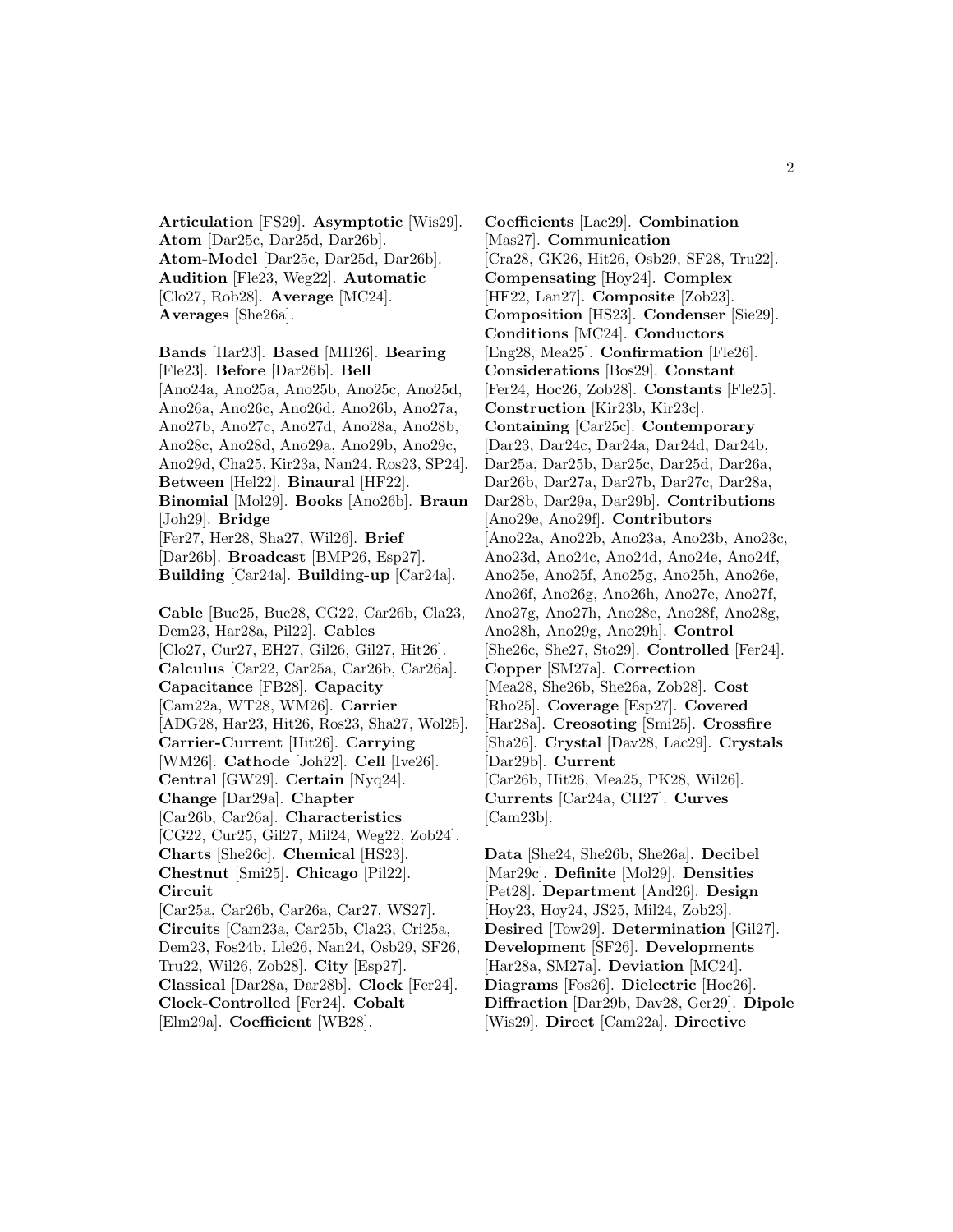**Articulation** [FS29]. **Asymptotic** [Wis29]. **Atom** [Dar25c, Dar25d, Dar26b]. **Atom-Model** [Dar25c, Dar25d, Dar26b]. **Audition** [Fle23, Weg22]. **Automatic** [Clo27, Rob28]. **Average** [MC24]. **Averages** [She26a].

**Bands** [Har23]. **Based** [MH26]. **Bearing** [Fle23]. **Before** [Dar26b]. **Bell** [Ano24a, Ano25a, Ano25b, Ano25c, Ano25d, Ano26a, Ano26c, Ano26d, Ano26b, Ano27a, Ano27b, Ano27c, Ano27d, Ano28a, Ano28b, Ano28c, Ano28d, Ano29a, Ano29b, Ano29c, Ano29d, Cha25, Kir23a, Nan24, Ros23, SP24]. **Between** [Hel22]. **Binaural** [HF22]. **Binomial** [Mol29]. **Books** [Ano26b]. **Braun** [Joh29]. **Bridge** [Fer27, Her28, Sha27, Wil26]. **Brief** [Dar26b]. **Broadcast** [BMP26, Esp27]. **Building** [Car24a]. **Building-up** [Car24a].

**Cable** [Buc25, Buc28, CG22, Car26b, Cla23, Dem23, Har28a, Pil22]. **Cables** [Clo27, Cur27, EH27, Gil26, Gil27, Hit26]. **Calculus** [Car22, Car25a, Car26b, Car26a]. **Capacitance** [FB28]. **Capacity** [Cam22a, WT28, WM26]. **Carrier** [ADG28, Har23, Hit26, Ros23, Sha27, Wol25]. **Carrier-Current** [Hit26]. **Carrying** [WM26]. **Cathode** [Joh22]. **Cell** [Ive26]. **Central** [GW29]. **Certain** [Nyq24]. **Change** [Dar29a]. **Chapter** [Car26b, Car26a]. **Characteristics** [CG22, Cur25, Gil27, Mil24, Weg22, Zob24]. **Charts** [She26c]. **Chemical** [HS23]. **Chestnut** [Smi25]. **Chicago** [Pil22]. **Circuit** [Car25a, Car26b, Car26a, Car27, WS27]. **Circuits** [Cam23a, Car25b, Cla23, Cri25a, Dem23, Fos24b, Lle26, Nan24, Osb29, SF26, Tru22, Wil26, Zob28]. **City** [Esp27]. **Classical** [Dar28a, Dar28b]. **Clock** [Fer24]. **Clock-Controlled** [Fer24]. **Cobalt** [Elm29a]. **Coefficient** [WB28]. **Coefficients** [Lac29]. **Combination** [Mas27]. **Communication** [Cra28, GK26, Hit26, Osb29, SF28, Tru22]. **Compensating** [Hoy24]. **Complex** [HF22, Lan27]. **Composite** [Zob23]. **Composition** [HS23]. **Condenser** [Sie29]. **Conditions** [MC24]. **Conductors** [Eng28, Mea25]. **Confirmation** [Fle26]. **Considerations** [Bos29]. **Constant** [Fer24, Hoc26, Zob28]. **Constants** [Fle25]. **Construction** [Kir23b, Kir23c]. **Containing** [Car25c]. **Contemporary** [Dar23, Dar24c, Dar24a, Dar24d, Dar24b, Dar25a, Dar25b, Dar25c, Dar25d, Dar26a, Dar26b, Dar27a, Dar27b, Dar27c, Dar28a, Dar28b, Dar29a, Dar29b]. **Contributions** [Ano29e, Ano29f]. **Contributors** [Ano22a, Ano22b, Ano23a, Ano23b, Ano23c, Ano23d, Ano24c, Ano24d, Ano24e, Ano24f, Ano25e, Ano25f, Ano25g, Ano25h, Ano26e, Ano26f, Ano26g, Ano26h, Ano27e, Ano27f, Ano27g, Ano27h, Ano28e, Ano28f, Ano28g, Ano28h, Ano29g, Ano29h]. **Control** [She26c, She27, Sto29]. **Controlled** [Fer24]. **Copper** [SM27a]. **Correction** [Mea28, She26b, She26a, Zob28]. **Cost** [Rho25]. **Coverage** [Esp27]. **Covered** [Har28a]. **Creosoting** [Smi25]. **Crossfire** [Sha26]. **Crystal** [Dav28, Lac29]. **Crystals** [Dar29b]. **Current** [Car26b, Hit26, Mea25, PK28, Wil26]. **Currents** [Car24a, CH27]. **Curves** [Cam23b].

**Data** [She24, She26b, She26a]. **Decibel** [Mar29c]. **Definite** [Mol29]. **Densities** [Pet28]. **Department** [And26]. **Design** [Hoy23, Hoy24, JS25, Mil24, Zob23]. **Desired** [Tow29]. **Determination** [Gil27]. **Development** [SF26]. **Developments** [Har28a, SM27a]. **Deviation** [MC24]. **Diagrams** [Fos26]. **Dielectric** [Hoc26]. **Diffraction** [Dar29b, Dav28, Ger29]. **Dipole** [Wis29]. **Direct** [Cam22a]. **Directive**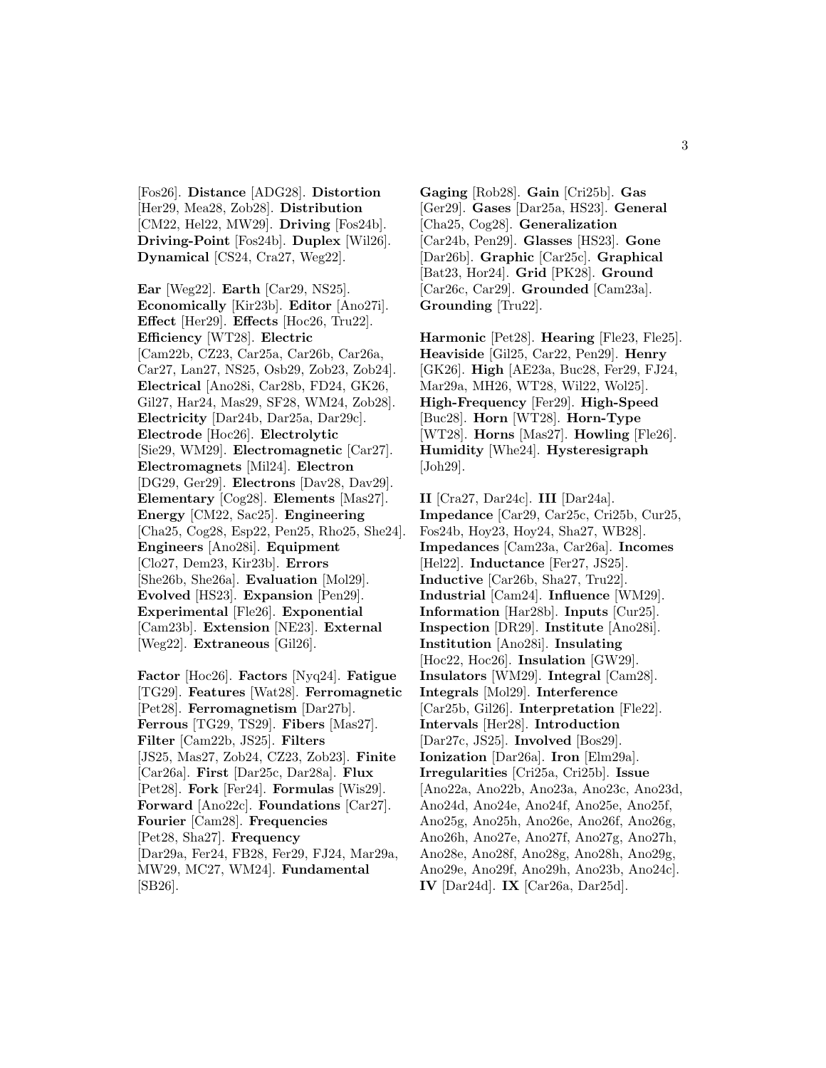[Fos26]. **Distance** [ADG28]. **Distortion** [Her29, Mea28, Zob28]. **Distribution** [CM22, Hel22, MW29]. **Driving** [Fos24b]. **Driving-Point** [Fos24b]. **Duplex** [Wil26]. **Dynamical** [CS24, Cra27, Weg22].

**Ear** [Weg22]. **Earth** [Car29, NS25]. **Economically** [Kir23b]. **Editor** [Ano27i]. **Effect** [Her29]. **Effects** [Hoc26, Tru22]. **Efficiency** [WT28]. **Electric** [Cam22b, CZ23, Car25a, Car26b, Car26a, Car27, Lan27, NS25, Osb29, Zob23, Zob24]. **Electrical** [Ano28i, Car28b, FD24, GK26, Gil27, Har24, Mas29, SF28, WM24, Zob28]. **Electricity** [Dar24b, Dar25a, Dar29c]. **Electrode** [Hoc26]. **Electrolytic** [Sie29, WM29]. **Electromagnetic** [Car27]. **Electromagnets** [Mil24]. **Electron** [DG29, Ger29]. **Electrons** [Dav28, Dav29]. **Elementary** [Cog28]. **Elements** [Mas27]. **Energy** [CM22, Sac25]. **Engineering** [Cha25, Cog28, Esp22, Pen25, Rho25, She24]. **Engineers** [Ano28i]. **Equipment** [Clo27, Dem23, Kir23b]. **Errors** [She26b, She26a]. **Evaluation** [Mol29]. **Evolved** [HS23]. **Expansion** [Pen29]. **Experimental** [Fle26]. **Exponential** [Cam23b]. **Extension** [NE23]. **External** [Weg22]. **Extraneous** [Gil26].

**Factor** [Hoc26]. **Factors** [Nyq24]. **Fatigue** [TG29]. **Features** [Wat28]. **Ferromagnetic** [Pet28]. **Ferromagnetism** [Dar27b]. **Ferrous** [TG29, TS29]. **Fibers** [Mas27]. **Filter** [Cam22b, JS25]. **Filters** [JS25, Mas27, Zob24, CZ23, Zob23]. **Finite** [Car26a]. **First** [Dar25c, Dar28a]. **Flux** [Pet28]. **Fork** [Fer24]. **Formulas** [Wis29]. **Forward** [Ano22c]. **Foundations** [Car27]. **Fourier** [Cam28]. **Frequencies** [Pet28, Sha27]. **Frequency** [Dar29a, Fer24, FB28, Fer29, FJ24, Mar29a, MW29, MC27, WM24]. **Fundamental** [SB26].

**Gaging** [Rob28]. **Gain** [Cri25b]. **Gas** [Ger29]. **Gases** [Dar25a, HS23]. **General** [Cha25, Cog28]. **Generalization** [Car24b, Pen29]. **Glasses** [HS23]. **Gone** [Dar26b]. **Graphic** [Car25c]. **Graphical** [Bat23, Hor24]. **Grid** [PK28]. **Ground** [Car26c, Car29]. **Grounded** [Cam23a]. **Grounding** [Tru22].

**Harmonic** [Pet28]. **Hearing** [Fle23, Fle25]. **Heaviside** [Gil25, Car22, Pen29]. **Henry** [GK26]. **High** [AE23a, Buc28, Fer29, FJ24, Mar29a, MH26, WT28, Wil22, Wol25]. **High-Frequency** [Fer29]. **High-Speed** [Buc28]. **Horn** [WT28]. **Horn-Type** [WT28]. **Horns** [Mas27]. **Howling** [Fle26]. **Humidity** [Whe24]. **Hysteresigraph** [Joh29].

**II** [Cra27, Dar24c]. **III** [Dar24a]. **Impedance** [Car29, Car25c, Cri25b, Cur25, Fos24b, Hoy23, Hoy24, Sha27, WB28]. **Impedances** [Cam23a, Car26a]. **Incomes** [Hel22]. **Inductance** [Fer27, JS25]. **Inductive** [Car26b, Sha27, Tru22]. **Industrial** [Cam24]. **Influence** [WM29]. **Information** [Har28b]. **Inputs** [Cur25]. **Inspection** [DR29]. **Institute** [Ano28i]. **Institution** [Ano28i]. **Insulating** [Hoc22, Hoc26]. **Insulation** [GW29]. **Insulators** [WM29]. **Integral** [Cam28]. **Integrals** [Mol29]. **Interference** [Car25b, Gil26]. **Interpretation** [Fle22]. **Intervals** [Her28]. **Introduction** [Dar27c, JS25]. **Involved** [Bos29]. **Ionization** [Dar26a]. **Iron** [Elm29a]. **Irregularities** [Cri25a, Cri25b]. **Issue** [Ano22a, Ano22b, Ano23a, Ano23c, Ano23d, Ano24d, Ano24e, Ano24f, Ano25e, Ano25f, Ano25g, Ano25h, Ano26e, Ano26f, Ano26g, Ano26h, Ano27e, Ano27f, Ano27g, Ano27h, Ano28e, Ano28f, Ano28g, Ano28h, Ano29g, Ano29e, Ano29f, Ano29h, Ano23b, Ano24c]. **IV** [Dar24d]. **IX** [Car26a, Dar25d].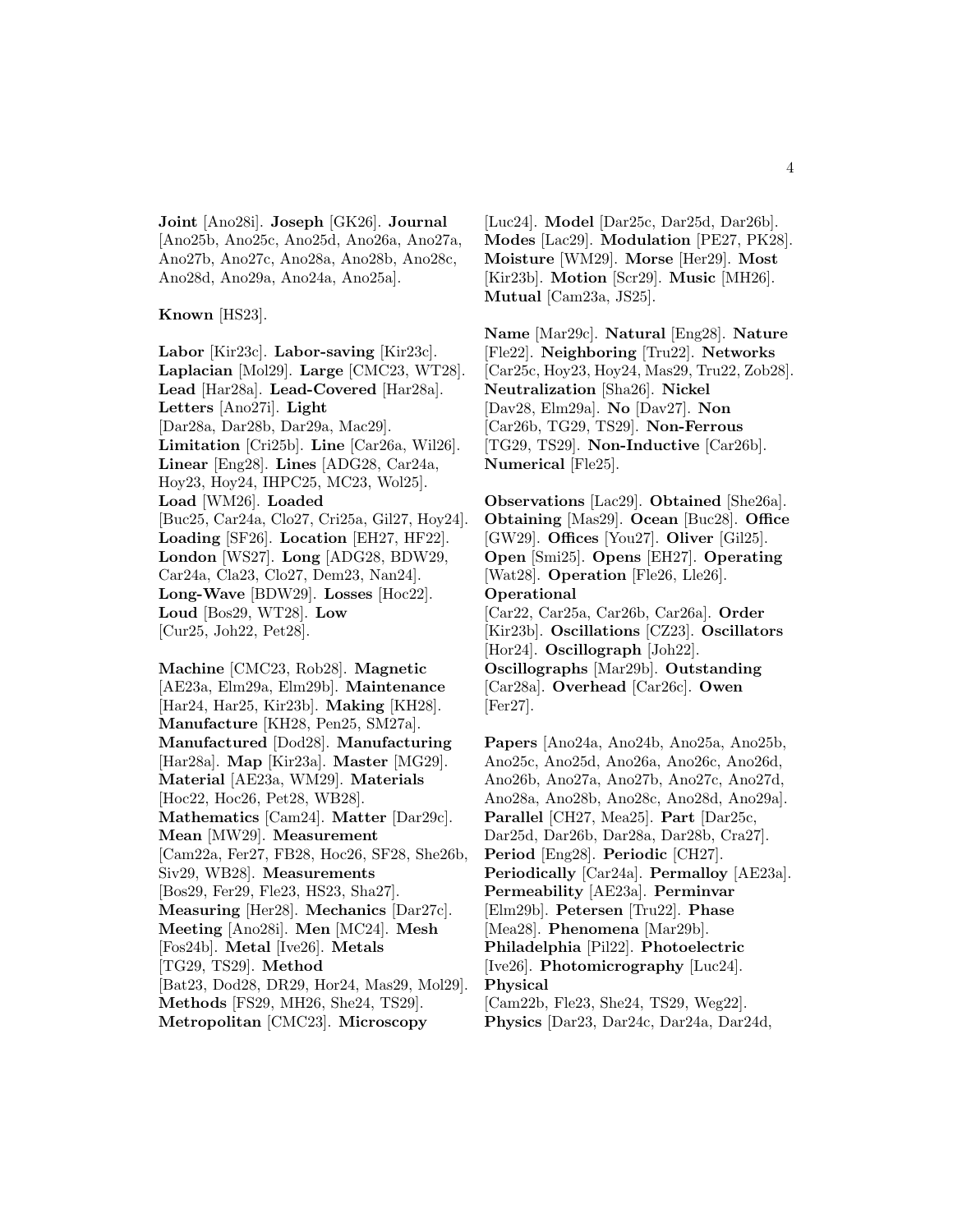**Joint** [Ano28i]. **Joseph** [GK26]. **Journal** [Ano25b, Ano25c, Ano25d, Ano26a, Ano27a, Ano27b, Ano27c, Ano28a, Ano28b, Ano28c, Ano28d, Ano29a, Ano24a, Ano25a].

**Known** [HS23].

**Labor** [Kir23c]. **Labor-saving** [Kir23c]. **Laplacian** [Mol29]. **Large** [CMC23, WT28]. **Lead** [Har28a]. **Lead-Covered** [Har28a]. **Letters** [Ano27i]. **Light** [Dar28a, Dar28b, Dar29a, Mac29]. **Limitation** [Cri25b]. **Line** [Car26a, Wil26]. **Linear** [Eng28]. **Lines** [ADG28, Car24a, Hoy23, Hoy24, IHPC25, MC23, Wol25]. **Load** [WM26]. **Loaded** [Buc25, Car24a, Clo27, Cri25a, Gil27, Hoy24]. **Loading** [SF26]. **Location** [EH27, HF22]. **London** [WS27]. **Long** [ADG28, BDW29, Car24a, Cla23, Clo27, Dem23, Nan24]. **Long-Wave** [BDW29]. **Losses** [Hoc22]. **Loud** [Bos29, WT28]. **Low** [Cur25, Joh22, Pet28].

**Machine** [CMC23, Rob28]. **Magnetic** [AE23a, Elm29a, Elm29b]. **Maintenance** [Har24, Har25, Kir23b]. **Making** [KH28]. **Manufacture** [KH28, Pen25, SM27a]. **Manufactured** [Dod28]. **Manufacturing** [Har28a]. **Map** [Kir23a]. **Master** [MG29]. **Material** [AE23a, WM29]. **Materials** [Hoc22, Hoc26, Pet28, WB28]. **Mathematics** [Cam24]. **Matter** [Dar29c]. **Mean** [MW29]. **Measurement** [Cam22a, Fer27, FB28, Hoc26, SF28, She26b, Siv29, WB28]. **Measurements** [Bos29, Fer29, Fle23, HS23, Sha27]. **Measuring** [Her28]. **Mechanics** [Dar27c]. **Meeting** [Ano28i]. **Men** [MC24]. **Mesh** [Fos24b]. **Metal** [Ive26]. **Metals** [TG29, TS29]. **Method** [Bat23, Dod28, DR29, Hor24, Mas29, Mol29]. **Methods** [FS29, MH26, She24, TS29]. **Metropolitan** [CMC23]. **Microscopy** [Luc24]. **Model** [Dar25c, Dar25d, Dar26b]. **Modes** [Lac29]. **Modulation** [PE27, PK28]. **Moisture** [WM29]. **Morse** [Her29]. **Most** [Kir23b]. **Motion** [Scr29]. **Music** [MH26]. **Mutual** [Cam23a, JS25].

**Name** [Mar29c]. **Natural** [Eng28]. **Nature** [Fle22]. **Neighboring** [Tru22]. **Networks** [Car25c, Hoy23, Hoy24, Mas29, Tru22, Zob28]. **Neutralization** [Sha26]. **Nickel** [Dav28, Elm29a]. **No** [Dav27]. **Non** [Car26b, TG29, TS29]. **Non-Ferrous** [TG29, TS29]. **Non-Inductive** [Car26b]. **Numerical** [Fle25].

**Observations** [Lac29]. **Obtained** [She26a]. **Obtaining** [Mas29]. **Ocean** [Buc28]. **Office** [GW29]. **Offices** [You27]. **Oliver** [Gil25]. **Open** [Smi25]. **Opens** [EH27]. **Operating** [Wat28]. **Operation** [Fle26, Lle26]. **Operational** [Car22, Car25a, Car26b, Car26a]. **Order** [Kir23b]. **Oscillations** [CZ23]. **Oscillators** [Hor24]. **Oscillograph** [Joh22]. **Oscillographs** [Mar29b]. **Outstanding** [Car28a]. **Overhead** [Car26c]. **Owen** [Fer27].

**Papers** [Ano24a, Ano24b, Ano25a, Ano25b, Ano25c, Ano25d, Ano26a, Ano26c, Ano26d, Ano26b, Ano27a, Ano27b, Ano27c, Ano27d, Ano28a, Ano28b, Ano28c, Ano28d, Ano29a]. **Parallel** [CH27, Mea25]. **Part** [Dar25c, Dar25d, Dar26b, Dar28a, Dar28b, Cra27]. **Period** [Eng28]. **Periodic** [CH27]. **Periodically** [Car24a]. **Permalloy** [AE23a]. **Permeability** [AE23a]. **Perminvar** [Elm29b]. **Petersen** [Tru22]. **Phase** [Mea28]. **Phenomena** [Mar29b]. **Philadelphia** [Pil22]. **Photoelectric** [Ive26]. **Photomicrography** [Luc24]. **Physical** [Cam22b, Fle23, She24, TS29, Weg22]. **Physics** [Dar23, Dar24c, Dar24a, Dar24d,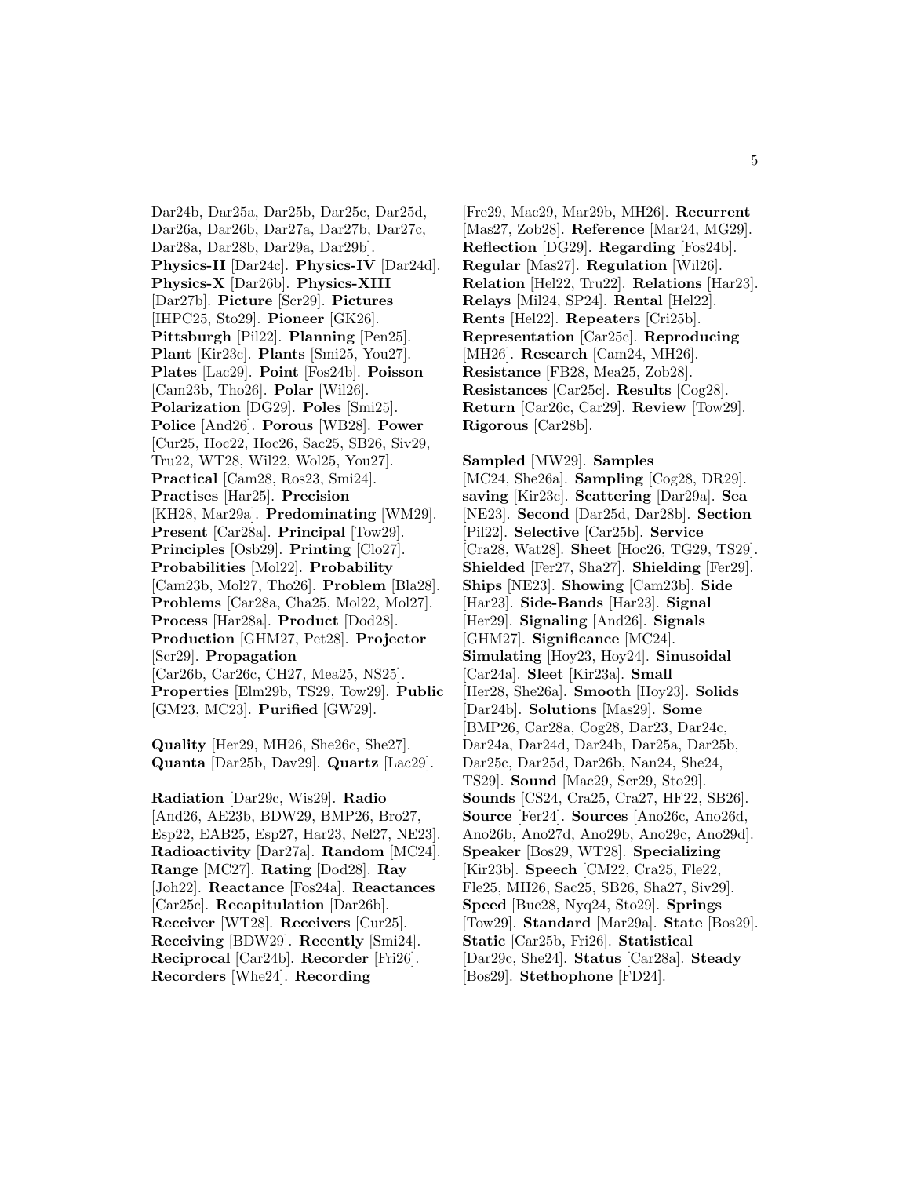Dar24b, Dar25a, Dar25b, Dar25c, Dar25d, Dar26a, Dar26b, Dar27a, Dar27b, Dar27c, Dar28a, Dar28b, Dar29a, Dar29b]. **Physics-II** [Dar24c]. **Physics-IV** [Dar24d]. **Physics-X** [Dar26b]. **Physics-XIII** [Dar27b]. **Picture** [Scr29]. **Pictures** [IHPC25, Sto29]. **Pioneer** [GK26]. **Pittsburgh** [Pil22]. **Planning** [Pen25]. **Plant** [Kir23c]. **Plants** [Smi25, You27]. **Plates** [Lac29]. **Point** [Fos24b]. **Poisson** [Cam23b, Tho26]. **Polar** [Wil26]. **Polarization** [DG29]. **Poles** [Smi25]. **Police** [And26]. **Porous** [WB28]. **Power** [Cur25, Hoc22, Hoc26, Sac25, SB26, Siv29, Tru22, WT28, Wil22, Wol25, You27]. **Practical** [Cam28, Ros23, Smi24]. **Practises** [Har25]. **Precision** [KH28, Mar29a]. **Predominating** [WM29]. **Present** [Car28a]. **Principal** [Tow29]. **Principles** [Osb29]. **Printing** [Clo27]. **Probabilities** [Mol22]. **Probability** [Cam23b, Mol27, Tho26]. **Problem** [Bla28]. **Problems** [Car28a, Cha25, Mol22, Mol27]. **Process** [Har28a]. **Product** [Dod28]. **Production** [GHM27, Pet28]. **Projector** [Scr29]. **Propagation** [Car26b, Car26c, CH27, Mea25, NS25]. **Properties** [Elm29b, TS29, Tow29]. **Public** [GM23, MC23]. **Purified** [GW29].

**Quality** [Her29, MH26, She26c, She27]. **Quanta** [Dar25b, Dav29]. **Quartz** [Lac29].

**Radiation** [Dar29c, Wis29]. **Radio** [And26, AE23b, BDW29, BMP26, Bro27, Esp22, EAB25, Esp27, Har23, Nel27, NE23]. **Radioactivity** [Dar27a]. **Random** [MC24]. **Range** [MC27]. **Rating** [Dod28]. **Ray** [Joh22]. **Reactance** [Fos24a]. **Reactances** [Car25c]. **Recapitulation** [Dar26b]. **Receiver** [WT28]. **Receivers** [Cur25]. **Receiving** [BDW29]. **Recently** [Smi24]. **Reciprocal** [Car24b]. **Recorder** [Fri26]. **Recorders** [Whe24]. **Recording** [Fre29, Mac29, Mar29b, MH26]. **Recurrent** [Mas27, Zob28]. **Reference** [Mar24, MG29]. **Reflection** [DG29]. **Regarding** [Fos24b]. **Regular** [Mas27]. **Regulation** [Wil26]. **Relation** [Hel22, Tru22]. **Relations** [Har23]. **Relays** [Mil24, SP24]. **Rental** [Hel22]. **Rents** [Hel22]. **Repeaters** [Cri25b]. **Representation** [Car25c]. **Reproducing** [MH26]. **Research** [Cam24, MH26]. **Resistance** [FB28, Mea25, Zob28]. **Resistances** [Car25c]. **Results** [Cog28]. **Return** [Car26c, Car29]. **Review** [Tow29]. **Rigorous** [Car28b].

**Sampled** [MW29]. **Samples** [MC24, She26a]. **Sampling** [Cog28, DR29]. **saving** [Kir23c]. **Scattering** [Dar29a]. **Sea** [NE23]. **Second** [Dar25d, Dar28b]. **Section** [Pil22]. **Selective** [Car25b]. **Service** [Cra28, Wat28]. **Sheet** [Hoc26, TG29, TS29]. **Shielded** [Fer27, Sha27]. **Shielding** [Fer29]. **Ships** [NE23]. **Showing** [Cam23b]. **Side** [Har23]. **Side-Bands** [Har23]. **Signal** [Her29]. **Signaling** [And26]. **Signals** [GHM27]. **Significance** [MC24]. **Simulating** [Hoy23, Hoy24]. **Sinusoidal** [Car24a]. **Sleet** [Kir23a]. **Small** [Her28, She26a]. **Smooth** [Hoy23]. **Solids** [Dar24b]. **Solutions** [Mas29]. **Some** [BMP26, Car28a, Cog28, Dar23, Dar24c, Dar24a, Dar24d, Dar24b, Dar25a, Dar25b, Dar25c, Dar25d, Dar26b, Nan24, She24, TS29]. **Sound** [Mac29, Scr29, Sto29]. **Sounds** [CS24, Cra25, Cra27, HF22, SB26]. **Source** [Fer24]. **Sources** [Ano26c, Ano26d, Ano26b, Ano27d, Ano29b, Ano29c, Ano29d]. **Speaker** [Bos29, WT28]. **Specializing** [Kir23b]. **Speech** [CM22, Cra25, Fle22, Fle25, MH26, Sac25, SB26, Sha27, Siv29]. **Speed** [Buc28, Nyq24, Sto29]. **Springs** [Tow29]. **Standard** [Mar29a]. **State** [Bos29]. **Static** [Car25b, Fri26]. **Statistical** [Dar29c, She24]. **Status** [Car28a]. **Steady** [Bos29]. **Stethophone** [FD24].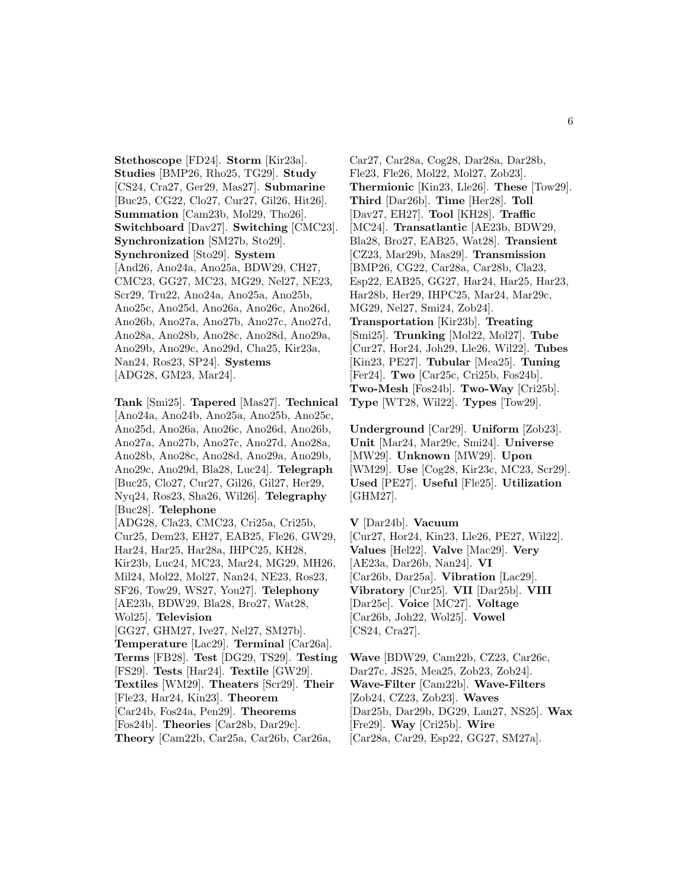**Stethoscope** [FD24]. **Storm** [Kir23a]. **Studies** [BMP26, Rho25, TG29]. **Study** [CS24, Cra27, Ger29, Mas27]. **Submarine** [Buc25, CG22, Clo27, Cur27, Gil26, Hit26]. **Summation** [Cam23b, Mol29, Tho26]. **Switchboard** [Dav27]. **Switching** [CMC23]. **Synchronization** [SM27b, Sto29]. **Synchronized** [Sto29]. **System** [And26, Ano24a, Ano25a, BDW29, CH27, CMC23, GG27, MC23, MG29, Nel27, NE23, Scr29, Tru22, Ano24a, Ano25a, Ano25b, Ano25c, Ano25d, Ano26a, Ano26c, Ano26d, Ano26b, Ano27a, Ano27b, Ano27c, Ano27d, Ano28a, Ano28b, Ano28c, Ano28d, Ano29a, Ano29b, Ano29c, Ano29d, Cha25, Kir23a, Nan24, Ros23, SP24]. **Systems** [ADG28, GM23, Mar24].

**Tank** [Smi25]. **Tapered** [Mas27]. **Technical** [Ano24a, Ano24b, Ano25a, Ano25b, Ano25c, Ano25d, Ano26a, Ano26c, Ano26d, Ano26b, Ano27a, Ano27b, Ano27c, Ano27d, Ano28a, Ano28b, Ano28c, Ano28d, Ano29a, Ano29b, Ano29c, Ano29d, Bla28, Luc24]. **Telegraph** [Buc25, Clo27, Cur27, Gil26, Gil27, Her29, Nyq24, Ros23, Sha26, Wil26]. **Telegraphy** [Buc28]. **Telephone** [ADG28, Cla23, CMC23, Cri25a, Cri25b, Cur25, Dem23, EH27, EAB25, Fle26, GW29, Har24, Har25, Har28a, IHPC25, KH28, Kir23b, Luc24, MC23, Mar24, MG29, MH26, Mil24, Mol22, Mol27, Nan24, NE23, Ros23, SF26, Tow29, WS27, You27]. **Telephony** [AE23b, BDW29, Bla28, Bro27, Wat28, Wol25]. **Television** [GG27, GHM27, Ive27, Nel27, SM27b]. **Temperature** [Lac29]. **Terminal** [Car26a]. **Terms** [FB28]. **Test** [DG29, TS29]. **Testing** [FS29]. **Tests** [Har24]. **Textile** [GW29]. **Textiles** [WM29]. **Theaters** [Scr29]. **Their** [Fle23, Har24, Kin23]. **Theorem** [Car24b, Fos24a, Pen29]. **Theorems** [Fos24b]. **Theories** [Car28b, Dar29c]. **Theory** [Cam22b, Car25a, Car26b, Car26a, Car27, Car28a, Cog28, Dar28a, Dar28b, Fle23, Fle26, Mol22, Mol27, Zob23]. **Thermionic** [Kin23, Lle26]. **These** [Tow29]. **Third** [Dar26b]. **Time** [Her28]. **Toll** [Dav27, EH27]. **Tool** [KH28]. **Traffic** [MC24]. **Transatlantic** [AE23b, BDW29, Bla28, Bro27, EAB25, Wat28]. **Transient** [CZ23, Mar29b, Mas29]. **Transmission** [BMP26, CG22, Car28a, Car28b, Cla23, Esp22, EAB25, GG27, Har24, Har25, Har23, Har28b, Her29, IHPC25, Mar24, Mar29c, MG29, Nel27, Smi24, Zob24]. **Transportation** [Kir23b]. **Treating** [Smi25]. **Trunking** [Mol22, Mol27]. **Tube** [Cur27, Hor24, Joh29, Lle26, Wil22]. **Tubes** [Kin23, PE27]. **Tubular** [Mea25]. **Tuning** [Fer24]. **Two** [Car25c, Cri25b, Fos24b]. **Two-Mesh** [Fos24b]. **Two-Way** [Cri25b]. **Type** [WT28, Wil22]. **Types** [Tow29].

**Underground** [Car29]. **Uniform** [Zob23]. **Unit** [Mar24, Mar29c, Smi24]. **Universe** [MW29]. **Unknown** [MW29]. **Upon** [WM29]. **Use** [Cog28, Kir23c, MC23, Scr29]. **Used** [PE27]. **Useful** [Fle25]. **Utilization** [GHM27].

**V** [Dar24b]. **Vacuum** [Cur27, Hor24, Kin23, Lle26, PE27, Wil22]. **Values** [Hel22]. **Valve** [Mac29]. **Very** [AE23a, Dar26b, Nan24]. **VI** [Car26b, Dar25a]. **Vibration** [Lac29]. **Vibratory** [Cur25]. **VII** [Dar25b]. **VIII** [Dar25c]. **Voice** [MC27]. **Voltage** [Car26b, Joh22, Wol25]. **Vowel** [CS24, Cra27].

**Wave** [BDW29, Cam22b, CZ23, Car26c, Dar27c, JS25, Mea25, Zob23, Zob24]. **Wave-Filter** [Cam22b]. **Wave-Filters** [Zob24, CZ23, Zob23]. **Waves** [Dar25b, Dar29b, DG29, Lan27, NS25]. **Wax** [Fre29]. **Way** [Cri25b]. **Wire** [Car28a, Car29, Esp22, GG27, SM27a].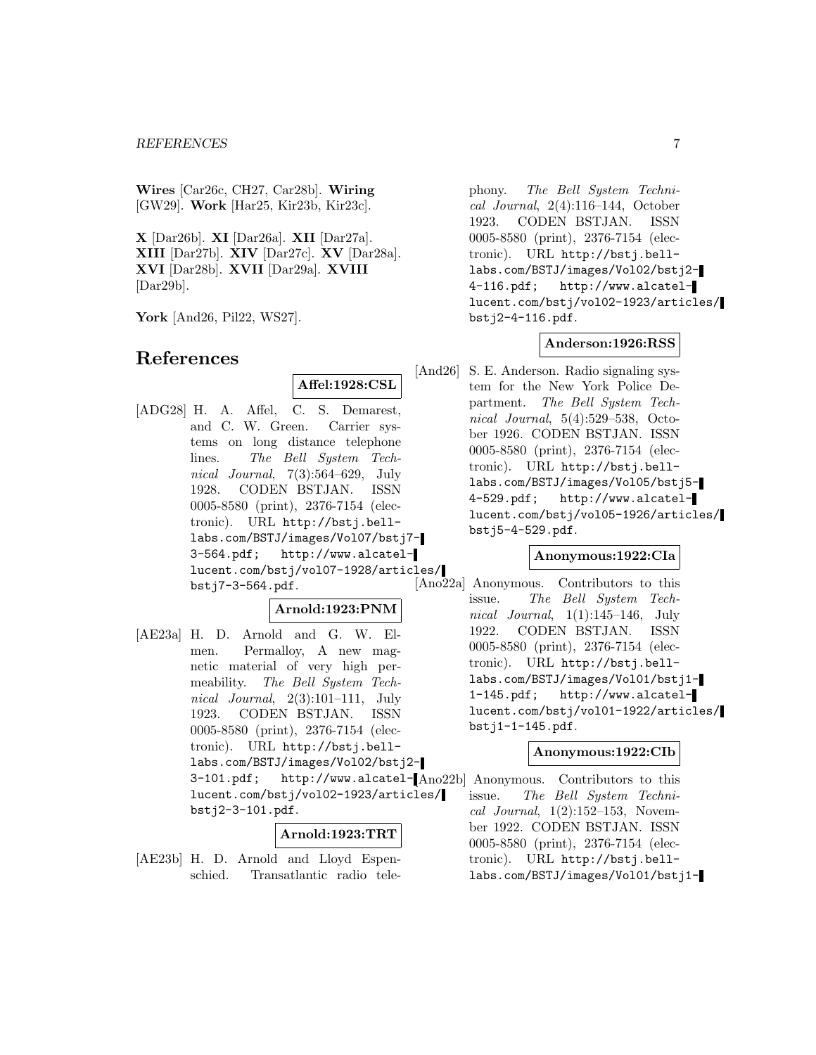**Wires** [Car26c, CH27, Car28b]. **Wiring** [GW29]. **Work** [Har25, Kir23b, Kir23c].

**X** [Dar26b]. **XI** [Dar26a]. **XII** [Dar27a]. **XIII** [Dar27b]. **XIV** [Dar27c]. **XV** [Dar28a]. **XVI** [Dar28b]. **XVII** [Dar29a]. **XVIII** [Dar29b].

**York** [And26, Pil22, WS27].

# References

**Affel:1928:CSL**

[ADG28] H. A. Affel, C. S. Demarest, and C. W. Green. Carrier systems on long distance telephone lines. *The Bell System Technical Journal*, 7(3):564–629, July 1928. CODEN BSTJAN. ISSN 0005-8580 (print), 2376-7154 (electronic). URL http://bstj.bell-labs.com/BSTJ/images/Vol07/bstj7-3-564.pdf; http://www.alcatel-lucent.com/bstj/vol07-1928/articles/bstj7-3-564.pdf.

**Arnold:1923:PNM**

[AE23a] H. D. Arnold and G. W. Elmen. Permalloy, A new magnetic material of very high permeability. *The Bell System Technical Journal*, 2(3):101–111, July 1923. CODEN BSTJAN. ISSN 0005-8580 (print), 2376-7154 (electronic). URL http://bstj.bell-labs.com/BSTJ/images/Vol02/bstj2-3-101.pdf; http://www.alcatel-lucent.com/bstj/vol02-1923/articles/bstj2-3-101.pdf.

**Arnold:1923:TRT**

[AE23b] H. D. Arnold and Lloyd Espenschied. Transatlantic radio telephony. *The Bell System Technical Journal*, 2(4):116–144, October 1923. CODEN BSTJAN. ISSN 0005-8580 (print), 2376-7154 (electronic). URL http://bstj.bell-labs.com/BSTJ/images/Vol02/bstj2-4-116.pdf; http://www.alcatel-lucent.com/bstj/vol02-1923/articles/bstj2-4-116.pdf.

**Anderson:1926:RSS**

[And26] S. E. Anderson. Radio signaling system for the New York Police Department. *The Bell System Technical Journal*, 5(4):529–538, October 1926. CODEN BSTJAN. ISSN 0005-8580 (print), 2376-7154 (electronic). URL http://bstj.bell-labs.com/BSTJ/images/Vol05/bstj5-4-529.pdf; http://www.alcatel-lucent.com/bstj/vol05-1926/articles/bstj5-4-529.pdf.

**Anonymous:1922:CIa**

[Ano22a] Anonymous. Contributors to this issue. *The Bell System Technical Journal*, 1(1):145–146, July 1922. CODEN BSTJAN. ISSN 0005-8580 (print), 2376-7154 (electronic). URL http://bstj.bell-labs.com/BSTJ/images/Vol01/bstj1-1-145.pdf; http://www.alcatel-lucent.com/bstj/vol01-1922/articles/bstj1-1-145.pdf.

**Anonymous:1922:CIb**

[Ano22b] Anonymous. Contributors to this issue. *The Bell System Technical Journal*, 1(2):152–153, November 1922. CODEN BSTJAN. ISSN 0005-8580 (print), 2376-7154 (electronic). URL http://bstj.bell-labs.com/BSTJ/images/Vol01/bstj1-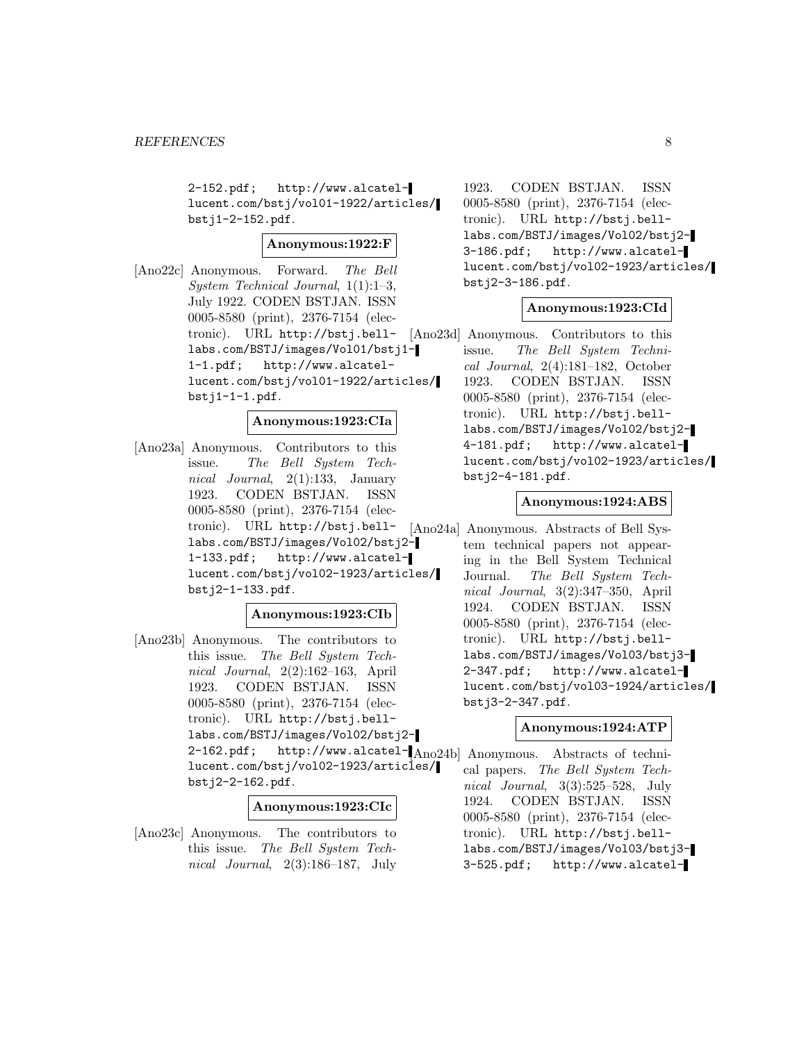2-152.pdf; http://www.alcatel-lucent.com/bstj/vol01-1922/articles/bstj1-2-152.pdf.

**Anonymous:1922:F**

[Ano22c] Anonymous. Forward. *The Bell System Technical Journal*, 1(1):1–3, July 1922. CODEN BSTJAN. ISSN 0005-8580 (print), 2376-7154 (electronic). URL http://bstj.bell-labs.com/BSTJ/images/Vol01/bstj1-1-1.pdf; http://www.alcatel-lucent.com/bstj/vol01-1922/articles/bstj1-1-1.pdf.

**Anonymous:1923:CIa**

[Ano23a] Anonymous. Contributors to this issue. *The Bell System Technical Journal*, 2(1):133, January 1923. CODEN BSTJAN. ISSN 0005-8580 (print), 2376-7154 (electronic). URL http://bstj.bell-labs.com/BSTJ/images/Vol02/bstj2-1-133.pdf; http://www.alcatel-lucent.com/bstj/vol02-1923/articles/bstj2-1-133.pdf.

**Anonymous:1923:CIb**

[Ano23b] Anonymous. The contributors to this issue. *The Bell System Technical Journal*, 2(2):162–163, April 1923. CODEN BSTJAN. ISSN 0005-8580 (print), 2376-7154 (electronic). URL http://bstj.bell-labs.com/BSTJ/images/Vol02/bstj2-2-162.pdf; http://www.alcatel-lucent.com/bstj/vol02-1923/articles/bstj2-2-162.pdf.

**Anonymous:1923:CIc**

[Ano23c] Anonymous. The contributors to this issue. *The Bell System Technical Journal*, 2(3):186–187, July 1923. CODEN BSTJAN. ISSN 0005-8580 (print), 2376-7154 (electronic). URL http://bstj.bell-labs.com/BSTJ/images/Vol02/bstj2-3-186.pdf; http://www.alcatel-lucent.com/bstj/vol02-1923/articles/bstj2-3-186.pdf.

**Anonymous:1923:CId**

[Ano23d] Anonymous. Contributors to this issue. *The Bell System Technical Journal*, 2(4):181–182, October 1923. CODEN BSTJAN. ISSN 0005-8580 (print), 2376-7154 (electronic). URL http://bstj.bell-labs.com/BSTJ/images/Vol02/bstj2-4-181.pdf; http://www.alcatel-lucent.com/bstj/vol02-1923/articles/bstj2-4-181.pdf.

**Anonymous:1924:ABS**

[Ano24a] Anonymous. Abstracts of Bell System technical papers not appearing in the Bell System Technical Journal. *The Bell System Technical Journal*, 3(2):347–350, April 1924. CODEN BSTJAN. ISSN 0005-8580 (print), 2376-7154 (electronic). URL http://bstj.bell-labs.com/BSTJ/images/Vol03/bstj3-2-347.pdf; http://www.alcatel-lucent.com/bstj/vol03-1924/articles/bstj3-2-347.pdf.

**Anonymous:1924:ATP**

[Ano24b] Anonymous. Abstracts of technical papers. *The Bell System Technical Journal*, 3(3):525–528, July 1924. CODEN BSTJAN. ISSN 0005-8580 (print), 2376-7154 (electronic). URL http://bstj.bell-labs.com/BSTJ/images/Vol03/bstj3-3-525.pdf; http://www.alcatel-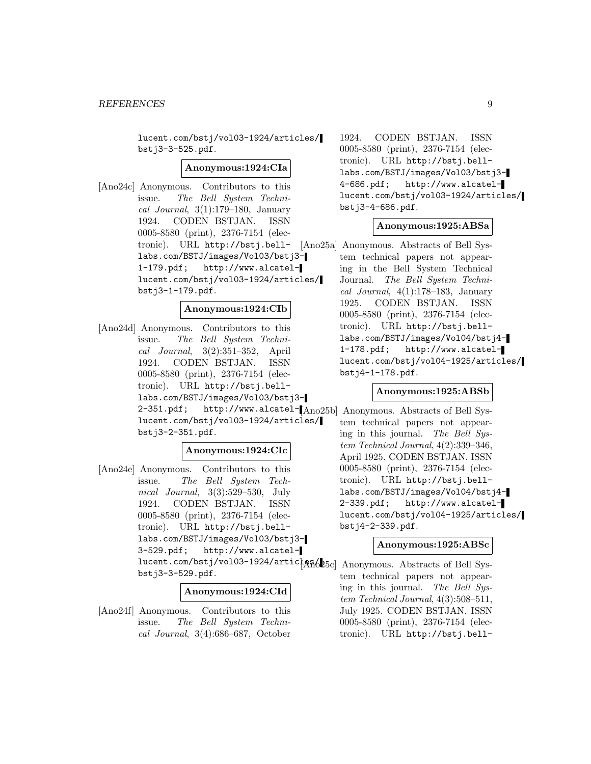lucent.com/bstj/vol03-1924/articles/bstj3-3-525.pdf.

**Anonymous:1924:CIa**

[Ano24c] Anonymous. Contributors to this issue. *The Bell System Technical Journal*, 3(1):179–180, January 1924. CODEN BSTJAN. ISSN 0005-8580 (print), 2376-7154 (electronic). URL http://bstj.bell-labs.com/BSTJ/images/Vol03/bstj3-1-179.pdf; http://www.alcatel-lucent.com/bstj/vol03-1924/articles/bstj3-1-179.pdf.

**Anonymous:1924:CIb**

[Ano24d] Anonymous. Contributors to this issue. *The Bell System Technical Journal*, 3(2):351–352, April 1924. CODEN BSTJAN. ISSN 0005-8580 (print), 2376-7154 (electronic). URL http://bstj.bell-labs.com/BSTJ/images/Vol03/bstj3-2-351.pdf; http://www.alcatel-lucent.com/bstj/vol03-1924/articles/bstj3-2-351.pdf.

**Anonymous:1924:CIc**

[Ano24e] Anonymous. Contributors to this issue. *The Bell System Technical Journal*, 3(3):529–530, July 1924. CODEN BSTJAN. ISSN 0005-8580 (print), 2376-7154 (electronic). URL http://bstj.bell-labs.com/BSTJ/images/Vol03/bstj3-3-529.pdf; http://www.alcatel-lucent.com/bstj/vol03-1924/articles/bstj3-3-529.pdf.

**Anonymous:1924:CId**

[Ano24f] Anonymous. Contributors to this issue. *The Bell System Technical Journal*, 3(4):686–687, October 1924. CODEN BSTJAN. ISSN 0005-8580 (print), 2376-7154 (electronic). URL http://bstj.bell-labs.com/BSTJ/images/Vol03/bstj3-4-686.pdf; http://www.alcatel-lucent.com/bstj/vol03-1924/articles/bstj3-4-686.pdf.

**Anonymous:1925:ABSa**

[Ano25a] Anonymous. Abstracts of Bell System technical papers not appearing in the Bell System Technical Journal. *The Bell System Technical Journal*, 4(1):178–183, January 1925. CODEN BSTJAN. ISSN 0005-8580 (print), 2376-7154 (electronic). URL http://bstj.bell-labs.com/BSTJ/images/Vol04/bstj4-1-178.pdf; http://www.alcatel-lucent.com/bstj/vol04-1925/articles/bstj4-1-178.pdf.

**Anonymous:1925:ABSb**

[Ano25b] Anonymous. Abstracts of Bell System technical papers not appearing in this journal. *The Bell System Technical Journal*, 4(2):339–346, April 1925. CODEN BSTJAN. ISSN 0005-8580 (print), 2376-7154 (electronic). URL http://bstj.bell-labs.com/BSTJ/images/Vol04/bstj4-2-339.pdf; http://www.alcatel-lucent.com/bstj/vol04-1925/articles/bstj4-2-339.pdf.

**Anonymous:1925:ABSc**

[Ano25c] Anonymous. Abstracts of Bell System technical papers not appearing in this journal. *The Bell System Technical Journal*, 4(3):508–511, July 1925. CODEN BSTJAN. ISSN 0005-8580 (print), 2376-7154 (electronic). URL http://bstj.bell-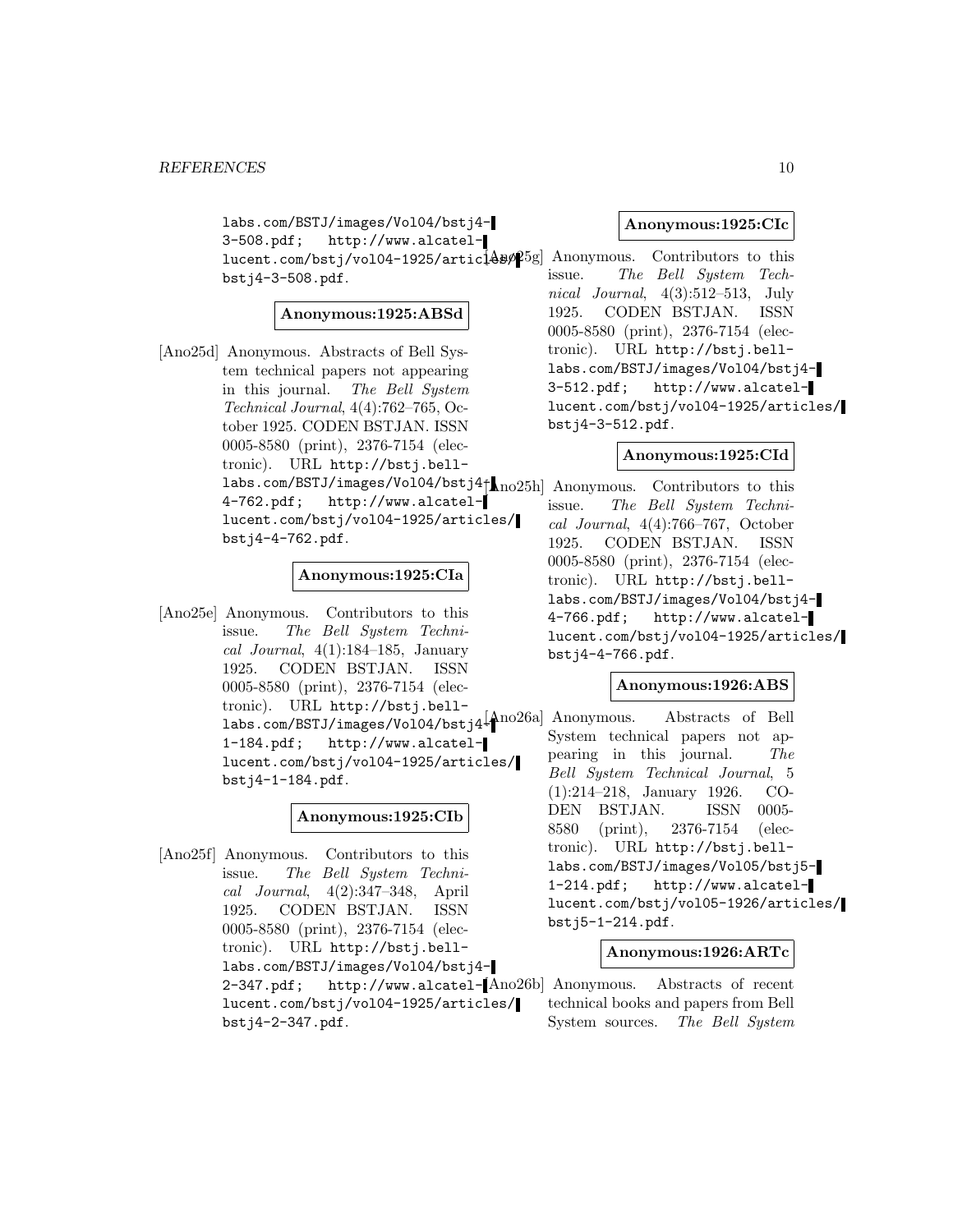labs.com/BSTJ/images/Vol04/bstj4-3-508.pdf; http://www.alcatel-lucent.com/bstj/vol04-1925/articles/bstj4-3-508.pdf.

**Anonymous:1925:ABSd**

[Ano25d] Anonymous. Abstracts of Bell System technical papers not appearing in this journal. *The Bell System Technical Journal*, 4(4):762–765, October 1925. CODEN BSTJAN. ISSN 0005-8580 (print), 2376-7154 (electronic). URL http://bstj.bell-labs.com/BSTJ/images/Vol04/bstj4-4-762.pdf; http://www.alcatel-lucent.com/bstj/vol04-1925/articles/bstj4-4-762.pdf.

**Anonymous:1925:CIa**

[Ano25e] Anonymous. Contributors to this issue. *The Bell System Technical Journal*, 4(1):184–185, January 1925. CODEN BSTJAN. ISSN 0005-8580 (print), 2376-7154 (electronic). URL http://bstj.bell-labs.com/BSTJ/images/Vol04/bstj4-1-184.pdf; http://www.alcatel-lucent.com/bstj/vol04-1925/articles/bstj4-1-184.pdf.

**Anonymous:1925:CIb**

[Ano25f] Anonymous. Contributors to this issue. *The Bell System Technical Journal*, 4(2):347–348, April 1925. CODEN BSTJAN. ISSN 0005-8580 (print), 2376-7154 (electronic). URL http://bstj.bell-labs.com/BSTJ/images/Vol04/bstj4-2-347.pdf; http://www.alcatel-lucent.com/bstj/vol04-1925/articles/bstj4-2-347.pdf.

**Anonymous:1925:CIc**

[Ano25g] Anonymous. Contributors to this issue. *The Bell System Technical Journal*, 4(3):512–513, July 1925. CODEN BSTJAN. ISSN 0005-8580 (print), 2376-7154 (electronic). URL http://bstj.bell-labs.com/BSTJ/images/Vol04/bstj4-3-512.pdf; http://www.alcatel-lucent.com/bstj/vol04-1925/articles/bstj4-3-512.pdf.

**Anonymous:1925:CId**

[Ano25h] Anonymous. Contributors to this issue. *The Bell System Technical Journal*, 4(4):766–767, October 1925. CODEN BSTJAN. ISSN 0005-8580 (print), 2376-7154 (electronic). URL http://bstj.bell-labs.com/BSTJ/images/Vol04/bstj4-4-766.pdf; http://www.alcatel-lucent.com/bstj/vol04-1925/articles/bstj4-4-766.pdf.

**Anonymous:1926:ABS**

[Ano26a] Anonymous. Abstracts of Bell System technical papers not appearing in this journal. *The Bell System Technical Journal*, 5 (1):214–218, January 1926. CODEN BSTJAN. ISSN 0005-8580 (print), 2376-7154 (electronic). URL http://bstj.bell-labs.com/BSTJ/images/Vol05/bstj5-1-214.pdf; http://www.alcatel-lucent.com/bstj/vol05-1926/articles/bstj5-1-214.pdf.

**Anonymous:1926:ARTc**

[Ano26b] Anonymous. Abstracts of recent technical books and papers from Bell System sources. *The Bell System*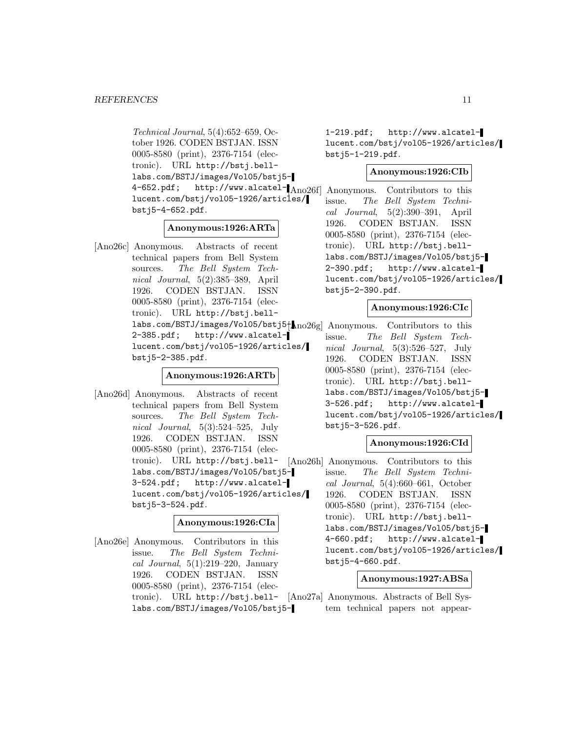*Technical Journal*, 5(4):652–659, October 1926. CODEN BSTJAN. ISSN 0005-8580 (print), 2376-7154 (electronic). URL http://bstj.bell-labs.com/BSTJ/images/Vol05/bstj5-4-652.pdf; http://www.alcatel-lucent.com/bstj/vol05-1926/articles/bstj5-4-652.pdf.

**Anonymous:1926:ARTa**

[Ano26c] Anonymous. Abstracts of recent technical papers from Bell System sources. *The Bell System Technical Journal*, 5(2):385–389, April 1926. CODEN BSTJAN. ISSN 0005-8580 (print), 2376-7154 (electronic). URL http://bstj.bell-labs.com/BSTJ/images/Vol05/bstj5-2-385.pdf; http://www.alcatel-lucent.com/bstj/vol05-1926/articles/bstj5-2-385.pdf.

**Anonymous:1926:ARTb**

[Ano26d] Anonymous. Abstracts of recent technical papers from Bell System sources. *The Bell System Technical Journal*, 5(3):524–525, July 1926. CODEN BSTJAN. ISSN 0005-8580 (print), 2376-7154 (electronic). URL http://bstj.bell-labs.com/BSTJ/images/Vol05/bstj5-3-524.pdf; http://www.alcatel-lucent.com/bstj/vol05-1926/articles/bstj5-3-524.pdf.

**Anonymous:1926:CIa**

[Ano26e] Anonymous. Contributors in this issue. *The Bell System Technical Journal*, 5(1):219–220, January 1926. CODEN BSTJAN. ISSN 0005-8580 (print), 2376-7154 (electronic). URL http://bstj.bell-labs.com/BSTJ/images/Vol05/bstj5-1-219.pdf; http://www.alcatel-lucent.com/bstj/vol05-1926/articles/bstj5-1-219.pdf.

**Anonymous:1926:CIb**

[Ano26f] Anonymous. Contributors to this issue. *The Bell System Technical Journal*, 5(2):390–391, April 1926. CODEN BSTJAN. ISSN 0005-8580 (print), 2376-7154 (electronic). URL http://bstj.bell-labs.com/BSTJ/images/Vol05/bstj5-2-390.pdf; http://www.alcatel-lucent.com/bstj/vol05-1926/articles/bstj5-2-390.pdf.

**Anonymous:1926:CIc**

[Ano26g] Anonymous. Contributors to this issue. *The Bell System Technical Journal*, 5(3):526–527, July 1926. CODEN BSTJAN. ISSN 0005-8580 (print), 2376-7154 (electronic). URL http://bstj.bell-labs.com/BSTJ/images/Vol05/bstj5-3-526.pdf; http://www.alcatel-lucent.com/bstj/vol05-1926/articles/bstj5-3-526.pdf.

**Anonymous:1926:CId**

[Ano26h] Anonymous. Contributors to this issue. *The Bell System Technical Journal*, 5(4):660–661, October 1926. CODEN BSTJAN. ISSN 0005-8580 (print), 2376-7154 (electronic). URL http://bstj.bell-labs.com/BSTJ/images/Vol05/bstj5-4-660.pdf; http://www.alcatel-lucent.com/bstj/vol05-1926/articles/bstj5-4-660.pdf.

**Anonymous:1927:ABSa**

[Ano27a] Anonymous. Abstracts of Bell System technical papers not appear-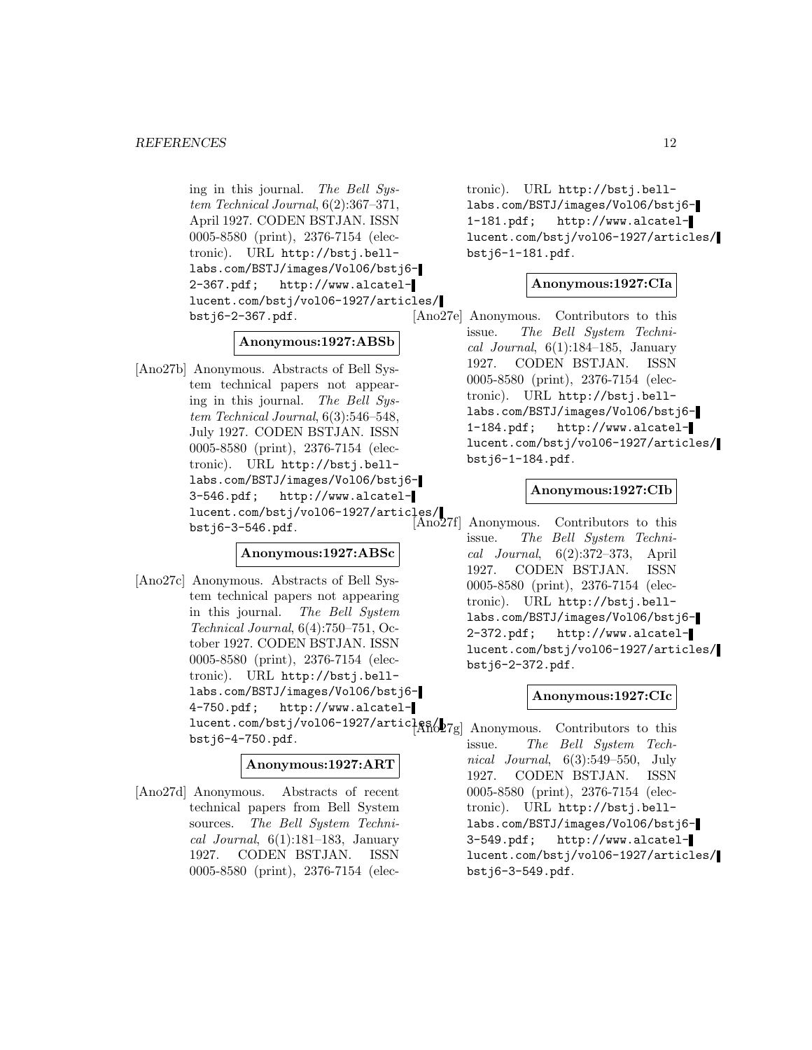ing in this journal. *The Bell System Technical Journal*, 6(2):367–371, April 1927. CODEN BSTJAN. ISSN 0005-8580 (print), 2376-7154 (electronic). URL http://bstj.bell-labs.com/BSTJ/images/Vol06/bstj6-2-367.pdf; http://www.alcatel-lucent.com/bstj/vol06-1927/articles/bstj6-2-367.pdf.

**Anonymous:1927:ABSb**

[Ano27b] Anonymous. Abstracts of Bell System technical papers not appearing in this journal. *The Bell System Technical Journal*, 6(3):546–548, July 1927. CODEN BSTJAN. ISSN 0005-8580 (print), 2376-7154 (electronic). URL http://bstj.bell-labs.com/BSTJ/images/Vol06/bstj6-3-546.pdf; http://www.alcatel-lucent.com/bstj/vol06-1927/articles/bstj6-3-546.pdf.

**Anonymous:1927:ABSc**

[Ano27c] Anonymous. Abstracts of Bell System technical papers not appearing in this journal. *The Bell System Technical Journal*, 6(4):750–751, October 1927. CODEN BSTJAN. ISSN 0005-8580 (print), 2376-7154 (electronic). URL http://bstj.bell-labs.com/BSTJ/images/Vol06/bstj6-4-750.pdf; http://www.alcatel-lucent.com/bstj/vol06-1927/articles/bstj6-4-750.pdf.

**Anonymous:1927:ART**

[Ano27d] Anonymous. Abstracts of recent technical papers from Bell System sources. *The Bell System Technical Journal*, 6(1):181–183, January 1927. CODEN BSTJAN. ISSN 0005-8580 (print), 2376-7154 (electronic). URL http://bstj.bell-labs.com/BSTJ/images/Vol06/bstj6-1-181.pdf; http://www.alcatel-lucent.com/bstj/vol06-1927/articles/bstj6-1-181.pdf.

**Anonymous:1927:CIa**

[Ano27e] Anonymous. Contributors to this issue. *The Bell System Technical Journal*, 6(1):184–185, January 1927. CODEN BSTJAN. ISSN 0005-8580 (print), 2376-7154 (electronic). URL http://bstj.bell-labs.com/BSTJ/images/Vol06/bstj6-1-184.pdf; http://www.alcatel-lucent.com/bstj/vol06-1927/articles/bstj6-1-184.pdf.

**Anonymous:1927:CIb**

[Ano27f] Anonymous. Contributors to this issue. *The Bell System Technical Journal*, 6(2):372–373, April 1927. CODEN BSTJAN. ISSN 0005-8580 (print), 2376-7154 (electronic). URL http://bstj.bell-labs.com/BSTJ/images/Vol06/bstj6-2-372.pdf; http://www.alcatel-lucent.com/bstj/vol06-1927/articles/bstj6-2-372.pdf.

**Anonymous:1927:CIc**

[Ano27g] Anonymous. Contributors to this issue. *The Bell System Technical Journal*, 6(3):549–550, July 1927. CODEN BSTJAN. ISSN 0005-8580 (print), 2376-7154 (electronic). URL http://bstj.bell-labs.com/BSTJ/images/Vol06/bstj6-3-549.pdf; http://www.alcatel-lucent.com/bstj/vol06-1927/articles/bstj6-3-549.pdf.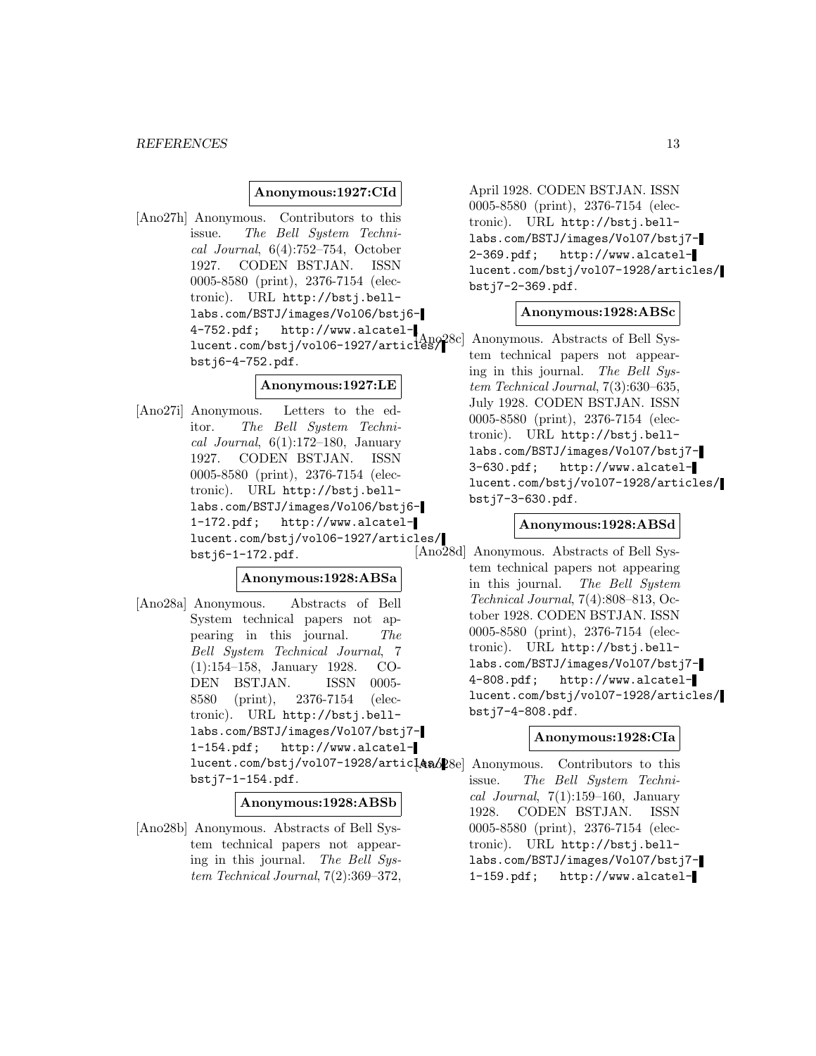**Anonymous:1927:CId**

[Ano27h] Anonymous. Contributors to this issue. *The Bell System Technical Journal*, 6(4):752–754, October 1927. CODEN BSTJAN. ISSN 0005-8580 (print), 2376-7154 (electronic). URL http://bstj.bell-labs.com/BSTJ/images/Vol06/bstj6-4-752.pdf; http://www.alcatel-lucent.com/bstj/vol06-1927/articles/bstj6-4-752.pdf.

**Anonymous:1927:LE**

[Ano27i] Anonymous. Letters to the editor. *The Bell System Technical Journal*, 6(1):172–180, January 1927. CODEN BSTJAN. ISSN 0005-8580 (print), 2376-7154 (electronic). URL http://bstj.bell-labs.com/BSTJ/images/Vol06/bstj6-1-172.pdf; http://www.alcatel-lucent.com/bstj/vol06-1927/articles/bstj6-1-172.pdf.

**Anonymous:1928:ABSa**

[Ano28a] Anonymous. Abstracts of Bell System technical papers not appearing in this journal. *The Bell System Technical Journal*, 7 (1):154–158, January 1928. CODEN BSTJAN. ISSN 0005-8580 (print), 2376-7154 (electronic). URL http://bstj.bell-labs.com/BSTJ/images/Vol07/bstj7-1-154.pdf; http://www.alcatel-lucent.com/bstj/vol07-1928/articles/bstj7-1-154.pdf.

**Anonymous:1928:ABSb**

[Ano28b] Anonymous. Abstracts of Bell System technical papers not appearing in this journal. *The Bell System Technical Journal*, 7(2):369–372, April 1928. CODEN BSTJAN. ISSN 0005-8580 (print), 2376-7154 (electronic). URL http://bstj.bell-labs.com/BSTJ/images/Vol07/bstj7-2-369.pdf; http://www.alcatel-lucent.com/bstj/vol07-1928/articles/bstj7-2-369.pdf.

**Anonymous:1928:ABSc**

[Ano28c] Anonymous. Abstracts of Bell System technical papers not appearing in this journal. *The Bell System Technical Journal*, 7(3):630–635, July 1928. CODEN BSTJAN. ISSN 0005-8580 (print), 2376-7154 (electronic). URL http://bstj.bell-labs.com/BSTJ/images/Vol07/bstj7-3-630.pdf; http://www.alcatel-lucent.com/bstj/vol07-1928/articles/bstj7-3-630.pdf.

**Anonymous:1928:ABSd**

[Ano28d] Anonymous. Abstracts of Bell System technical papers not appearing in this journal. *The Bell System Technical Journal*, 7(4):808–813, October 1928. CODEN BSTJAN. ISSN 0005-8580 (print), 2376-7154 (electronic). URL http://bstj.bell-labs.com/BSTJ/images/Vol07/bstj7-4-808.pdf; http://www.alcatel-lucent.com/bstj/vol07-1928/articles/bstj7-4-808.pdf.

**Anonymous:1928:CIa**

[Ano28e] Anonymous. Contributors to this issue. *The Bell System Technical Journal*, 7(1):159–160, January 1928. CODEN BSTJAN. ISSN 0005-8580 (print), 2376-7154 (electronic). URL http://bstj.bell-labs.com/BSTJ/images/Vol07/bstj7-1-159.pdf; http://www.alcatel-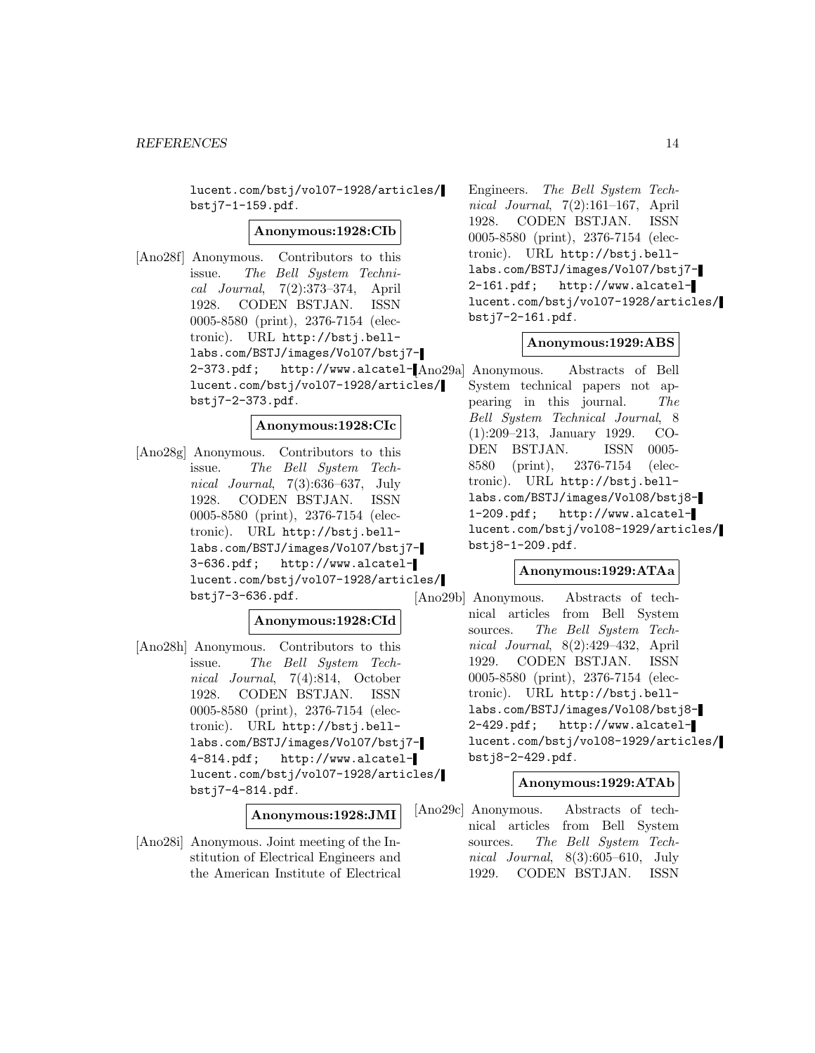lucent.com/bstj/vol07-1928/articles/bstj7-1-159.pdf.

**Anonymous:1928:CIb**

[Ano28f] Anonymous. Contributors to this issue. *The Bell System Technical Journal*, 7(2):373–374, April 1928. CODEN BSTJAN. ISSN 0005-8580 (print), 2376-7154 (electronic). URL http://bstj.bell-labs.com/BSTJ/images/Vol07/bstj7-2-373.pdf; http://www.alcatel-lucent.com/bstj/vol07-1928/articles/bstj7-2-373.pdf.

**Anonymous:1928:CIc**

[Ano28g] Anonymous. Contributors to this issue. *The Bell System Technical Journal*, 7(3):636–637, July 1928. CODEN BSTJAN. ISSN 0005-8580 (print), 2376-7154 (electronic). URL http://bstj.bell-labs.com/BSTJ/images/Vol07/bstj7-3-636.pdf; http://www.alcatel-lucent.com/bstj/vol07-1928/articles/bstj7-3-636.pdf.

**Anonymous:1928:CId**

[Ano28h] Anonymous. Contributors to this issue. *The Bell System Technical Journal*, 7(4):814, October 1928. CODEN BSTJAN. ISSN 0005-8580 (print), 2376-7154 (electronic). URL http://bstj.bell-labs.com/BSTJ/images/Vol07/bstj7-4-814.pdf; http://www.alcatel-lucent.com/bstj/vol07-1928/articles/bstj7-4-814.pdf.

**Anonymous:1928:JMI**

[Ano28i] Anonymous. Joint meeting of the Institution of Electrical Engineers and the American Institute of Electrical Engineers. *The Bell System Technical Journal*, 7(2):161–167, April 1928. CODEN BSTJAN. ISSN 0005-8580 (print), 2376-7154 (electronic). URL http://bstj.bell-labs.com/BSTJ/images/Vol07/bstj7-2-161.pdf; http://www.alcatel-lucent.com/bstj/vol07-1928/articles/bstj7-2-161.pdf.

**Anonymous:1929:ABS**

[Ano29a] Anonymous. Abstracts of Bell System technical papers not appearing in this journal. *The Bell System Technical Journal*, 8 (1):209–213, January 1929. CODEN BSTJAN. ISSN 0005-8580 (print), 2376-7154 (electronic). URL http://bstj.bell-labs.com/BSTJ/images/Vol08/bstj8-1-209.pdf; http://www.alcatel-lucent.com/bstj/vol08-1929/articles/bstj8-1-209.pdf.

**Anonymous:1929:ATAa**

[Ano29b] Anonymous. Abstracts of technical articles from Bell System sources. *The Bell System Technical Journal*, 8(2):429–432, April 1929. CODEN BSTJAN. ISSN 0005-8580 (print), 2376-7154 (electronic). URL http://bstj.bell-labs.com/BSTJ/images/Vol08/bstj8-2-429.pdf; http://www.alcatel-lucent.com/bstj/vol08-1929/articles/bstj8-2-429.pdf.

**Anonymous:1929:ATAb**

[Ano29c] Anonymous. Abstracts of technical articles from Bell System sources. *The Bell System Technical Journal*, 8(3):605–610, July 1929. CODEN BSTJAN. ISSN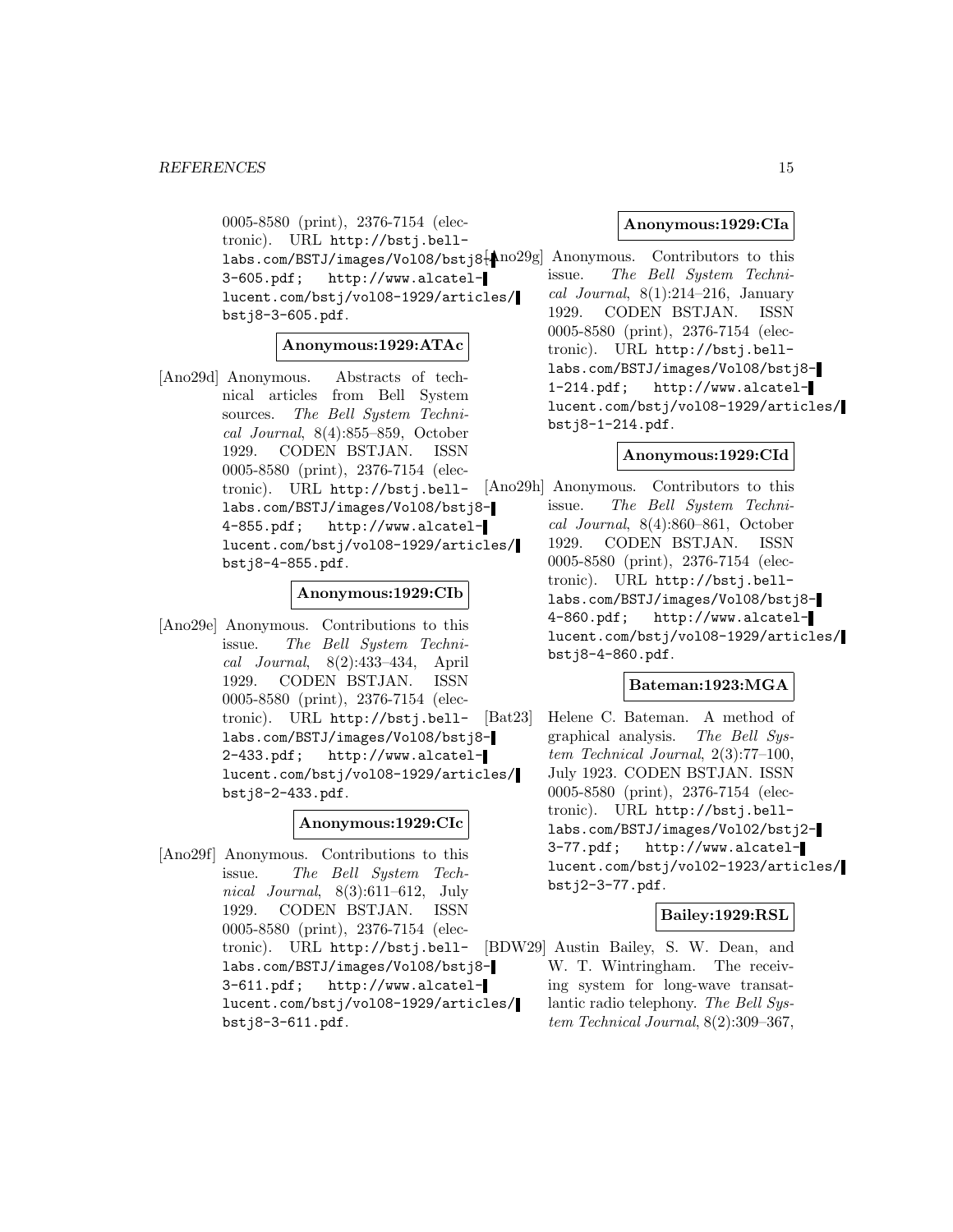0005-8580 (print), 2376-7154 (electronic). URL http://bstj.bell-labs.com/BSTJ/images/Vol08/bstj8-3-605.pdf; http://www.alcatel-lucent.com/bstj/vol08-1929/articles/bstj8-3-605.pdf.

**Anonymous:1929:ATAc**

[Ano29d] Anonymous. Abstracts of technical articles from Bell System sources. *The Bell System Technical Journal*, 8(4):855–859, October 1929. CODEN BSTJAN. ISSN 0005-8580 (print), 2376-7154 (electronic). URL http://bstj.bell-labs.com/BSTJ/images/Vol08/bstj8-4-855.pdf; http://www.alcatel-lucent.com/bstj/vol08-1929/articles/bstj8-4-855.pdf.

**Anonymous:1929:CIb**

[Ano29e] Anonymous. Contributions to this issue. *The Bell System Technical Journal*, 8(2):433–434, April 1929. CODEN BSTJAN. ISSN 0005-8580 (print), 2376-7154 (electronic). URL http://bstj.bell-labs.com/BSTJ/images/Vol08/bstj8-2-433.pdf; http://www.alcatel-lucent.com/bstj/vol08-1929/articles/bstj8-2-433.pdf.

**Anonymous:1929:CIc**

[Ano29f] Anonymous. Contributions to this issue. *The Bell System Technical Journal*, 8(3):611–612, July 1929. CODEN BSTJAN. ISSN 0005-8580 (print), 2376-7154 (electronic). URL http://bstj.bell-labs.com/BSTJ/images/Vol08/bstj8-3-611.pdf; http://www.alcatel-lucent.com/bstj/vol08-1929/articles/bstj8-3-611.pdf.

**Anonymous:1929:CIa**

[Ano29g] Anonymous. Contributors to this issue. *The Bell System Technical Journal*, 8(1):214–216, January 1929. CODEN BSTJAN. ISSN 0005-8580 (print), 2376-7154 (electronic). URL http://bstj.bell-labs.com/BSTJ/images/Vol08/bstj8-1-214.pdf; http://www.alcatel-lucent.com/bstj/vol08-1929/articles/bstj8-1-214.pdf.

**Anonymous:1929:CId**

[Ano29h] Anonymous. Contributors to this issue. *The Bell System Technical Journal*, 8(4):860–861, October 1929. CODEN BSTJAN. ISSN 0005-8580 (print), 2376-7154 (electronic). URL http://bstj.bell-labs.com/BSTJ/images/Vol08/bstj8-4-860.pdf; http://www.alcatel-lucent.com/bstj/vol08-1929/articles/bstj8-4-860.pdf.

**Bateman:1923:MGA**

[Bat23] Helene C. Bateman. A method of graphical analysis. *The Bell System Technical Journal*, 2(3):77–100, July 1923. CODEN BSTJAN. ISSN 0005-8580 (print), 2376-7154 (electronic). URL http://bstj.bell-labs.com/BSTJ/images/Vol02/bstj2-3-77.pdf; http://www.alcatel-lucent.com/bstj/vol02-1923/articles/bstj2-3-77.pdf.

**Bailey:1929:RSL**

[BDW29] Austin Bailey, S. W. Dean, and W. T. Wintringham. The receiving system for long-wave transatlantic radio telephony. *The Bell System Technical Journal*, 8(2):309–367,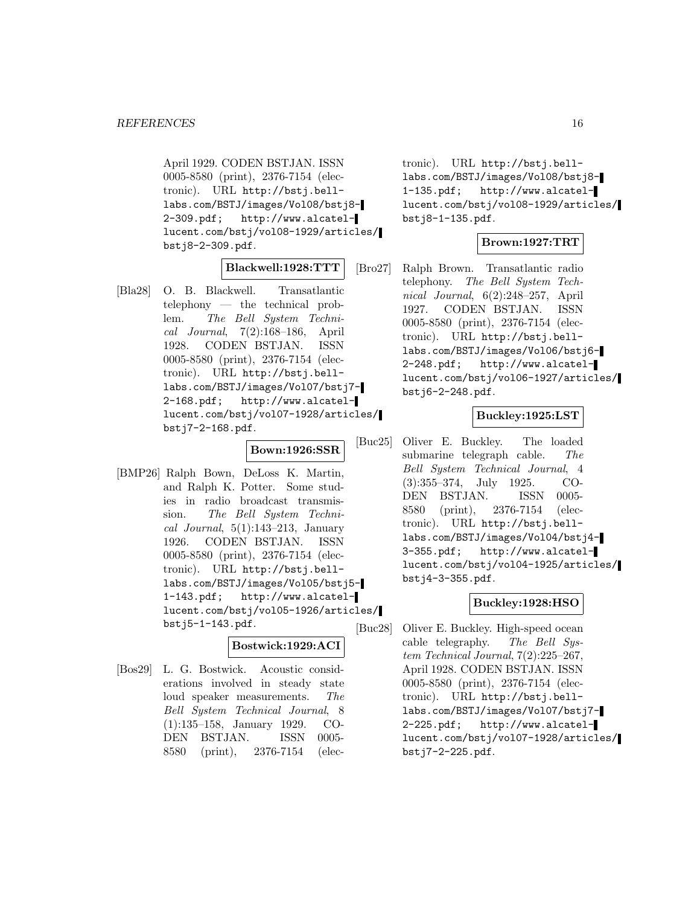April 1929. CODEN BSTJAN. ISSN 0005-8580 (print), 2376-7154 (electronic). URL http://bstj.bell-labs.com/BSTJ/images/Vol08/bstj8-2-309.pdf; http://www.alcatel-lucent.com/bstj/vol08-1929/articles/bstj8-2-309.pdf.

**Blackwell:1928:TTT**

[Bla28] O. B. Blackwell. Transatlantic telephony — the technical problem. *The Bell System Technical Journal*, 7(2):168–186, April 1928. CODEN BSTJAN. ISSN 0005-8580 (print), 2376-7154 (electronic). URL http://bstj.bell-labs.com/BSTJ/images/Vol07/bstj7-2-168.pdf; http://www.alcatel-lucent.com/bstj/vol07-1928/articles/bstj7-2-168.pdf.

**Bown:1926:SSR**

[BMP26] Ralph Bown, DeLoss K. Martin, and Ralph K. Potter. Some studies in radio broadcast transmission. *The Bell System Technical Journal*, 5(1):143–213, January 1926. CODEN BSTJAN. ISSN 0005-8580 (print), 2376-7154 (electronic). URL http://bstj.bell-labs.com/BSTJ/images/Vol05/bstj5-1-143.pdf; http://www.alcatel-lucent.com/bstj/vol05-1926/articles/bstj5-1-143.pdf.

**Bostwick:1929:ACI**

[Bos29] L. G. Bostwick. Acoustic considerations involved in steady state loud speaker measurements. *The Bell System Technical Journal*, 8 (1):135–158, January 1929. CODEN BSTJAN. ISSN 0005-8580 (print), 2376-7154 (electronic). URL http://bstj.bell-labs.com/BSTJ/images/Vol08/bstj8-1-135.pdf; http://www.alcatel-lucent.com/bstj/vol08-1929/articles/bstj8-1-135.pdf.

**Brown:1927:TRT**

[Bro27] Ralph Brown. Transatlantic radio telephony. *The Bell System Technical Journal*, 6(2):248–257, April 1927. CODEN BSTJAN. ISSN 0005-8580 (print), 2376-7154 (electronic). URL http://bstj.bell-labs.com/BSTJ/images/Vol06/bstj6-2-248.pdf; http://www.alcatel-lucent.com/bstj/vol06-1927/articles/bstj6-2-248.pdf.

**Buckley:1925:LST**

[Buc25] Oliver E. Buckley. The loaded submarine telegraph cable. *The Bell System Technical Journal*, 4 (3):355–374, July 1925. CODEN BSTJAN. ISSN 0005-8580 (print), 2376-7154 (electronic). URL http://bstj.bell-labs.com/BSTJ/images/Vol04/bstj4-3-355.pdf; http://www.alcatel-lucent.com/bstj/vol04-1925/articles/bstj4-3-355.pdf.

**Buckley:1928:HSO**

[Buc28] Oliver E. Buckley. High-speed ocean cable telegraphy. *The Bell System Technical Journal*, 7(2):225–267, April 1928. CODEN BSTJAN. ISSN 0005-8580 (print), 2376-7154 (electronic). URL http://bstj.bell-labs.com/BSTJ/images/Vol07/bstj7-2-225.pdf; http://www.alcatel-lucent.com/bstj/vol07-1928/articles/bstj7-2-225.pdf.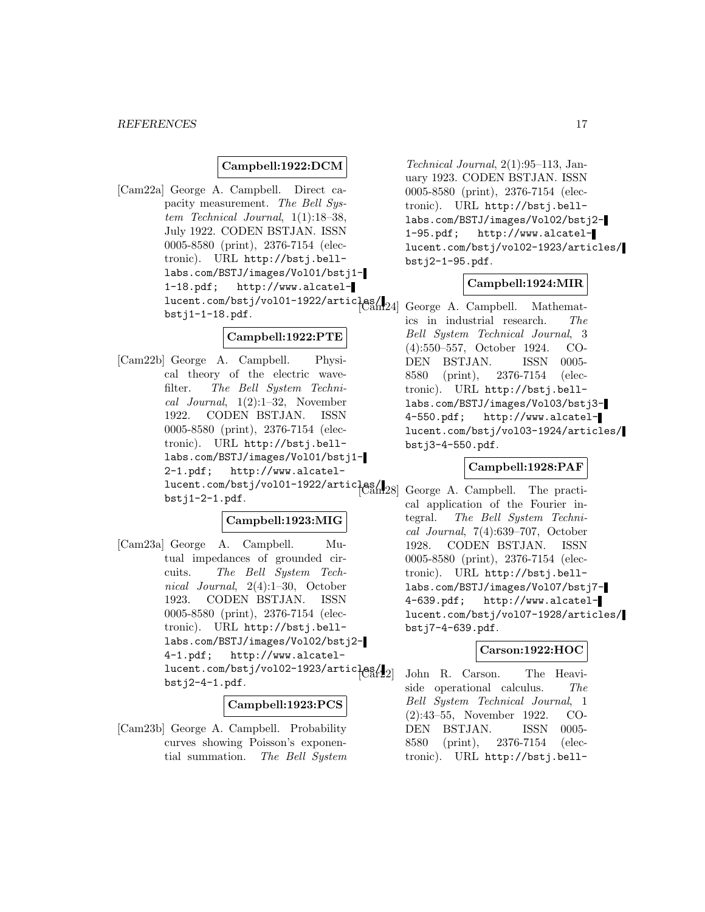**Campbell:1922:DCM**

[Cam22a] George A. Campbell. Direct capacity measurement. *The Bell System Technical Journal*, 1(1):18–38, July 1922. CODEN BSTJAN. ISSN 0005-8580 (print), 2376-7154 (electronic). URL http://bstj.bell-labs.com/BSTJ/images/Vol01/bstj1-1-18.pdf; http://www.alcatel-lucent.com/bstj/vol01-1922/articles/bstj1-1-18.pdf.

**Campbell:1922:PTE**

[Cam22b] George A. Campbell. Physical theory of the electric wave-filter. *The Bell System Technical Journal*, 1(2):1–32, November 1922. CODEN BSTJAN. ISSN 0005-8580 (print), 2376-7154 (electronic). URL http://bstj.bell-labs.com/BSTJ/images/Vol01/bstj1-2-1.pdf; http://www.alcatel-lucent.com/bstj/vol01-1922/articles/bstj1-2-1.pdf.

**Campbell:1923:MIG**

[Cam23a] George A. Campbell. Mutual impedances of grounded circuits. *The Bell System Technical Journal*, 2(4):1–30, October 1923. CODEN BSTJAN. ISSN 0005-8580 (print), 2376-7154 (electronic). URL http://bstj.bell-labs.com/BSTJ/images/Vol02/bstj2-4-1.pdf; http://www.alcatel-lucent.com/bstj/vol02-1923/articles/bstj2-4-1.pdf.

**Campbell:1923:PCS**

[Cam23b] George A. Campbell. Probability curves showing Poisson's exponential summation. *The Bell System Technical Journal*, 2(1):95–113, January 1923. CODEN BSTJAN. ISSN 0005-8580 (print), 2376-7154 (electronic). URL http://bstj.bell-labs.com/BSTJ/images/Vol02/bstj2-1-95.pdf; http://www.alcatel-lucent.com/bstj/vol02-1923/articles/bstj2-1-95.pdf.

**Campbell:1924:MIR**

[Cam24] George A. Campbell. Mathematics in industrial research. *The Bell System Technical Journal*, 3(4):550–557, October 1924. CODEN BSTJAN. ISSN 0005-8580 (print), 2376-7154 (electronic). URL http://bstj.bell-labs.com/BSTJ/images/Vol03/bstj3-4-550.pdf; http://www.alcatel-lucent.com/bstj/vol03-1924/articles/bstj3-4-550.pdf.

**Campbell:1928:PAF**

[Cam28] George A. Campbell. The practical application of the Fourier integral. *The Bell System Technical Journal*, 7(4):639–707, October 1928. CODEN BSTJAN. ISSN 0005-8580 (print), 2376-7154 (electronic). URL http://bstj.bell-labs.com/BSTJ/images/Vol07/bstj7-4-639.pdf; http://www.alcatel-lucent.com/bstj/vol07-1928/articles/bstj7-4-639.pdf.

**Carson:1922:HOC**

[Car22] John R. Carson. The Heaviside operational calculus. *The Bell System Technical Journal*, 1(2):43–55, November 1922. CODEN BSTJAN. ISSN 0005-8580 (print), 2376-7154 (electronic). URL http://bstj.bell-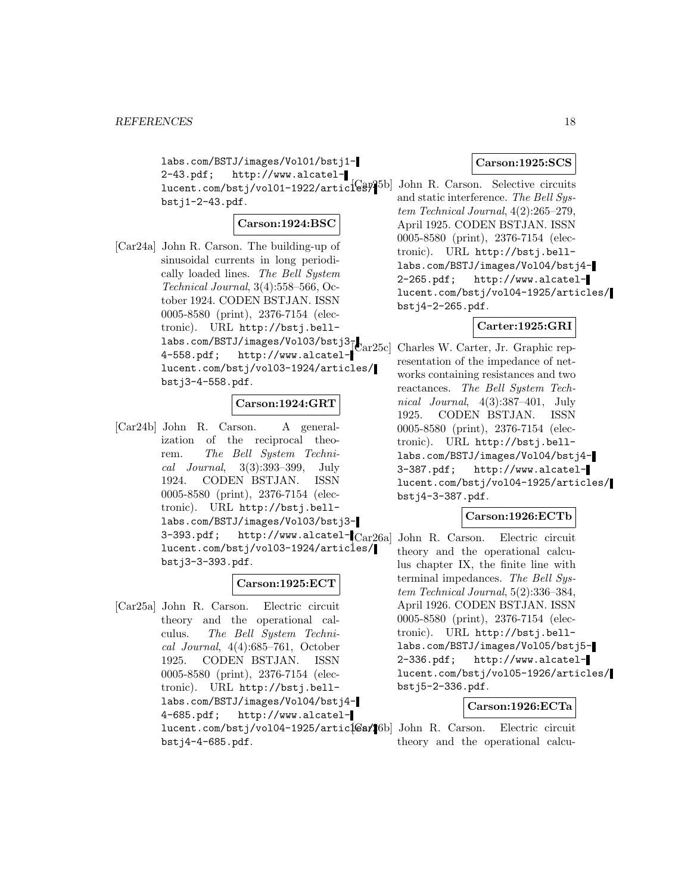labs.com/BSTJ/images/Vol01/bstj1-2-43.pdf; http://www.alcatel-lucent.com/bstj/vol01-1922/articles/bstj1-2-43.pdf.

**Carson:1924:BSC**

[Car24a] John R. Carson. The building-up of sinusoidal currents in long periodically loaded lines. *The Bell System Technical Journal*, 3(4):558–566, October 1924. CODEN BSTJAN. ISSN 0005-8580 (print), 2376-7154 (electronic). URL http://bstj.bell-labs.com/BSTJ/images/Vol03/bstj3-4-558.pdf; http://www.alcatel-lucent.com/bstj/vol03-1924/articles/bstj3-4-558.pdf.

**Carson:1924:GRT**

[Car24b] John R. Carson. A generalization of the reciprocal theorem. *The Bell System Technical Journal*, 3(3):393–399, July 1924. CODEN BSTJAN. ISSN 0005-8580 (print), 2376-7154 (electronic). URL http://bstj.bell-labs.com/BSTJ/images/Vol03/bstj3-3-393.pdf; http://www.alcatel-lucent.com/bstj/vol03-1924/articles/bstj3-3-393.pdf.

**Carson:1925:ECT**

[Car25a] John R. Carson. Electric circuit theory and the operational calculus. *The Bell System Technical Journal*, 4(4):685–761, October 1925. CODEN BSTJAN. ISSN 0005-8580 (print), 2376-7154 (electronic). URL http://bstj.bell-labs.com/BSTJ/images/Vol04/bstj4-4-685.pdf; http://www.alcatel-lucent.com/bstj/vol04-1925/articles/bstj4-4-685.pdf.

**Carson:1925:SCS**

[Car25b] John R. Carson. Selective circuits and static interference. *The Bell System Technical Journal*, 4(2):265–279, April 1925. CODEN BSTJAN. ISSN 0005-8580 (print), 2376-7154 (electronic). URL http://bstj.bell-labs.com/BSTJ/images/Vol04/bstj4-2-265.pdf; http://www.alcatel-lucent.com/bstj/vol04-1925/articles/bstj4-2-265.pdf.

**Carter:1925:GRI**

[Car25c] Charles W. Carter, Jr. Graphic representation of the impedance of networks containing resistances and two reactances. *The Bell System Technical Journal*, 4(3):387–401, July 1925. CODEN BSTJAN. ISSN 0005-8580 (print), 2376-7154 (electronic). URL http://bstj.bell-labs.com/BSTJ/images/Vol04/bstj4-3-387.pdf; http://www.alcatel-lucent.com/bstj/vol04-1925/articles/bstj4-3-387.pdf.

**Carson:1926:ECTb**

[Car26a] John R. Carson. Electric circuit theory and the operational calculus chapter IX, the finite line with terminal impedances. *The Bell System Technical Journal*, 5(2):336–384, April 1926. CODEN BSTJAN. ISSN 0005-8580 (print), 2376-7154 (electronic). URL http://bstj.bell-labs.com/BSTJ/images/Vol05/bstj5-2-336.pdf; http://www.alcatel-lucent.com/bstj/vol05-1926/articles/bstj5-2-336.pdf.

**Carson:1926:ECTa**

[Car26b] John R. Carson. Electric circuit theory and the operational calcu-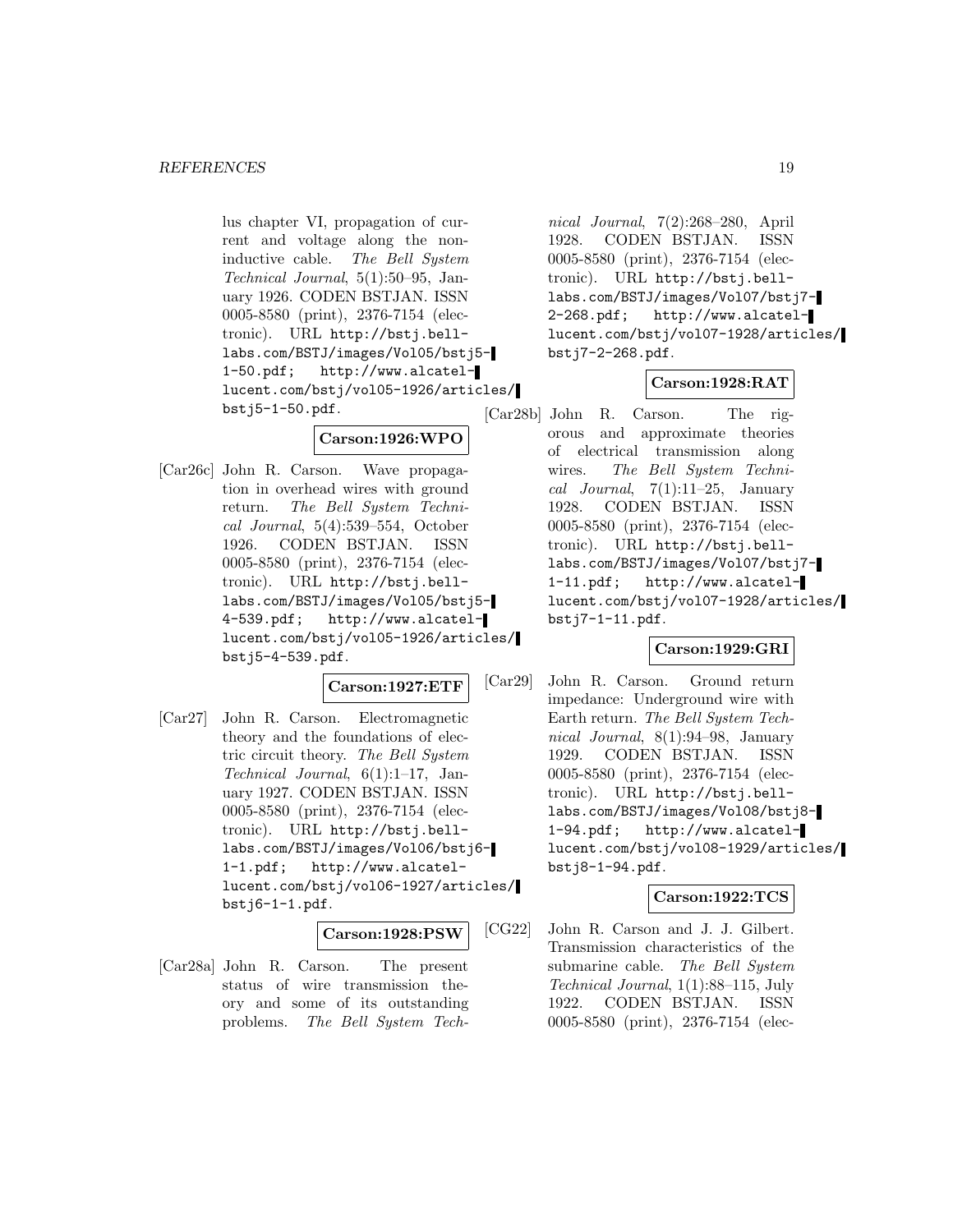lus chapter VI, propagation of current and voltage along the noninductive cable. *The Bell System Technical Journal*, 5(1):50–95, January 1926. CODEN BSTJAN. ISSN 0005-8580 (print), 2376-7154 (electronic). URL http://bstj.bell-labs.com/BSTJ/images/Vol05/bstj5-1-50.pdf; http://www.alcatel-lucent.com/bstj/vol05-1926/articles/bstj5-1-50.pdf.

**Carson:1926:WPO**

[Car26c] John R. Carson. Wave propagation in overhead wires with ground return. *The Bell System Technical Journal*, 5(4):539–554, October 1926. CODEN BSTJAN. ISSN 0005-8580 (print), 2376-7154 (electronic). URL http://bstj.bell-labs.com/BSTJ/images/Vol05/bstj5-4-539.pdf; http://www.alcatel-lucent.com/bstj/vol05-1926/articles/bstj5-4-539.pdf.

**Carson:1927:ETF**

[Car27] John R. Carson. Electromagnetic theory and the foundations of electric circuit theory. *The Bell System Technical Journal*, 6(1):1–17, January 1927. CODEN BSTJAN. ISSN 0005-8580 (print), 2376-7154 (electronic). URL http://bstj.bell-labs.com/BSTJ/images/Vol06/bstj6-1-1.pdf; http://www.alcatel-lucent.com/bstj/vol06-1927/articles/bstj6-1-1.pdf.

**Carson:1928:PSW**

[Car28a] John R. Carson. The present status of wire transmission theory and some of its outstanding problems. *The Bell System Technical Journal*, 7(2):268–280, April 1928. CODEN BSTJAN. ISSN 0005-8580 (print), 2376-7154 (electronic). URL http://bstj.bell-labs.com/BSTJ/images/Vol07/bstj7-2-268.pdf; http://www.alcatel-lucent.com/bstj/vol07-1928/articles/bstj7-2-268.pdf.

**Carson:1928:RAT**

[Car28b] John R. Carson. The rigorous and approximate theories of electrical transmission along wires. *The Bell System Technical Journal*, 7(1):11–25, January 1928. CODEN BSTJAN. ISSN 0005-8580 (print), 2376-7154 (electronic). URL http://bstj.bell-labs.com/BSTJ/images/Vol07/bstj7-1-11.pdf; http://www.alcatel-lucent.com/bstj/vol07-1928/articles/bstj7-1-11.pdf.

**Carson:1929:GRI**

[Car29] John R. Carson. Ground return impedance: Underground wire with Earth return. *The Bell System Technical Journal*, 8(1):94–98, January 1929. CODEN BSTJAN. ISSN 0005-8580 (print), 2376-7154 (electronic). URL http://bstj.bell-labs.com/BSTJ/images/Vol08/bstj8-1-94.pdf; http://www.alcatel-lucent.com/bstj/vol08-1929/articles/bstj8-1-94.pdf.

**Carson:1922:TCS**

[CG22] John R. Carson and J. J. Gilbert. Transmission characteristics of the submarine cable. *The Bell System Technical Journal*, 1(1):88–115, July 1922. CODEN BSTJAN. ISSN 0005-8580 (print), 2376-7154 (elec-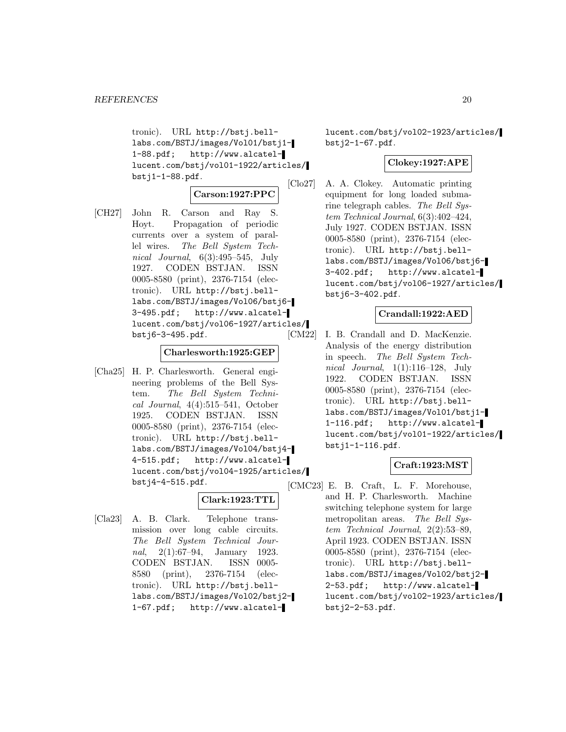tronic). URL http://bstj.bell-labs.com/BSTJ/images/Vol01/bstj1-1-88.pdf; http://www.alcatel-lucent.com/bstj/vol01-1922/articles/bstj1-1-88.pdf.

**Carson:1927:PPC**

[CH27] John R. Carson and Ray S. Hoyt. Propagation of periodic currents over a system of parallel wires. *The Bell System Technical Journal*, 6(3):495–545, July 1927. CODEN BSTJAN. ISSN 0005-8580 (print), 2376-7154 (electronic). URL http://bstj.bell-labs.com/BSTJ/images/Vol06/bstj6-3-495.pdf; http://www.alcatel-lucent.com/bstj/vol06-1927/articles/bstj6-3-495.pdf.

**Charlesworth:1925:GEP**

[Cha25] H. P. Charlesworth. General engineering problems of the Bell System. *The Bell System Technical Journal*, 4(4):515–541, October 1925. CODEN BSTJAN. ISSN 0005-8580 (print), 2376-7154 (electronic). URL http://bstj.bell-labs.com/BSTJ/images/Vol04/bstj4-4-515.pdf; http://www.alcatel-lucent.com/bstj/vol04-1925/articles/bstj4-4-515.pdf.

**Clark:1923:TTL**

[Cla23] A. B. Clark. Telephone transmission over long cable circuits. *The Bell System Technical Journal*, 2(1):67–94, January 1923. CODEN BSTJAN. ISSN 0005-8580 (print), 2376-7154 (electronic). URL http://bstj.bell-labs.com/BSTJ/images/Vol02/bstj2-1-67.pdf; http://www.alcatel-lucent.com/bstj/vol02-1923/articles/bstj2-1-67.pdf.

**Clokey:1927:APE**

[Clo27] A. A. Clokey. Automatic printing equipment for long loaded submarine telegraph cables. *The Bell System Technical Journal*, 6(3):402–424, July 1927. CODEN BSTJAN. ISSN 0005-8580 (print), 2376-7154 (electronic). URL http://bstj.bell-labs.com/BSTJ/images/Vol06/bstj6-3-402.pdf; http://www.alcatel-lucent.com/bstj/vol06-1927/articles/bstj6-3-402.pdf.

**Crandall:1922:AED**

[CM22] I. B. Crandall and D. MacKenzie. Analysis of the energy distribution in speech. *The Bell System Technical Journal*, 1(1):116–128, July 1922. CODEN BSTJAN. ISSN 0005-8580 (print), 2376-7154 (electronic). URL http://bstj.bell-labs.com/BSTJ/images/Vol01/bstj1-1-116.pdf; http://www.alcatel-lucent.com/bstj/vol01-1922/articles/bstj1-1-116.pdf.

**Craft:1923:MST**

[CMC23] E. B. Craft, L. F. Morehouse, and H. P. Charlesworth. Machine switching telephone system for large metropolitan areas. *The Bell System Technical Journal*, 2(2):53–89, April 1923. CODEN BSTJAN. ISSN 0005-8580 (print), 2376-7154 (electronic). URL http://bstj.bell-labs.com/BSTJ/images/Vol02/bstj2-2-53.pdf; http://www.alcatel-lucent.com/bstj/vol02-1923/articles/bstj2-2-53.pdf.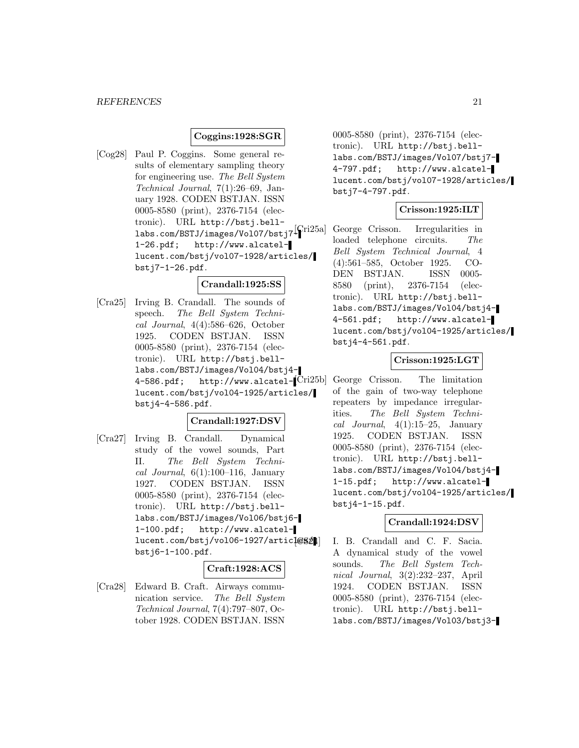**Coggins:1928:SGR**

[Cog28] Paul P. Coggins. Some general results of elementary sampling theory for engineering use. *The Bell System Technical Journal*, 7(1):26–69, January 1928. CODEN BSTJAN. ISSN 0005-8580 (print), 2376-7154 (electronic). URL `http://bstj.bell-labs.com/BSTJ/images/Vol07/bstj7-1-26.pdf`; `http://www.alcatel-lucent.com/bstj/vol07-1928/articles/bstj7-1-26.pdf`.

**Crandall:1925:SS**

[Cra25] Irving B. Crandall. The sounds of speech. *The Bell System Technical Journal*, 4(4):586–626, October 1925. CODEN BSTJAN. ISSN 0005-8580 (print), 2376-7154 (electronic). URL `http://bstj.bell-labs.com/BSTJ/images/Vol04/bstj4-4-586.pdf`; `http://www.alcatel-lucent.com/bstj/vol04-1925/articles/bstj4-4-586.pdf`.

**Crandall:1927:DSV**

[Cra27] Irving B. Crandall. Dynamical study of the vowel sounds, Part II. *The Bell System Technical Journal*, 6(1):100–116, January 1927. CODEN BSTJAN. ISSN 0005-8580 (print), 2376-7154 (electronic). URL `http://bstj.bell-labs.com/BSTJ/images/Vol06/bstj6-1-100.pdf`; `http://www.alcatel-lucent.com/bstj/vol06-1927/articles/bstj6-1-100.pdf`.

**Craft:1928:ACS**

[Cra28] Edward B. Craft. Airways communication service. *The Bell System Technical Journal*, 7(4):797–807, October 1928. CODEN BSTJAN. ISSN 0005-8580 (print), 2376-7154 (electronic). URL `http://bstj.bell-labs.com/BSTJ/images/Vol07/bstj7-4-797.pdf`; `http://www.alcatel-lucent.com/bstj/vol07-1928/articles/bstj7-4-797.pdf`.

**Crisson:1925:ILT**

[Cri25a] George Crisson. Irregularities in loaded telephone circuits. *The Bell System Technical Journal*, 4 (4):561–585, October 1925. CODEN BSTJAN. ISSN 0005-8580 (print), 2376-7154 (electronic). URL `http://bstj.bell-labs.com/BSTJ/images/Vol04/bstj4-4-561.pdf`; `http://www.alcatel-lucent.com/bstj/vol04-1925/articles/bstj4-4-561.pdf`.

**Crisson:1925:LGT**

[Cri25b] George Crisson. The limitation of the gain of two-way telephone repeaters by impedance irregularities. *The Bell System Technical Journal*, 4(1):15–25, January 1925. CODEN BSTJAN. ISSN 0005-8580 (print), 2376-7154 (electronic). URL `http://bstj.bell-labs.com/BSTJ/images/Vol04/bstj4-1-15.pdf`; `http://www.alcatel-lucent.com/bstj/vol04-1925/articles/bstj4-1-15.pdf`.

**Crandall:1924:DSV**

[CS24] I. B. Crandall and C. F. Sacia. A dynamical study of the vowel sounds. *The Bell System Technical Journal*, 3(2):232–237, April 1924. CODEN BSTJAN. ISSN 0005-8580 (print), 2376-7154 (electronic). URL `http://bstj.bell-labs.com/BSTJ/images/Vol03/bstj3-`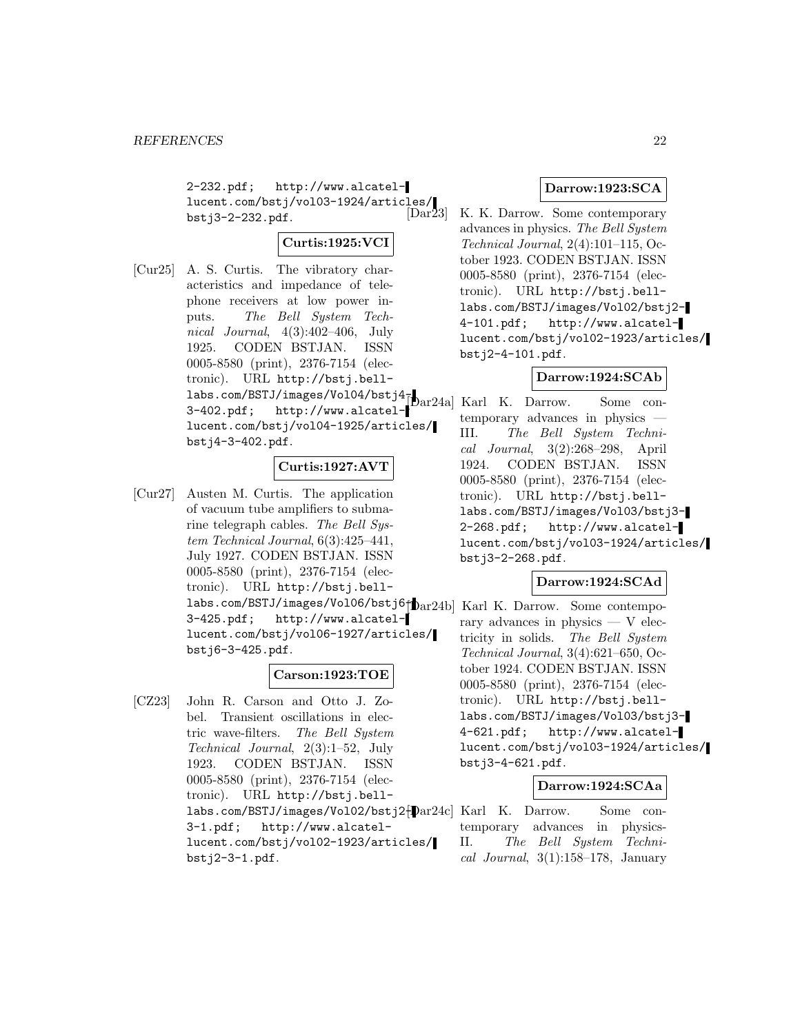2-232.pdf; http://www.alcatel-lucent.com/bstj/vol03-1924/articles/bstj3-2-232.pdf.

**Curtis:1925:VCI**

[Cur25] A. S. Curtis. The vibratory characteristics and impedance of telephone receivers at low power inputs. *The Bell System Technical Journal*, 4(3):402–406, July 1925. CODEN BSTJAN. ISSN 0005-8580 (print), 2376-7154 (electronic). URL http://bstj.bell-labs.com/BSTJ/images/Vol04/bstj4-3-402.pdf; http://www.alcatel-lucent.com/bstj/vol04-1925/articles/bstj4-3-402.pdf.

**Curtis:1927:AVT**

[Cur27] Austen M. Curtis. The application of vacuum tube amplifiers to submarine telegraph cables. *The Bell System Technical Journal*, 6(3):425–441, July 1927. CODEN BSTJAN. ISSN 0005-8580 (print), 2376-7154 (electronic). URL http://bstj.bell-labs.com/BSTJ/images/Vol06/bstj6-3-425.pdf; http://www.alcatel-lucent.com/bstj/vol06-1927/articles/bstj6-3-425.pdf.

**Carson:1923:TOE**

[CZ23] John R. Carson and Otto J. Zobel. Transient oscillations in electric wave-filters. *The Bell System Technical Journal*, 2(3):1–52, July 1923. CODEN BSTJAN. ISSN 0005-8580 (print), 2376-7154 (electronic). URL http://bstj.bell-labs.com/BSTJ/images/Vol02/bstj2-3-1.pdf; http://www.alcatel-lucent.com/bstj/vol02-1923/articles/bstj2-3-1.pdf.

**Darrow:1923:SCA**

[Dar23] K. K. Darrow. Some contemporary advances in physics. *The Bell System Technical Journal*, 2(4):101–115, October 1923. CODEN BSTJAN. ISSN 0005-8580 (print), 2376-7154 (electronic). URL http://bstj.bell-labs.com/BSTJ/images/Vol02/bstj2-4-101.pdf; http://www.alcatel-lucent.com/bstj/vol02-1923/articles/bstj2-4-101.pdf.

**Darrow:1924:SCAb**

[Dar24a] Karl K. Darrow. Some contemporary advances in physics — III. *The Bell System Technical Journal*, 3(2):268–298, April 1924. CODEN BSTJAN. ISSN 0005-8580 (print), 2376-7154 (electronic). URL http://bstj.bell-labs.com/BSTJ/images/Vol03/bstj3-2-268.pdf; http://www.alcatel-lucent.com/bstj/vol03-1924/articles/bstj3-2-268.pdf.

**Darrow:1924:SCAd**

[Dar24b] Karl K. Darrow. Some contemporary advances in physics — V electricity in solids. *The Bell System Technical Journal*, 3(4):621–650, October 1924. CODEN BSTJAN. ISSN 0005-8580 (print), 2376-7154 (electronic). URL http://bstj.bell-labs.com/BSTJ/images/Vol03/bstj3-4-621.pdf; http://www.alcatel-lucent.com/bstj/vol03-1924/articles/bstj3-4-621.pdf.

**Darrow:1924:SCAa**

[Dar24c] Karl K. Darrow. Some contemporary advances in physics-II. *The Bell System Technical Journal*, 3(1):158–178, January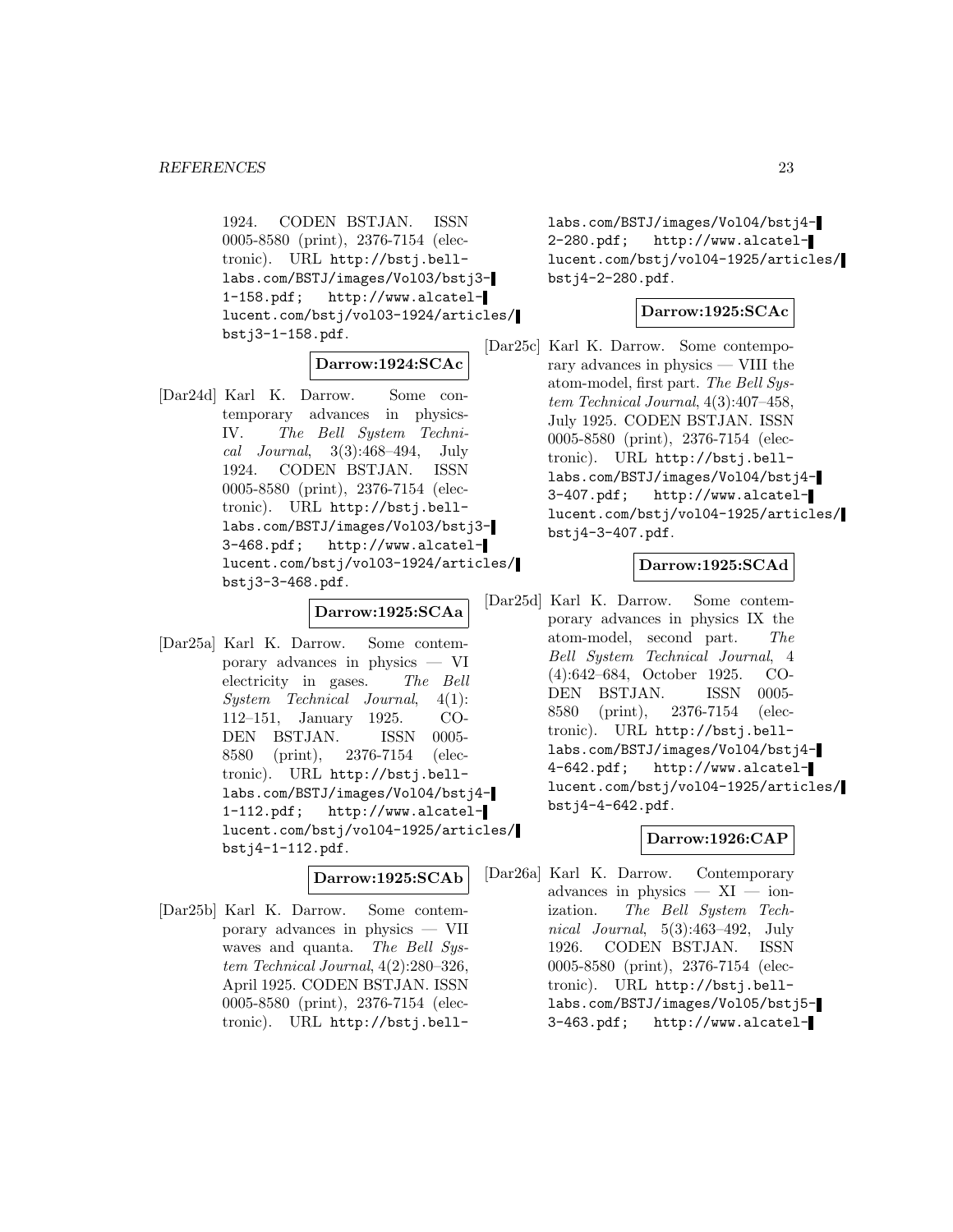1924. CODEN BSTJAN. ISSN 0005-8580 (print), 2376-7154 (electronic). URL http://bstj.bell-labs.com/BSTJ/images/Vol03/bstj3-1-158.pdf; http://www.alcatel-lucent.com/bstj/vol03-1924/articles/bstj3-1-158.pdf.

**Darrow:1924:SCAc**

[Dar24d] Karl K. Darrow. Some contemporary advances in physics-IV. *The Bell System Technical Journal*, 3(3):468–494, July 1924. CODEN BSTJAN. ISSN 0005-8580 (print), 2376-7154 (electronic). URL http://bstj.bell-labs.com/BSTJ/images/Vol03/bstj3-3-468.pdf; http://www.alcatel-lucent.com/bstj/vol03-1924/articles/bstj3-3-468.pdf.

**Darrow:1925:SCAa**

[Dar25a] Karl K. Darrow. Some contemporary advances in physics — VI electricity in gases. *The Bell System Technical Journal*, 4(1):112–151, January 1925. CODEN BSTJAN. ISSN 0005-8580 (print), 2376-7154 (electronic). URL http://bstj.bell-labs.com/BSTJ/images/Vol04/bstj4-1-112.pdf; http://www.alcatel-lucent.com/bstj/vol04-1925/articles/bstj4-1-112.pdf.

**Darrow:1925:SCAb**

[Dar25b] Karl K. Darrow. Some contemporary advances in physics — VII waves and quanta. *The Bell System Technical Journal*, 4(2):280–326, April 1925. CODEN BSTJAN. ISSN 0005-8580 (print), 2376-7154 (electronic). URL http://bstj.bell-labs.com/BSTJ/images/Vol04/bstj4-2-280.pdf; http://www.alcatel-lucent.com/bstj/vol04-1925/articles/bstj4-2-280.pdf.

**Darrow:1925:SCAc**

[Dar25c] Karl K. Darrow. Some contemporary advances in physics — VIII the atom-model, first part. *The Bell System Technical Journal*, 4(3):407–458, July 1925. CODEN BSTJAN. ISSN 0005-8580 (print), 2376-7154 (electronic). URL http://bstj.bell-labs.com/BSTJ/images/Vol04/bstj4-3-407.pdf; http://www.alcatel-lucent.com/bstj/vol04-1925/articles/bstj4-3-407.pdf.

**Darrow:1925:SCAd**

[Dar25d] Karl K. Darrow. Some contemporary advances in physics IX the atom-model, second part. *The Bell System Technical Journal*, 4(4):642–684, October 1925. CODEN BSTJAN. ISSN 0005-8580 (print), 2376-7154 (electronic). URL http://bstj.bell-labs.com/BSTJ/images/Vol04/bstj4-4-642.pdf; http://www.alcatel-lucent.com/bstj/vol04-1925/articles/bstj4-4-642.pdf.

**Darrow:1926:CAP**

[Dar26a] Karl K. Darrow. Contemporary advances in physics — XI — ionization. *The Bell System Technical Journal*, 5(3):463–492, July 1926. CODEN BSTJAN. ISSN 0005-8580 (print), 2376-7154 (electronic). URL http://bstj.bell-labs.com/BSTJ/images/Vol05/bstj5-3-463.pdf; http://www.alcatel-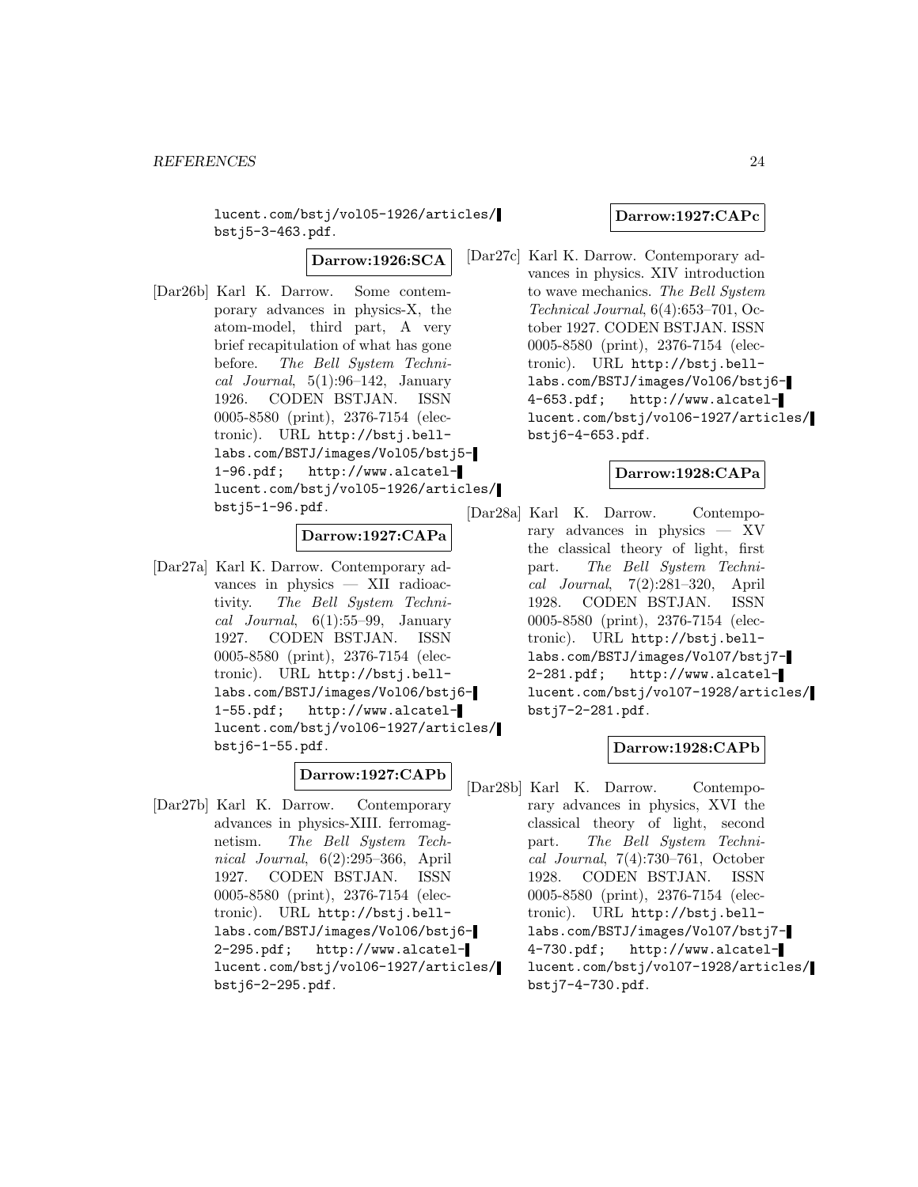lucent.com/bstj/vol05-1926/articles/bstj5-3-463.pdf.

**Darrow:1926:SCA**

[Dar26b] Karl K. Darrow. Some contemporary advances in physics-X, the atom-model, third part, A very brief recapitulation of what has gone before. *The Bell System Technical Journal*, 5(1):96–142, January 1926. CODEN BSTJAN. ISSN 0005-8580 (print), 2376-7154 (electronic). URL http://bstj.bell-labs.com/BSTJ/images/Vol05/bstj5-1-96.pdf; http://www.alcatel-lucent.com/bstj/vol05-1926/articles/bstj5-1-96.pdf.

**Darrow:1927:CAPa**

[Dar27a] Karl K. Darrow. Contemporary advances in physics — XII radioactivity. *The Bell System Technical Journal*, 6(1):55–99, January 1927. CODEN BSTJAN. ISSN 0005-8580 (print), 2376-7154 (electronic). URL http://bstj.bell-labs.com/BSTJ/images/Vol06/bstj6-1-55.pdf; http://www.alcatel-lucent.com/bstj/vol06-1927/articles/bstj6-1-55.pdf.

**Darrow:1927:CAPb**

[Dar27b] Karl K. Darrow. Contemporary advances in physics-XIII. ferromagnetism. *The Bell System Technical Journal*, 6(2):295–366, April 1927. CODEN BSTJAN. ISSN 0005-8580 (print), 2376-7154 (electronic). URL http://bstj.bell-labs.com/BSTJ/images/Vol06/bstj6-2-295.pdf; http://www.alcatel-lucent.com/bstj/vol06-1927/articles/bstj6-2-295.pdf.

**Darrow:1927:CAPc**

[Dar27c] Karl K. Darrow. Contemporary advances in physics. XIV introduction to wave mechanics. *The Bell System Technical Journal*, 6(4):653–701, October 1927. CODEN BSTJAN. ISSN 0005-8580 (print), 2376-7154 (electronic). URL http://bstj.bell-labs.com/BSTJ/images/Vol06/bstj6-4-653.pdf; http://www.alcatel-lucent.com/bstj/vol06-1927/articles/bstj6-4-653.pdf.

**Darrow:1928:CAPa**

[Dar28a] Karl K. Darrow. Contemporary advances in physics — XV the classical theory of light, first part. *The Bell System Technical Journal*, 7(2):281–320, April 1928. CODEN BSTJAN. ISSN 0005-8580 (print), 2376-7154 (electronic). URL http://bstj.bell-labs.com/BSTJ/images/Vol07/bstj7-2-281.pdf; http://www.alcatel-lucent.com/bstj/vol07-1928/articles/bstj7-2-281.pdf.

**Darrow:1928:CAPb**

[Dar28b] Karl K. Darrow. Contemporary advances in physics, XVI the classical theory of light, second part. *The Bell System Technical Journal*, 7(4):730–761, October 1928. CODEN BSTJAN. ISSN 0005-8580 (print), 2376-7154 (electronic). URL http://bstj.bell-labs.com/BSTJ/images/Vol07/bstj7-4-730.pdf; http://www.alcatel-lucent.com/bstj/vol07-1928/articles/bstj7-4-730.pdf.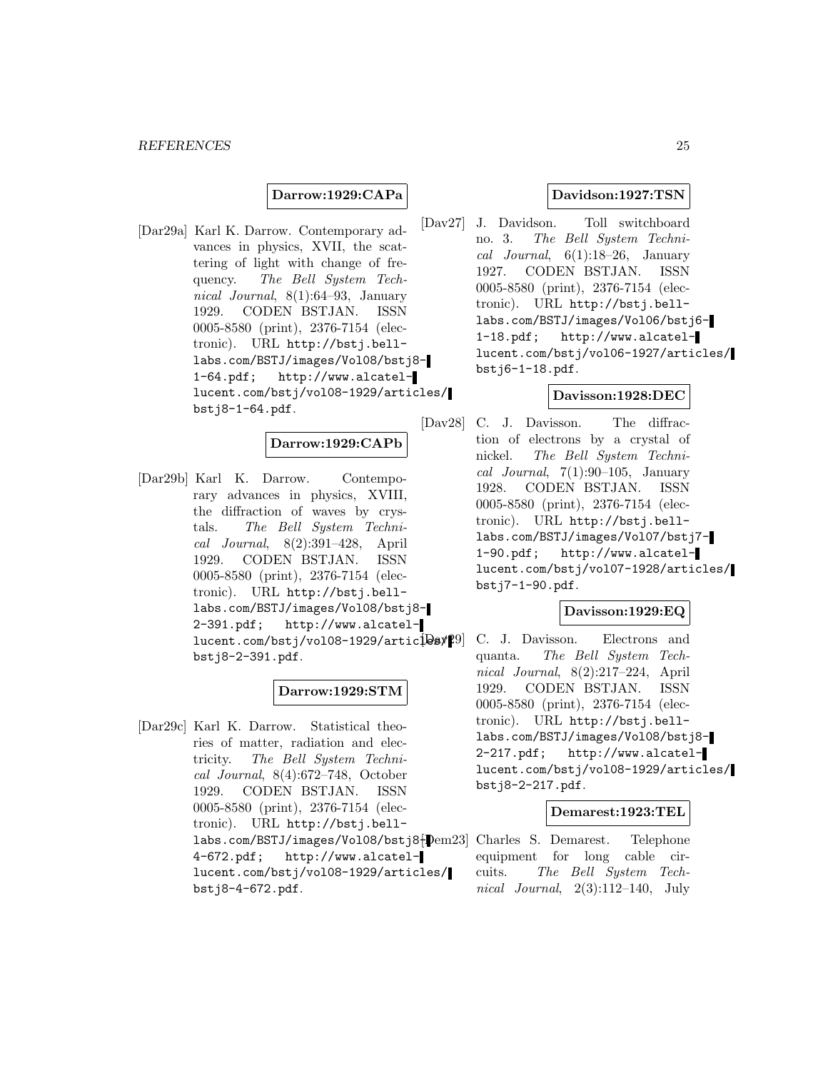**Darrow:1929:CAPa**

[Dar29a] Karl K. Darrow. Contemporary advances in physics, XVII, the scattering of light with change of frequency. *The Bell System Technical Journal*, 8(1):64–93, January 1929. CODEN BSTJAN. ISSN 0005-8580 (print), 2376-7154 (electronic). URL http://bstj.bell-labs.com/BSTJ/images/Vol08/bstj8-1-64.pdf; http://www.alcatel-lucent.com/bstj/vol08-1929/articles/bstj8-1-64.pdf.

**Darrow:1929:CAPb**

[Dar29b] Karl K. Darrow. Contemporary advances in physics, XVIII, the diffraction of waves by crystals. *The Bell System Technical Journal*, 8(2):391–428, April 1929. CODEN BSTJAN. ISSN 0005-8580 (print), 2376-7154 (electronic). URL http://bstj.bell-labs.com/BSTJ/images/Vol08/bstj8-2-391.pdf; http://www.alcatel-lucent.com/bstj/vol08-1929/articles/bstj8-2-391.pdf.

**Darrow:1929:STM**

[Dar29c] Karl K. Darrow. Statistical theories of matter, radiation and electricity. *The Bell System Technical Journal*, 8(4):672–748, October 1929. CODEN BSTJAN. ISSN 0005-8580 (print), 2376-7154 (electronic). URL http://bstj.bell-labs.com/BSTJ/images/Vol08/bstj8-4-672.pdf; http://www.alcatel-lucent.com/bstj/vol08-1929/articles/bstj8-4-672.pdf.

**Davidson:1927:TSN**

[Dav27] J. Davidson. Toll switchboard no. 3. *The Bell System Technical Journal*, 6(1):18–26, January 1927. CODEN BSTJAN. ISSN 0005-8580 (print), 2376-7154 (electronic). URL http://bstj.bell-labs.com/BSTJ/images/Vol06/bstj6-1-18.pdf; http://www.alcatel-lucent.com/bstj/vol06-1927/articles/bstj6-1-18.pdf.

**Davisson:1928:DEC**

[Dav28] C. J. Davisson. The diffraction of electrons by a crystal of nickel. *The Bell System Technical Journal*, 7(1):90–105, January 1928. CODEN BSTJAN. ISSN 0005-8580 (print), 2376-7154 (electronic). URL http://bstj.bell-labs.com/BSTJ/images/Vol07/bstj7-1-90.pdf; http://www.alcatel-lucent.com/bstj/vol07-1928/articles/bstj7-1-90.pdf.

**Davisson:1929:EQ**

[Dav29] C. J. Davisson. Electrons and quanta. *The Bell System Technical Journal*, 8(2):217–224, April 1929. CODEN BSTJAN. ISSN 0005-8580 (print), 2376-7154 (electronic). URL http://bstj.bell-labs.com/BSTJ/images/Vol08/bstj8-2-217.pdf; http://www.alcatel-lucent.com/bstj/vol08-1929/articles/bstj8-2-217.pdf.

**Demarest:1923:TEL**

[Dem23] Charles S. Demarest. Telephone equipment for long cable circuits. *The Bell System Technical Journal*, 2(3):112–140, July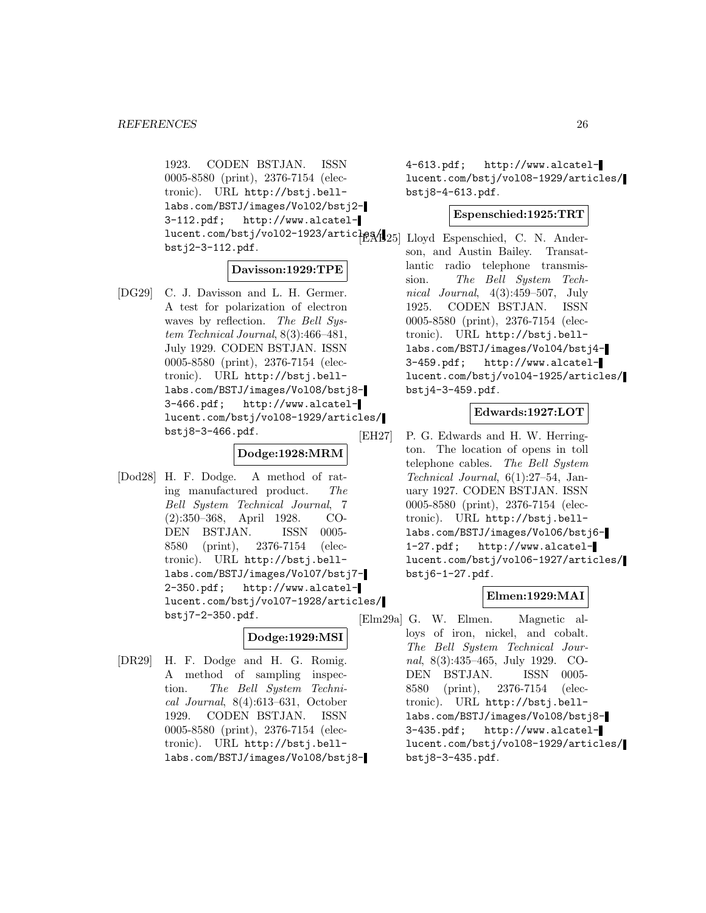1923. CODEN BSTJAN. ISSN 0005-8580 (print), 2376-7154 (electronic). URL http://bstj.bell-labs.com/BSTJ/images/Vol02/bstj2-3-112.pdf; http://www.alcatel-lucent.com/bstj/vol02-1923/articles/bstj2-3-112.pdf.

**Davisson:1929:TPE**

[DG29] C. J. Davisson and L. H. Germer. A test for polarization of electron waves by reflection. *The Bell System Technical Journal*, 8(3):466–481, July 1929. CODEN BSTJAN. ISSN 0005-8580 (print), 2376-7154 (electronic). URL http://bstj.bell-labs.com/BSTJ/images/Vol08/bstj8-3-466.pdf; http://www.alcatel-lucent.com/bstj/vol08-1929/articles/bstj8-3-466.pdf.

**Dodge:1928:MRM**

[Dod28] H. F. Dodge. A method of rating manufactured product. *The Bell System Technical Journal*, 7(2):350–368, April 1928. CODEN BSTJAN. ISSN 0005-8580 (print), 2376-7154 (electronic). URL http://bstj.bell-labs.com/BSTJ/images/Vol07/bstj7-2-350.pdf; http://www.alcatel-lucent.com/bstj/vol07-1928/articles/bstj7-2-350.pdf.

**Dodge:1929:MSI**

[DR29] H. F. Dodge and H. G. Romig. A method of sampling inspection. *The Bell System Technical Journal*, 8(4):613–631, October 1929. CODEN BSTJAN. ISSN 0005-8580 (print), 2376-7154 (electronic). URL http://bstj.bell-labs.com/BSTJ/images/Vol08/bstj8-4-613.pdf; http://www.alcatel-lucent.com/bstj/vol08-1929/articles/bstj8-4-613.pdf.

**Espenschied:1925:TRT**

[EAB25] Lloyd Espenschied, C. N. Anderson, and Austin Bailey. Transatlantic radio telephone transmission. *The Bell System Technical Journal*, 4(3):459–507, July 1925. CODEN BSTJAN. ISSN 0005-8580 (print), 2376-7154 (electronic). URL http://bstj.bell-labs.com/BSTJ/images/Vol04/bstj4-3-459.pdf; http://www.alcatel-lucent.com/bstj/vol04-1925/articles/bstj4-3-459.pdf.

**Edwards:1927:LOT**

[EH27] P. G. Edwards and H. W. Herrington. The location of opens in toll telephone cables. *The Bell System Technical Journal*, 6(1):27–54, January 1927. CODEN BSTJAN. ISSN 0005-8580 (print), 2376-7154 (electronic). URL http://bstj.bell-labs.com/BSTJ/images/Vol06/bstj6-1-27.pdf; http://www.alcatel-lucent.com/bstj/vol06-1927/articles/bstj6-1-27.pdf.

**Elmen:1929:MAI**

[Elm29a] G. W. Elmen. Magnetic alloys of iron, nickel, and cobalt. *The Bell System Technical Journal*, 8(3):435–465, July 1929. CODEN BSTJAN. ISSN 0005-8580 (print), 2376-7154 (electronic). URL http://bstj.bell-labs.com/BSTJ/images/Vol08/bstj8-3-435.pdf; http://www.alcatel-lucent.com/bstj/vol08-1929/articles/bstj8-3-435.pdf.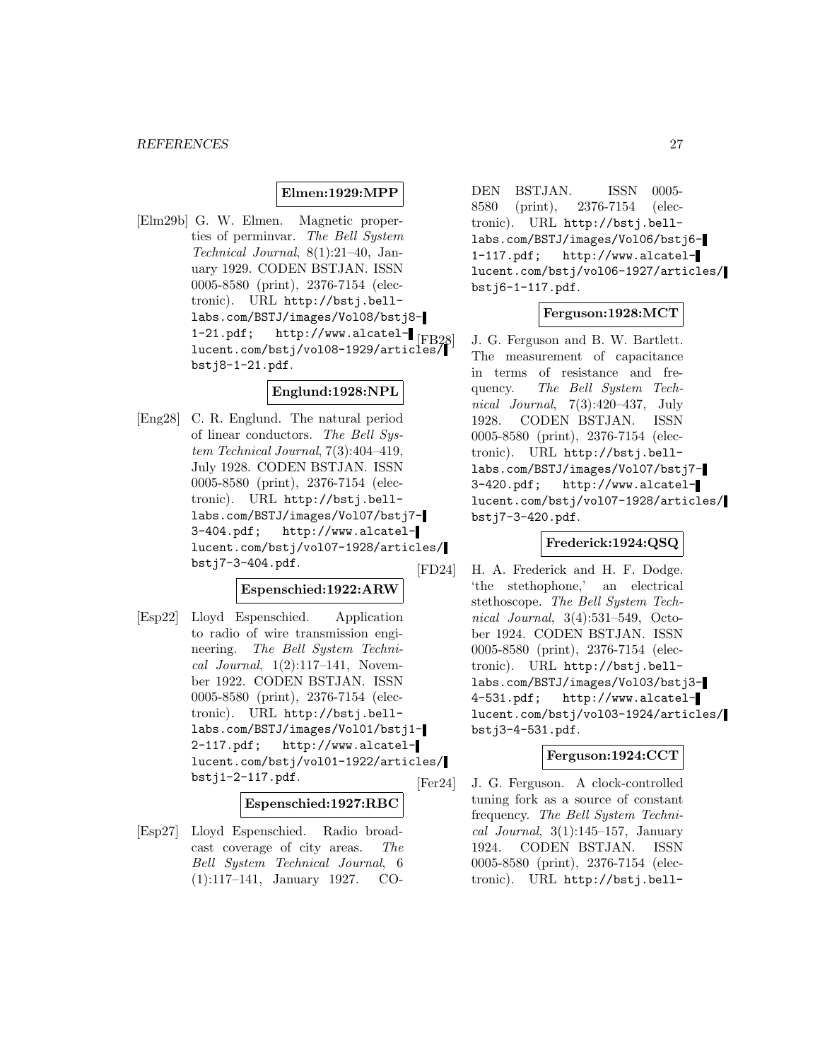**Elmen:1929:MPP**

[Elm29b] G. W. Elmen. Magnetic properties of perminvar. *The Bell System Technical Journal*, 8(1):21–40, January 1929. CODEN BSTJAN. ISSN 0005-8580 (print), 2376-7154 (electronic). URL http://bstj.bell-labs.com/BSTJ/images/Vol08/bstj8-1-21.pdf; http://www.alcatel-lucent.com/bstj/vol08-1929/articles/bstj8-1-21.pdf.

**Englund:1928:NPL**

[Eng28] C. R. Englund. The natural period of linear conductors. *The Bell System Technical Journal*, 7(3):404–419, July 1928. CODEN BSTJAN. ISSN 0005-8580 (print), 2376-7154 (electronic). URL http://bstj.bell-labs.com/BSTJ/images/Vol07/bstj7-3-404.pdf; http://www.alcatel-lucent.com/bstj/vol07-1928/articles/bstj7-3-404.pdf.

**Espenschied:1922:ARW**

[Esp22] Lloyd Espenschied. Application to radio of wire transmission engineering. *The Bell System Technical Journal*, 1(2):117–141, November 1922. CODEN BSTJAN. ISSN 0005-8580 (print), 2376-7154 (electronic). URL http://bstj.bell-labs.com/BSTJ/images/Vol01/bstj1-2-117.pdf; http://www.alcatel-lucent.com/bstj/vol01-1922/articles/bstj1-2-117.pdf.

**Espenschied:1927:RBC**

[Esp27] Lloyd Espenschied. Radio broadcast coverage of city areas. *The Bell System Technical Journal*, 6 (1):117–141, January 1927. CODEN BSTJAN. ISSN 0005-8580 (print), 2376-7154 (electronic). URL http://bstj.bell-labs.com/BSTJ/images/Vol06/bstj6-1-117.pdf; http://www.alcatel-lucent.com/bstj/vol06-1927/articles/bstj6-1-117.pdf.

**Ferguson:1928:MCT**

[FB28] J. G. Ferguson and B. W. Bartlett. The measurement of capacitance in terms of resistance and frequency. *The Bell System Technical Journal*, 7(3):420–437, July 1928. CODEN BSTJAN. ISSN 0005-8580 (print), 2376-7154 (electronic). URL http://bstj.bell-labs.com/BSTJ/images/Vol07/bstj7-3-420.pdf; http://www.alcatel-lucent.com/bstj/vol07-1928/articles/bstj7-3-420.pdf.

**Frederick:1924:QSQ**

[FD24] H. A. Frederick and H. F. Dodge. 'the stethophone,' an electrical stethoscope. *The Bell System Technical Journal*, 3(4):531–549, October 1924. CODEN BSTJAN. ISSN 0005-8580 (print), 2376-7154 (electronic). URL http://bstj.bell-labs.com/BSTJ/images/Vol03/bstj3-4-531.pdf; http://www.alcatel-lucent.com/bstj/vol03-1924/articles/bstj3-4-531.pdf.

**Ferguson:1924:CCT**

[Fer24] J. G. Ferguson. A clock-controlled tuning fork as a source of constant frequency. *The Bell System Technical Journal*, 3(1):145–157, January 1924. CODEN BSTJAN. ISSN 0005-8580 (print), 2376-7154 (electronic). URL http://bstj.bell-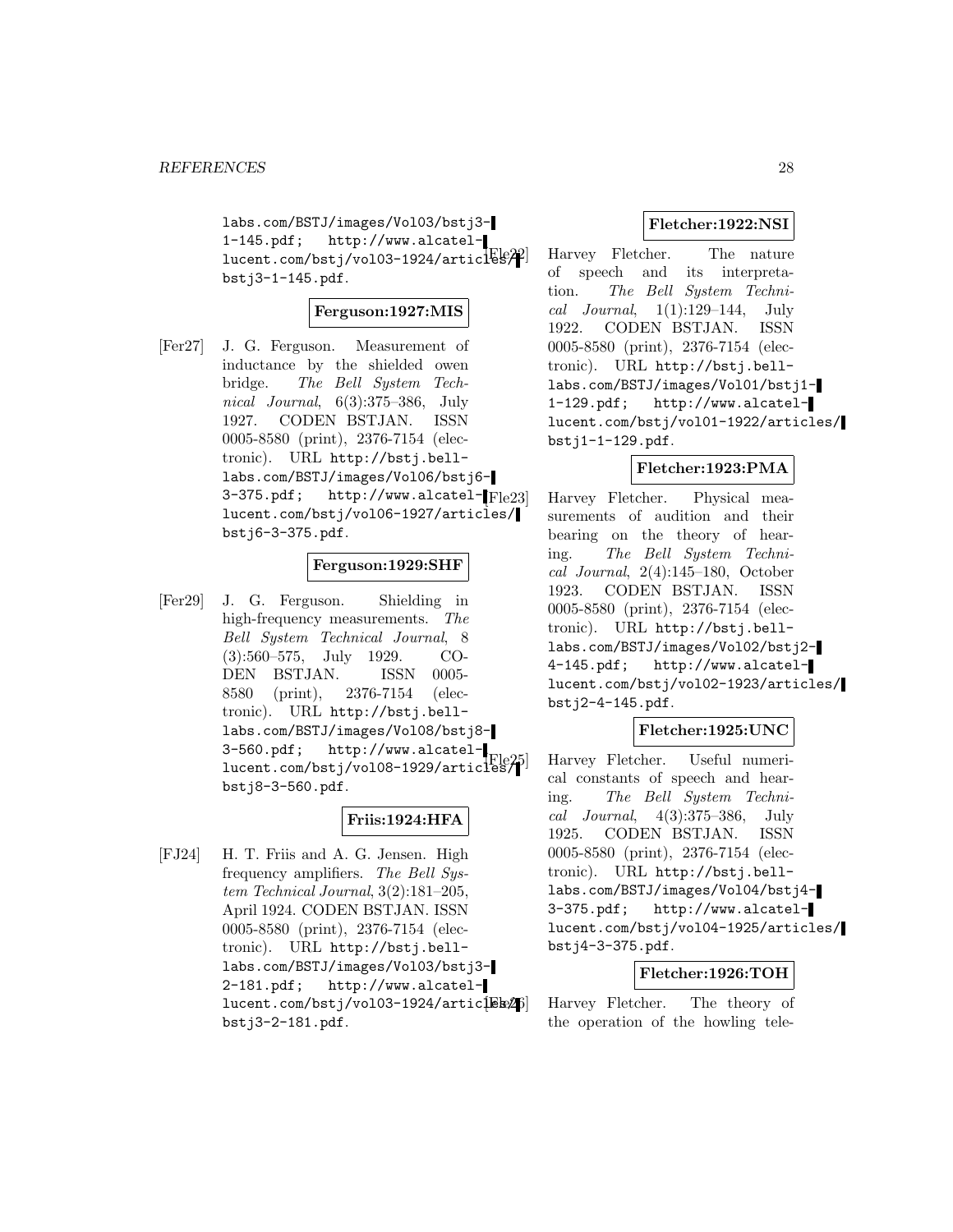labs.com/BSTJ/images/Vol03/bstj3-1-145.pdf; http://www.alcatel-lucent.com/bstj/vol03-1924/articles/bstj3-1-145.pdf.

**Ferguson:1927:MIS**

[Fer27] J. G. Ferguson. Measurement of inductance by the shielded owen bridge. *The Bell System Technical Journal*, 6(3):375–386, July 1927. CODEN BSTJAN. ISSN 0005-8580 (print), 2376-7154 (electronic). URL http://bstj.bell-labs.com/BSTJ/images/Vol06/bstj6-3-375.pdf; http://www.alcatel-lucent.com/bstj/vol06-1927/articles/bstj6-3-375.pdf.

**Ferguson:1929:SHF**

[Fer29] J. G. Ferguson. Shielding in high-frequency measurements. *The Bell System Technical Journal*, 8 (3):560–575, July 1929. CODEN BSTJAN. ISSN 0005-8580 (print), 2376-7154 (electronic). URL http://bstj.bell-labs.com/BSTJ/images/Vol08/bstj8-3-560.pdf; http://www.alcatel-lucent.com/bstj/vol08-1929/articles/bstj8-3-560.pdf.

**Friis:1924:HFA**

[FJ24] H. T. Friis and A. G. Jensen. High frequency amplifiers. *The Bell System Technical Journal*, 3(2):181–205, April 1924. CODEN BSTJAN. ISSN 0005-8580 (print), 2376-7154 (electronic). URL http://bstj.bell-labs.com/BSTJ/images/Vol03/bstj3-2-181.pdf; http://www.alcatel-lucent.com/bstj/vol03-1924/articles/bstj3-2-181.pdf.

**Fletcher:1922:NSI**

[Fle22] Harvey Fletcher. The nature of speech and its interpretation. *The Bell System Technical Journal*, 1(1):129–144, July 1922. CODEN BSTJAN. ISSN 0005-8580 (print), 2376-7154 (electronic). URL http://bstj.bell-labs.com/BSTJ/images/Vol01/bstj1-1-129.pdf; http://www.alcatel-lucent.com/bstj/vol01-1922/articles/bstj1-1-129.pdf.

**Fletcher:1923:PMA**

[Fle23] Harvey Fletcher. Physical measurements of audition and their bearing on the theory of hearing. *The Bell System Technical Journal*, 2(4):145–180, October 1923. CODEN BSTJAN. ISSN 0005-8580 (print), 2376-7154 (electronic). URL http://bstj.bell-labs.com/BSTJ/images/Vol02/bstj2-4-145.pdf; http://www.alcatel-lucent.com/bstj/vol02-1923/articles/bstj2-4-145.pdf.

**Fletcher:1925:UNC**

[Fle25] Harvey Fletcher. Useful numerical constants of speech and hearing. *The Bell System Technical Journal*, 4(3):375–386, July 1925. CODEN BSTJAN. ISSN 0005-8580 (print), 2376-7154 (electronic). URL http://bstj.bell-labs.com/BSTJ/images/Vol04/bstj4-3-375.pdf; http://www.alcatel-lucent.com/bstj/vol04-1925/articles/bstj4-3-375.pdf.

**Fletcher:1926:TOH**

[Fle26] Harvey Fletcher. The theory of the operation of the howling tele-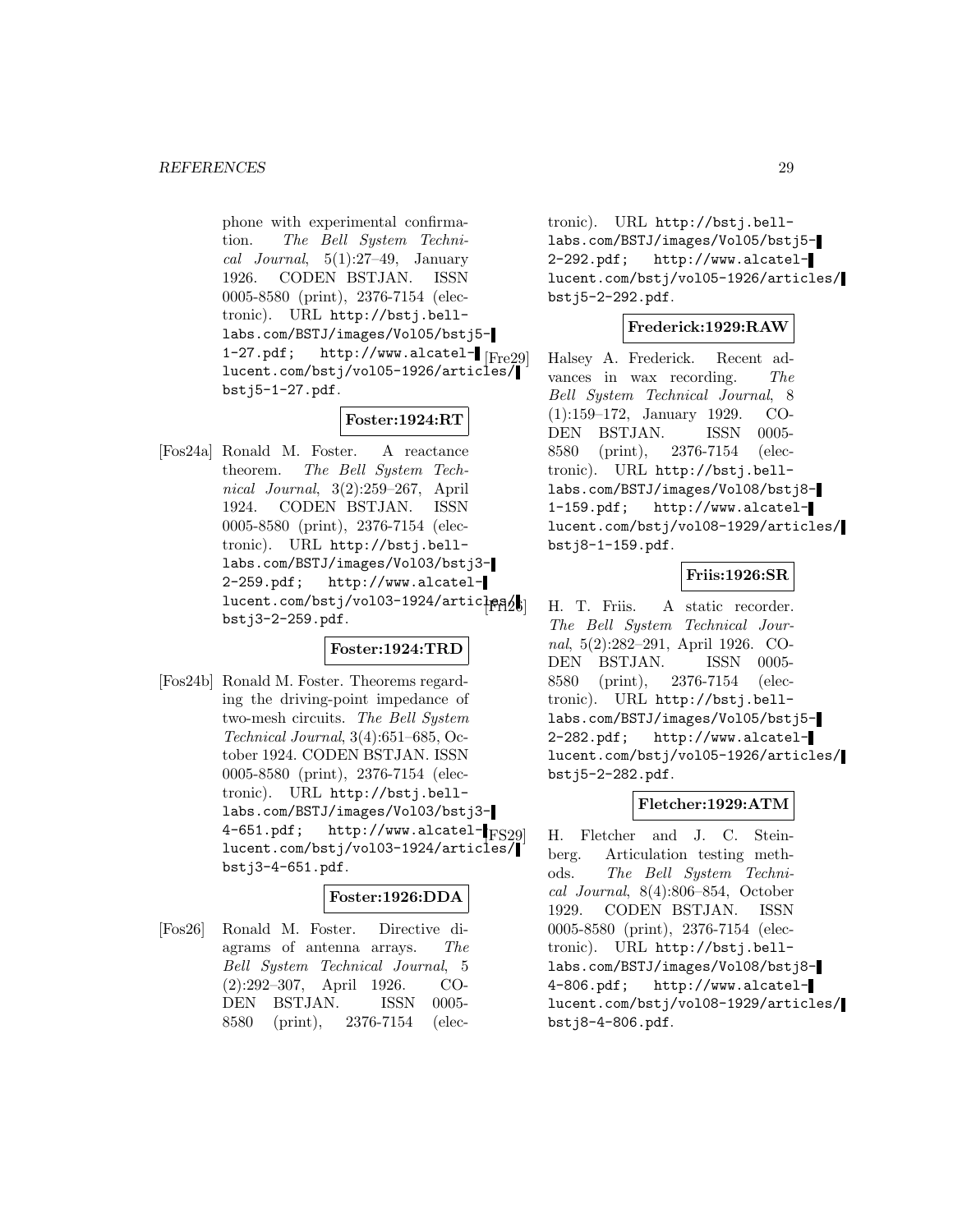phone with experimental confirmation. *The Bell System Technical Journal*, 5(1):27–49, January 1926. CODEN BSTJAN. ISSN 0005-8580 (print), 2376-7154 (electronic). URL http://bstj.bell-labs.com/BSTJ/images/Vol05/bstj5-1-27.pdf; http://www.alcatel-lucent.com/bstj/vol05-1926/articles/bstj5-1-27.pdf.

**Foster:1924:RT**

[Fos24a] Ronald M. Foster. A reactance theorem. *The Bell System Technical Journal*, 3(2):259–267, April 1924. CODEN BSTJAN. ISSN 0005-8580 (print), 2376-7154 (electronic). URL http://bstj.bell-labs.com/BSTJ/images/Vol03/bstj3-2-259.pdf; http://www.alcatel-lucent.com/bstj/vol03-1924/articles/bstj3-2-259.pdf.

**Foster:1924:TRD**

[Fos24b] Ronald M. Foster. Theorems regarding the driving-point impedance of two-mesh circuits. *The Bell System Technical Journal*, 3(4):651–685, October 1924. CODEN BSTJAN. ISSN 0005-8580 (print), 2376-7154 (electronic). URL http://bstj.bell-labs.com/BSTJ/images/Vol03/bstj3-4-651.pdf; http://www.alcatel-lucent.com/bstj/vol03-1924/articles/bstj3-4-651.pdf.

**Foster:1926:DDA**

[Fos26] Ronald M. Foster. Directive diagrams of antenna arrays. *The Bell System Technical Journal*, 5(2):292–307, April 1926. CODEN BSTJAN. ISSN 0005-8580 (print), 2376-7154 (electronic). URL http://bstj.bell-labs.com/BSTJ/images/Vol05/bstj5-2-292.pdf; http://www.alcatel-lucent.com/bstj/vol05-1926/articles/bstj5-2-292.pdf.

**Frederick:1929:RAW**

[Fre29] Halsey A. Frederick. Recent advances in wax recording. *The Bell System Technical Journal*, 8(1):159–172, January 1929. CODEN BSTJAN. ISSN 0005-8580 (print), 2376-7154 (electronic). URL http://bstj.bell-labs.com/BSTJ/images/Vol08/bstj8-1-159.pdf; http://www.alcatel-lucent.com/bstj/vol08-1929/articles/bstj8-1-159.pdf.

**Friis:1926:SR**

[Fri26] H. T. Friis. A static recorder. *The Bell System Technical Journal*, 5(2):282–291, April 1926. CODEN BSTJAN. ISSN 0005-8580 (print), 2376-7154 (electronic). URL http://bstj.bell-labs.com/BSTJ/images/Vol05/bstj5-2-282.pdf; http://www.alcatel-lucent.com/bstj/vol05-1926/articles/bstj5-2-282.pdf.

**Fletcher:1929:ATM**

[FS29] H. Fletcher and J. C. Steinberg. Articulation testing methods. *The Bell System Technical Journal*, 8(4):806–854, October 1929. CODEN BSTJAN. ISSN 0005-8580 (print), 2376-7154 (electronic). URL http://bstj.bell-labs.com/BSTJ/images/Vol08/bstj8-4-806.pdf; http://www.alcatel-lucent.com/bstj/vol08-1929/articles/bstj8-4-806.pdf.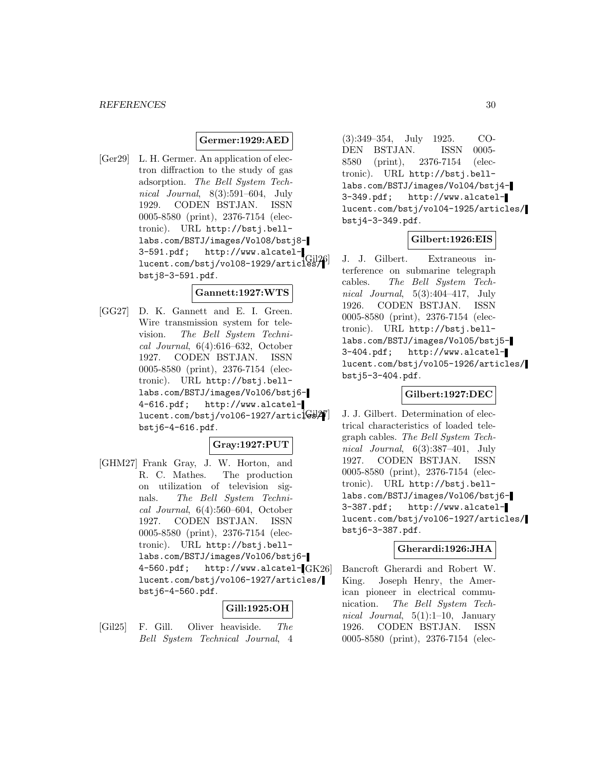**Germer:1929:AED**

[Ger29] L. H. Germer. An application of electron diffraction to the study of gas adsorption. *The Bell System Technical Journal*, 8(3):591–604, July 1929. CODEN BSTJAN. ISSN 0005-8580 (print), 2376-7154 (electronic). URL http://bstj.bell-labs.com/BSTJ/images/Vol08/bstj8-3-591.pdf; http://www.alcatel-lucent.com/bstj/vol08-1929/articles/bstj8-3-591.pdf.

**Gannett:1927:WTS**

[GG27] D. K. Gannett and E. I. Green. Wire transmission system for television. *The Bell System Technical Journal*, 6(4):616–632, October 1927. CODEN BSTJAN. ISSN 0005-8580 (print), 2376-7154 (electronic). URL http://bstj.bell-labs.com/BSTJ/images/Vol06/bstj6-4-616.pdf; http://www.alcatel-lucent.com/bstj/vol06-1927/articles/bstj6-4-616.pdf.

**Gray:1927:PUT**

[GHM27] Frank Gray, J. W. Horton, and R. C. Mathes. The production on utilization of television signals. *The Bell System Technical Journal*, 6(4):560–604, October 1927. CODEN BSTJAN. ISSN 0005-8580 (print), 2376-7154 (electronic). URL http://bstj.bell-labs.com/BSTJ/images/Vol06/bstj6-4-560.pdf; http://www.alcatel-lucent.com/bstj/vol06-1927/articles/bstj6-4-560.pdf.

**Gill:1925:OH**

[Gil25] F. Gill. Oliver heaviside. *The Bell System Technical Journal*, 4 (3):349–354, July 1925. CODEN BSTJAN. ISSN 0005-8580 (print), 2376-7154 (electronic). URL http://bstj.bell-labs.com/BSTJ/images/Vol04/bstj4-3-349.pdf; http://www.alcatel-lucent.com/bstj/vol04-1925/articles/bstj4-3-349.pdf.

**Gilbert:1926:EIS**

[Gil26] J. J. Gilbert. Extraneous interference on submarine telegraph cables. *The Bell System Technical Journal*, 5(3):404–417, July 1926. CODEN BSTJAN. ISSN 0005-8580 (print), 2376-7154 (electronic). URL http://bstj.bell-labs.com/BSTJ/images/Vol05/bstj5-3-404.pdf; http://www.alcatel-lucent.com/bstj/vol05-1926/articles/bstj5-3-404.pdf.

**Gilbert:1927:DEC**

[Gil27] J. J. Gilbert. Determination of electrical characteristics of loaded telegraph cables. *The Bell System Technical Journal*, 6(3):387–401, July 1927. CODEN BSTJAN. ISSN 0005-8580 (print), 2376-7154 (electronic). URL http://bstj.bell-labs.com/BSTJ/images/Vol06/bstj6-3-387.pdf; http://www.alcatel-lucent.com/bstj/vol06-1927/articles/bstj6-3-387.pdf.

**Gherardi:1926:JHA**

[GK26] Bancroft Gherardi and Robert W. King. Joseph Henry, the American pioneer in electrical communication. *The Bell System Technical Journal*, 5(1):1–10, January 1926. CODEN BSTJAN. ISSN 0005-8580 (print), 2376-7154 (elec-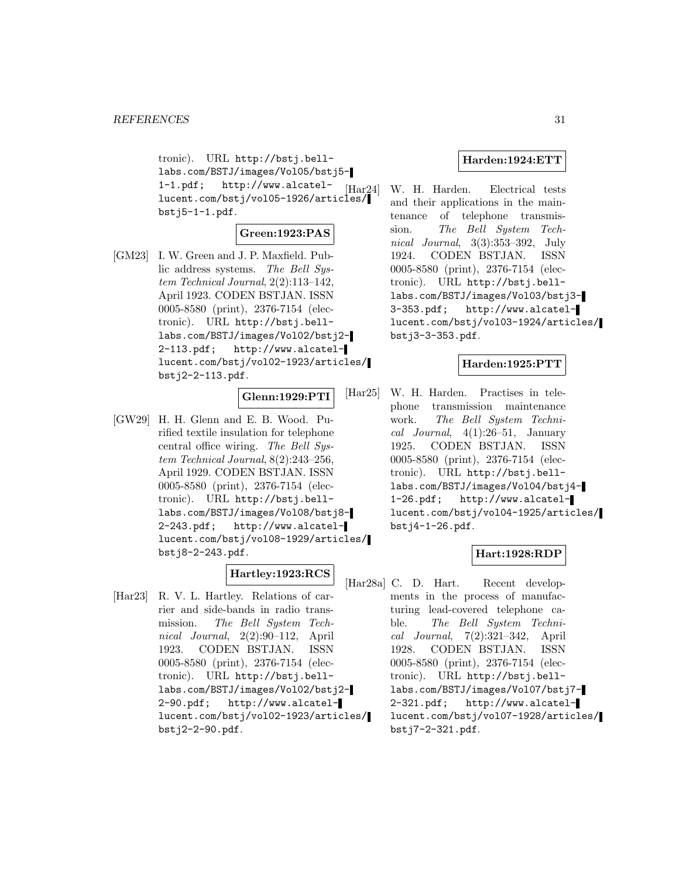tronic). URL http://bstj.bell-labs.com/BSTJ/images/Vol05/bstj5-1-1.pdf; http://www.alcatel-lucent.com/bstj/vol05-1926/articles/bstj5-1-1.pdf.

**Green:1923:PAS**

[GM23] I. W. Green and J. P. Maxfield. Public address systems. *The Bell System Technical Journal*, 2(2):113–142, April 1923. CODEN BSTJAN. ISSN 0005-8580 (print), 2376-7154 (electronic). URL http://bstj.bell-labs.com/BSTJ/images/Vol02/bstj2-2-113.pdf; http://www.alcatel-lucent.com/bstj/vol02-1923/articles/bstj2-2-113.pdf.

**Glenn:1929:PTI**

[GW29] H. H. Glenn and E. B. Wood. Purified textile insulation for telephone central office wiring. *The Bell System Technical Journal*, 8(2):243–256, April 1929. CODEN BSTJAN. ISSN 0005-8580 (print), 2376-7154 (electronic). URL http://bstj.bell-labs.com/BSTJ/images/Vol08/bstj8-2-243.pdf; http://www.alcatel-lucent.com/bstj/vol08-1929/articles/bstj8-2-243.pdf.

**Hartley:1923:RCS**

[Har23] R. V. L. Hartley. Relations of carrier and side-bands in radio transmission. *The Bell System Technical Journal*, 2(2):90–112, April 1923. CODEN BSTJAN. ISSN 0005-8580 (print), 2376-7154 (electronic). URL http://bstj.bell-labs.com/BSTJ/images/Vol02/bstj2-2-90.pdf; http://www.alcatel-lucent.com/bstj/vol02-1923/articles/bstj2-2-90.pdf.

**Harden:1924:ETT**

[Har24] W. H. Harden. Electrical tests and their applications in the maintenance of telephone transmission. *The Bell System Technical Journal*, 3(3):353–392, July 1924. CODEN BSTJAN. ISSN 0005-8580 (print), 2376-7154 (electronic). URL http://bstj.bell-labs.com/BSTJ/images/Vol03/bstj3-3-353.pdf; http://www.alcatel-lucent.com/bstj/vol03-1924/articles/bstj3-3-353.pdf.

**Harden:1925:PTT**

[Har25] W. H. Harden. Practises in telephone transmission maintenance work. *The Bell System Technical Journal*, 4(1):26–51, January 1925. CODEN BSTJAN. ISSN 0005-8580 (print), 2376-7154 (electronic). URL http://bstj.bell-labs.com/BSTJ/images/Vol04/bstj4-1-26.pdf; http://www.alcatel-lucent.com/bstj/vol04-1925/articles/bstj4-1-26.pdf.

**Hart:1928:RDP**

[Har28a] C. D. Hart. Recent developments in the process of manufacturing lead-covered telephone cable. *The Bell System Technical Journal*, 7(2):321–342, April 1928. CODEN BSTJAN. ISSN 0005-8580 (print), 2376-7154 (electronic). URL http://bstj.bell-labs.com/BSTJ/images/Vol07/bstj7-2-321.pdf; http://www.alcatel-lucent.com/bstj/vol07-1928/articles/bstj7-2-321.pdf.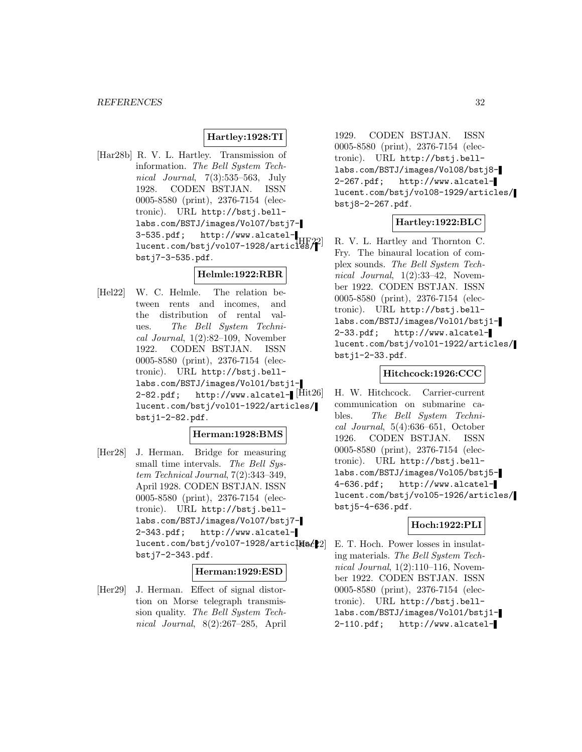**Hartley:1928:TI**

[Har28b] R. V. L. Hartley. Transmission of information. *The Bell System Technical Journal*, 7(3):535–563, July 1928. CODEN BSTJAN. ISSN 0005-8580 (print), 2376-7154 (electronic). URL http://bstj.bell-labs.com/BSTJ/images/Vol07/bstj7-3-535.pdf; http://www.alcatel-lucent.com/bstj/vol07-1928/articles/bstj7-3-535.pdf.

**Helmle:1922:RBR**

[Hel22] W. C. Helmle. The relation between rents and incomes, and the distribution of rental values. *The Bell System Technical Journal*, 1(2):82–109, November 1922. CODEN BSTJAN. ISSN 0005-8580 (print), 2376-7154 (electronic). URL http://bstj.bell-labs.com/BSTJ/images/Vol01/bstj1-2-82.pdf; http://www.alcatel-lucent.com/bstj/vol01-1922/articles/bstj1-2-82.pdf.

**Herman:1928:BMS**

[Her28] J. Herman. Bridge for measuring small time intervals. *The Bell System Technical Journal*, 7(2):343–349, April 1928. CODEN BSTJAN. ISSN 0005-8580 (print), 2376-7154 (electronic). URL http://bstj.bell-labs.com/BSTJ/images/Vol07/bstj7-2-343.pdf; http://www.alcatel-lucent.com/bstj/vol07-1928/articles/bstj7-2-343.pdf.

**Herman:1929:ESD**

[Her29] J. Herman. Effect of signal distortion on Morse telegraph transmission quality. *The Bell System Technical Journal*, 8(2):267–285, April 1929. CODEN BSTJAN. ISSN 0005-8580 (print), 2376-7154 (electronic). URL http://bstj.bell-labs.com/BSTJ/images/Vol08/bstj8-2-267.pdf; http://www.alcatel-lucent.com/bstj/vol08-1929/articles/bstj8-2-267.pdf.

**Hartley:1922:BLC**

[HF22] R. V. L. Hartley and Thornton C. Fry. The binaural location of complex sounds. *The Bell System Technical Journal*, 1(2):33–42, November 1922. CODEN BSTJAN. ISSN 0005-8580 (print), 2376-7154 (electronic). URL http://bstj.bell-labs.com/BSTJ/images/Vol01/bstj1-2-33.pdf; http://www.alcatel-lucent.com/bstj/vol01-1922/articles/bstj1-2-33.pdf.

**Hitchcock:1926:CCC**

[Hit26] H. W. Hitchcock. Carrier-current communication on submarine cables. *The Bell System Technical Journal*, 5(4):636–651, October 1926. CODEN BSTJAN. ISSN 0005-8580 (print), 2376-7154 (electronic). URL http://bstj.bell-labs.com/BSTJ/images/Vol05/bstj5-4-636.pdf; http://www.alcatel-lucent.com/bstj/vol05-1926/articles/bstj5-4-636.pdf.

**Hoch:1922:PLI**

[Hoc22] E. T. Hoch. Power losses in insulating materials. *The Bell System Technical Journal*, 1(2):110–116, November 1922. CODEN BSTJAN. ISSN 0005-8580 (print), 2376-7154 (electronic). URL http://bstj.bell-labs.com/BSTJ/images/Vol01/bstj1-2-110.pdf; http://www.alcatel-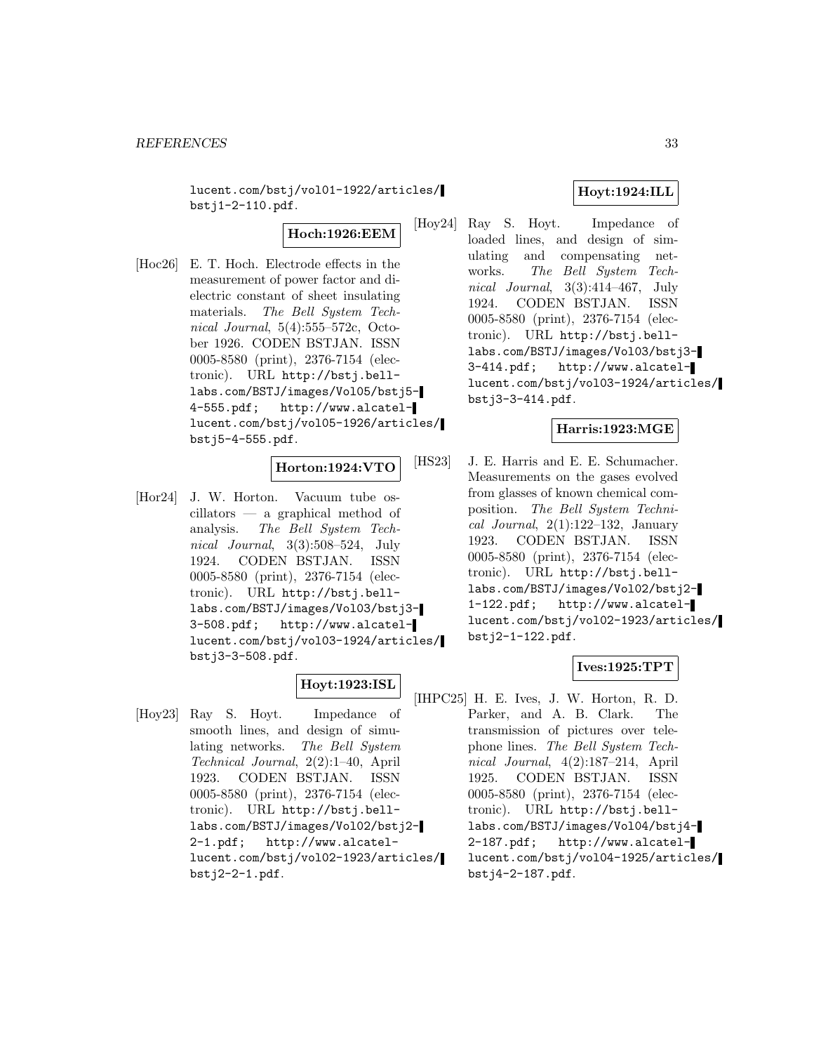lucent.com/bstj/vol01-1922/articles/bstj1-2-110.pdf.

**Hoch:1926:EEM**

[Hoc26] E. T. Hoch. Electrode effects in the measurement of power factor and dielectric constant of sheet insulating materials. *The Bell System Technical Journal*, 5(4):555–572c, October 1926. CODEN BSTJAN. ISSN 0005-8580 (print), 2376-7154 (electronic). URL http://bstj.bell-labs.com/BSTJ/images/Vol05/bstj5-4-555.pdf; http://www.alcatel-lucent.com/bstj/vol05-1926/articles/bstj5-4-555.pdf.

**Horton:1924:VTO**

[Hor24] J. W. Horton. Vacuum tube oscillators — a graphical method of analysis. *The Bell System Technical Journal*, 3(3):508–524, July 1924. CODEN BSTJAN. ISSN 0005-8580 (print), 2376-7154 (electronic). URL http://bstj.bell-labs.com/BSTJ/images/Vol03/bstj3-3-508.pdf; http://www.alcatel-lucent.com/bstj/vol03-1924/articles/bstj3-3-508.pdf.

**Hoyt:1923:ISL**

[Hoy23] Ray S. Hoyt. Impedance of smooth lines, and design of simulating networks. *The Bell System Technical Journal*, 2(2):1–40, April 1923. CODEN BSTJAN. ISSN 0005-8580 (print), 2376-7154 (electronic). URL http://bstj.bell-labs.com/BSTJ/images/Vol02/bstj2-2-1.pdf; http://www.alcatel-lucent.com/bstj/vol02-1923/articles/bstj2-2-1.pdf.

**Hoyt:1924:ILL**

[Hoy24] Ray S. Hoyt. Impedance of loaded lines, and design of simulating and compensating networks. *The Bell System Technical Journal*, 3(3):414–467, July 1924. CODEN BSTJAN. ISSN 0005-8580 (print), 2376-7154 (electronic). URL http://bstj.bell-labs.com/BSTJ/images/Vol03/bstj3-3-414.pdf; http://www.alcatel-lucent.com/bstj/vol03-1924/articles/bstj3-3-414.pdf.

**Harris:1923:MGE**

[HS23] J. E. Harris and E. E. Schumacher. Measurements on the gases evolved from glasses of known chemical composition. *The Bell System Technical Journal*, 2(1):122–132, January 1923. CODEN BSTJAN. ISSN 0005-8580 (print), 2376-7154 (electronic). URL http://bstj.bell-labs.com/BSTJ/images/Vol02/bstj2-1-122.pdf; http://www.alcatel-lucent.com/bstj/vol02-1923/articles/bstj2-1-122.pdf.

**Ives:1925:TPT**

[IHPC25] H. E. Ives, J. W. Horton, R. D. Parker, and A. B. Clark. The transmission of pictures over telephone lines. *The Bell System Technical Journal*, 4(2):187–214, April 1925. CODEN BSTJAN. ISSN 0005-8580 (print), 2376-7154 (electronic). URL http://bstj.bell-labs.com/BSTJ/images/Vol04/bstj4-2-187.pdf; http://www.alcatel-lucent.com/bstj/vol04-1925/articles/bstj4-2-187.pdf.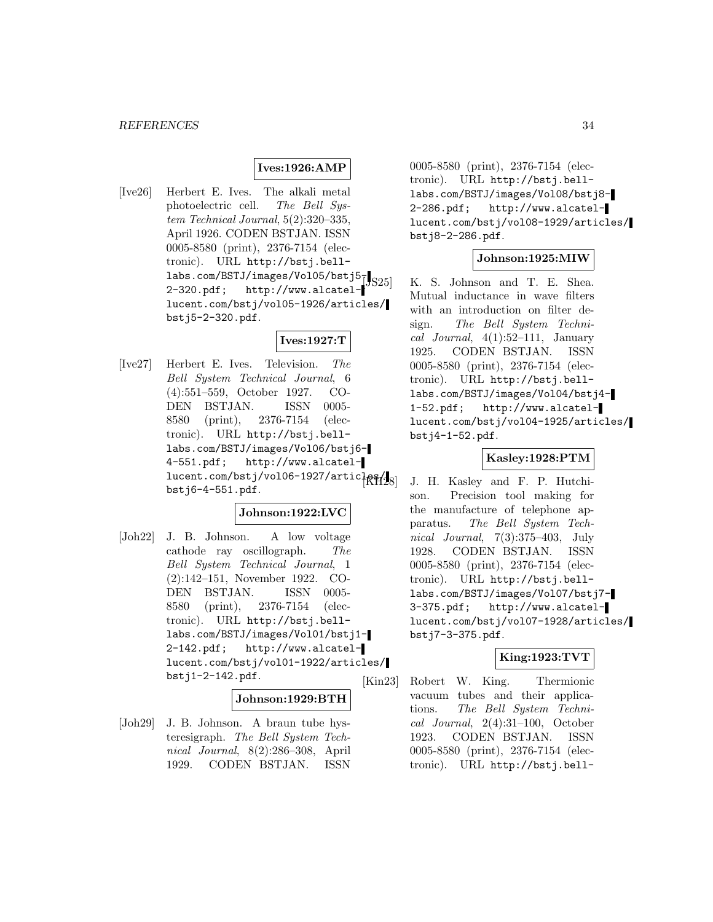**Ives:1926:AMP**

[Ive26] Herbert E. Ives. The alkali metal photoelectric cell. *The Bell System Technical Journal*, 5(2):320–335, April 1926. CODEN BSTJAN. ISSN 0005-8580 (print), 2376-7154 (electronic). URL http://bstj.bell-labs.com/BSTJ/images/Vol05/bstj5-2-320.pdf; http://www.alcatel-lucent.com/bstj/vol05-1926/articles/bstj5-2-320.pdf.

**Ives:1927:T**

[Ive27] Herbert E. Ives. Television. *The Bell System Technical Journal*, 6 (4):551–559, October 1927. CODEN BSTJAN. ISSN 0005-8580 (print), 2376-7154 (electronic). URL http://bstj.bell-labs.com/BSTJ/images/Vol06/bstj6-4-551.pdf; http://www.alcatel-lucent.com/bstj/vol06-1927/articles/bstj6-4-551.pdf.

**Johnson:1922:LVC**

[Joh22] J. B. Johnson. A low voltage cathode ray oscillograph. *The Bell System Technical Journal*, 1 (2):142–151, November 1922. CODEN BSTJAN. ISSN 0005-8580 (print), 2376-7154 (electronic). URL http://bstj.bell-labs.com/BSTJ/images/Vol01/bstj1-2-142.pdf; http://www.alcatel-lucent.com/bstj/vol01-1922/articles/bstj1-2-142.pdf.

**Johnson:1929:BTH**

[Joh29] J. B. Johnson. A braun tube hysteresigraph. *The Bell System Technical Journal*, 8(2):286–308, April 1929. CODEN BSTJAN. ISSN 0005-8580 (print), 2376-7154 (electronic). URL http://bstj.bell-labs.com/BSTJ/images/Vol08/bstj8-2-286.pdf; http://www.alcatel-lucent.com/bstj/vol08-1929/articles/bstj8-2-286.pdf.

**Johnson:1925:MIW**

[JS25] K. S. Johnson and T. E. Shea. Mutual inductance in wave filters with an introduction on filter design. *The Bell System Technical Journal*, 4(1):52–111, January 1925. CODEN BSTJAN. ISSN 0005-8580 (print), 2376-7154 (electronic). URL http://bstj.bell-labs.com/BSTJ/images/Vol04/bstj4-1-52.pdf; http://www.alcatel-lucent.com/bstj/vol04-1925/articles/bstj4-1-52.pdf.

**Kasley:1928:PTM**

[KH28] J. H. Kasley and F. P. Hutchison. Precision tool making for the manufacture of telephone apparatus. *The Bell System Technical Journal*, 7(3):375–403, July 1928. CODEN BSTJAN. ISSN 0005-8580 (print), 2376-7154 (electronic). URL http://bstj.bell-labs.com/BSTJ/images/Vol07/bstj7-3-375.pdf; http://www.alcatel-lucent.com/bstj/vol07-1928/articles/bstj7-3-375.pdf.

**King:1923:TVT**

[Kin23] Robert W. King. Thermionic vacuum tubes and their applications. *The Bell System Technical Journal*, 2(4):31–100, October 1923. CODEN BSTJAN. ISSN 0005-8580 (print), 2376-7154 (electronic). URL http://bstj.bell-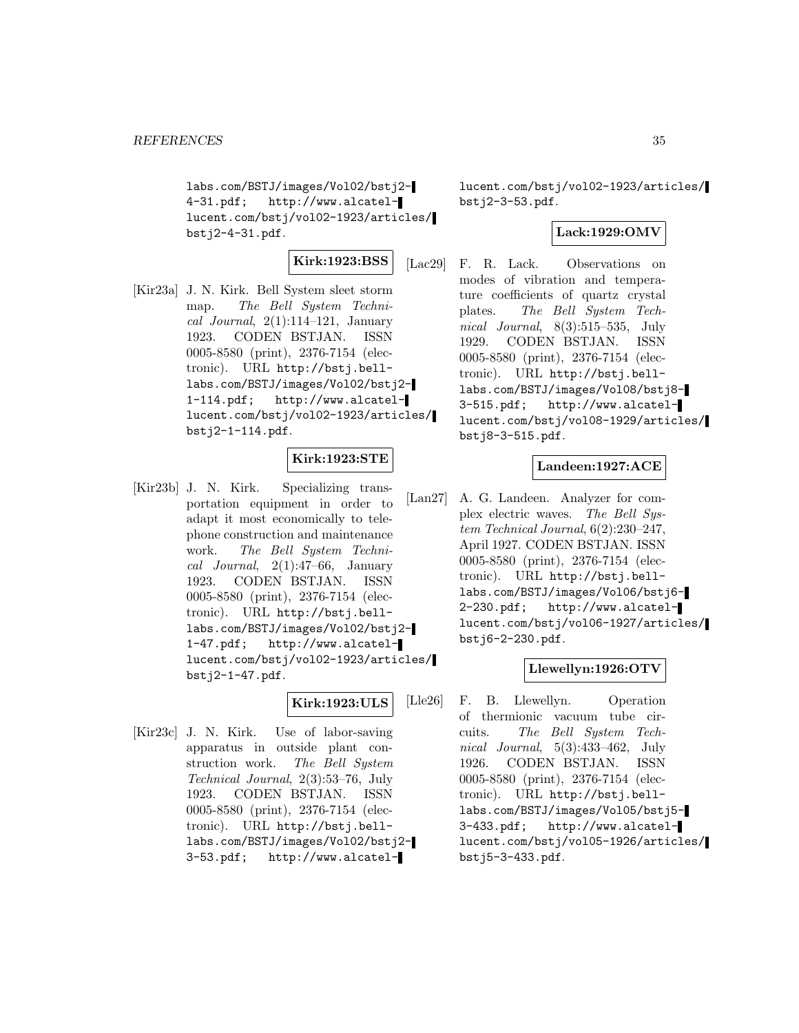labs.com/BSTJ/images/Vol02/bstj2-4-31.pdf; http://www.alcatel-lucent.com/bstj/vol02-1923/articles/bstj2-4-31.pdf.

**Kirk:1923:BSS**

[Kir23a] J. N. Kirk. Bell System sleet storm map. *The Bell System Technical Journal*, 2(1):114–121, January 1923. CODEN BSTJAN. ISSN 0005-8580 (print), 2376-7154 (electronic). URL http://bstj.bell-labs.com/BSTJ/images/Vol02/bstj2-1-114.pdf; http://www.alcatel-lucent.com/bstj/vol02-1923/articles/bstj2-1-114.pdf.

**Kirk:1923:STE**

[Kir23b] J. N. Kirk. Specializing transportation equipment in order to adapt it most economically to telephone construction and maintenance work. *The Bell System Technical Journal*, 2(1):47–66, January 1923. CODEN BSTJAN. ISSN 0005-8580 (print), 2376-7154 (electronic). URL http://bstj.bell-labs.com/BSTJ/images/Vol02/bstj2-1-47.pdf; http://www.alcatel-lucent.com/bstj/vol02-1923/articles/bstj2-1-47.pdf.

**Kirk:1923:ULS**

[Kir23c] J. N. Kirk. Use of labor-saving apparatus in outside plant construction work. *The Bell System Technical Journal*, 2(3):53–76, July 1923. CODEN BSTJAN. ISSN 0005-8580 (print), 2376-7154 (electronic). URL http://bstj.bell-labs.com/BSTJ/images/Vol02/bstj2-3-53.pdf; http://www.alcatel-lucent.com/bstj/vol02-1923/articles/bstj2-3-53.pdf.

**Lack:1929:OMV**

[Lac29] F. R. Lack. Observations on modes of vibration and temperature coefficients of quartz crystal plates. *The Bell System Technical Journal*, 8(3):515–535, July 1929. CODEN BSTJAN. ISSN 0005-8580 (print), 2376-7154 (electronic). URL http://bstj.bell-labs.com/BSTJ/images/Vol08/bstj8-3-515.pdf; http://www.alcatel-lucent.com/bstj/vol08-1929/articles/bstj8-3-515.pdf.

**Landeen:1927:ACE**

[Lan27] A. G. Landeen. Analyzer for complex electric waves. *The Bell System Technical Journal*, 6(2):230–247, April 1927. CODEN BSTJAN. ISSN 0005-8580 (print), 2376-7154 (electronic). URL http://bstj.bell-labs.com/BSTJ/images/Vol06/bstj6-2-230.pdf; http://www.alcatel-lucent.com/bstj/vol06-1927/articles/bstj6-2-230.pdf.

**Llewellyn:1926:OTV**

[Lle26] F. B. Llewellyn. Operation of thermionic vacuum tube circuits. *The Bell System Technical Journal*, 5(3):433–462, July 1926. CODEN BSTJAN. ISSN 0005-8580 (print), 2376-7154 (electronic). URL http://bstj.bell-labs.com/BSTJ/images/Vol05/bstj5-3-433.pdf; http://www.alcatel-lucent.com/bstj/vol05-1926/articles/bstj5-3-433.pdf.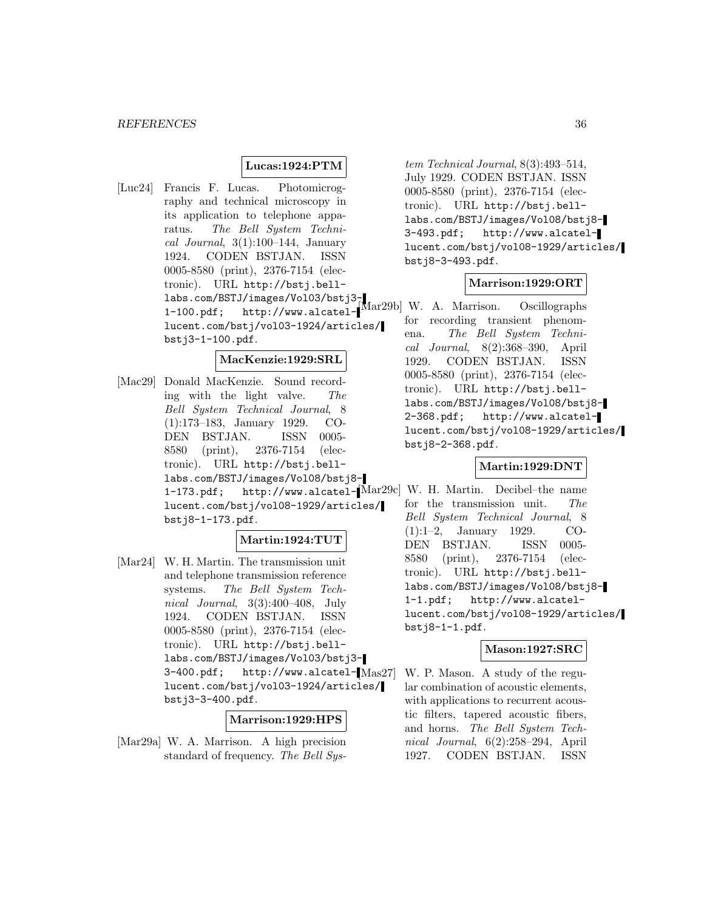**Lucas:1924:PTM**

[Luc24] Francis F. Lucas. Photomicrography and technical microscopy in its application to telephone apparatus. *The Bell System Technical Journal*, 3(1):100–144, January 1924. CODEN BSTJAN. ISSN 0005-8580 (print), 2376-7154 (electronic). URL http://bstj.bell-labs.com/BSTJ/images/Vol03/bstj3-1-100.pdf; http://www.alcatel-lucent.com/bstj/vol03-1924/articles/bstj3-1-100.pdf.

**MacKenzie:1929:SRL**

[Mac29] Donald MacKenzie. Sound recording with the light valve. *The Bell System Technical Journal*, 8 (1):173–183, January 1929. CODEN BSTJAN. ISSN 0005-8580 (print), 2376-7154 (electronic). URL http://bstj.bell-labs.com/BSTJ/images/Vol08/bstj8-1-173.pdf; http://www.alcatel-lucent.com/bstj/vol08-1929/articles/bstj8-1-173.pdf.

**Martin:1924:TUT**

[Mar24] W. H. Martin. The transmission unit and telephone transmission reference systems. *The Bell System Technical Journal*, 3(3):400–408, July 1924. CODEN BSTJAN. ISSN 0005-8580 (print), 2376-7154 (electronic). URL http://bstj.bell-labs.com/BSTJ/images/Vol03/bstj3-3-400.pdf; http://www.alcatel-lucent.com/bstj/vol03-1924/articles/bstj3-3-400.pdf.

**Marrison:1929:HPS**

[Mar29a] W. A. Marrison. A high precision standard of frequency. *The Bell System Technical Journal*, 8(3):493–514, July 1929. CODEN BSTJAN. ISSN 0005-8580 (print), 2376-7154 (electronic). URL http://bstj.bell-labs.com/BSTJ/images/Vol08/bstj8-3-493.pdf; http://www.alcatel-lucent.com/bstj/vol08-1929/articles/bstj8-3-493.pdf.

**Marrison:1929:ORT**

[Mar29b] W. A. Marrison. Oscillographs for recording transient phenomena. *The Bell System Technical Journal*, 8(2):368–390, April 1929. CODEN BSTJAN. ISSN 0005-8580 (print), 2376-7154 (electronic). URL http://bstj.bell-labs.com/BSTJ/images/Vol08/bstj8-2-368.pdf; http://www.alcatel-lucent.com/bstj/vol08-1929/articles/bstj8-2-368.pdf.

**Martin:1929:DNT**

[Mar29c] W. H. Martin. Decibel–the name for the transmission unit. *The Bell System Technical Journal*, 8 (1):1–2, January 1929. CODEN BSTJAN. ISSN 0005-8580 (print), 2376-7154 (electronic). URL http://bstj.bell-labs.com/BSTJ/images/Vol08/bstj8-1-1.pdf; http://www.alcatel-lucent.com/bstj/vol08-1929/articles/bstj8-1-1.pdf.

**Mason:1927:SRC**

[Mas27] W. P. Mason. A study of the regular combination of acoustic elements, with applications to recurrent acoustic filters, tapered acoustic fibers, and horns. *The Bell System Technical Journal*, 6(2):258–294, April 1927. CODEN BSTJAN. ISSN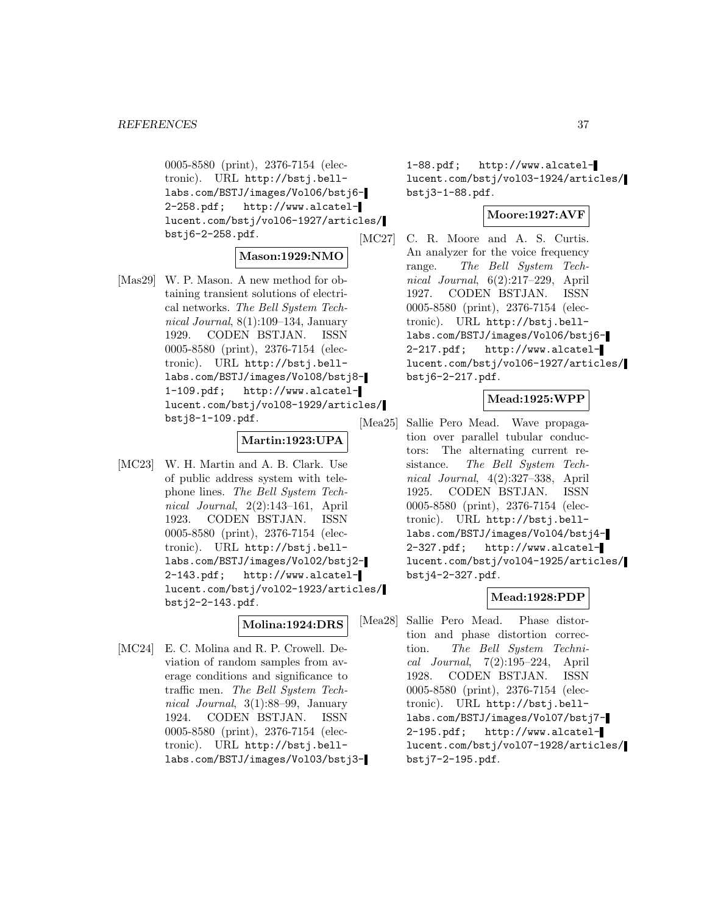0005-8580 (print), 2376-7154 (electronic). URL http://bstj.bell-labs.com/BSTJ/images/Vol06/bstj6-2-258.pdf; http://www.alcatel-lucent.com/bstj/vol06-1927/articles/bstj6-2-258.pdf.

**Mason:1929:NMO**

[Mas29] W. P. Mason. A new method for obtaining transient solutions of electrical networks. *The Bell System Technical Journal*, 8(1):109–134, January 1929. CODEN BSTJAN. ISSN 0005-8580 (print), 2376-7154 (electronic). URL http://bstj.bell-labs.com/BSTJ/images/Vol08/bstj8-1-109.pdf; http://www.alcatel-lucent.com/bstj/vol08-1929/articles/bstj8-1-109.pdf.

**Martin:1923:UPA**

[MC23] W. H. Martin and A. B. Clark. Use of public address system with telephone lines. *The Bell System Technical Journal*, 2(2):143–161, April 1923. CODEN BSTJAN. ISSN 0005-8580 (print), 2376-7154 (electronic). URL http://bstj.bell-labs.com/BSTJ/images/Vol02/bstj2-2-143.pdf; http://www.alcatel-lucent.com/bstj/vol02-1923/articles/bstj2-2-143.pdf.

**Molina:1924:DRS**

[MC24] E. C. Molina and R. P. Crowell. Deviation of random samples from average conditions and significance to traffic men. *The Bell System Technical Journal*, 3(1):88–99, January 1924. CODEN BSTJAN. ISSN 0005-8580 (print), 2376-7154 (electronic). URL http://bstj.bell-labs.com/BSTJ/images/Vol03/bstj3-1-88.pdf; http://www.alcatel-lucent.com/bstj/vol03-1924/articles/bstj3-1-88.pdf.

**Moore:1927:AVF**

[MC27] C. R. Moore and A. S. Curtis. An analyzer for the voice frequency range. *The Bell System Technical Journal*, 6(2):217–229, April 1927. CODEN BSTJAN. ISSN 0005-8580 (print), 2376-7154 (electronic). URL http://bstj.bell-labs.com/BSTJ/images/Vol06/bstj6-2-217.pdf; http://www.alcatel-lucent.com/bstj/vol06-1927/articles/bstj6-2-217.pdf.

**Mead:1925:WPP**

[Mea25] Sallie Pero Mead. Wave propagation over parallel tubular conductors: The alternating current resistance. *The Bell System Technical Journal*, 4(2):327–338, April 1925. CODEN BSTJAN. ISSN 0005-8580 (print), 2376-7154 (electronic). URL http://bstj.bell-labs.com/BSTJ/images/Vol04/bstj4-2-327.pdf; http://www.alcatel-lucent.com/bstj/vol04-1925/articles/bstj4-2-327.pdf.

**Mead:1928:PDP**

[Mea28] Sallie Pero Mead. Phase distortion and phase distortion correction. *The Bell System Technical Journal*, 7(2):195–224, April 1928. CODEN BSTJAN. ISSN 0005-8580 (print), 2376-7154 (electronic). URL http://bstj.bell-labs.com/BSTJ/images/Vol07/bstj7-2-195.pdf; http://www.alcatel-lucent.com/bstj/vol07-1928/articles/bstj7-2-195.pdf.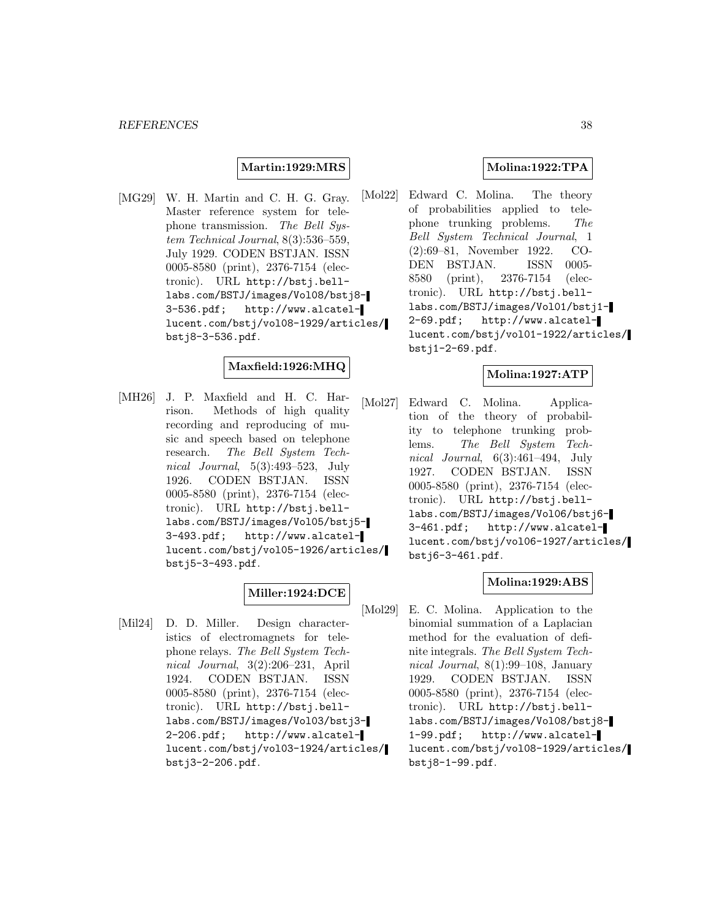**Martin:1929:MRS**

[MG29] W. H. Martin and C. H. G. Gray. Master reference system for telephone transmission. *The Bell System Technical Journal*, 8(3):536–559, July 1929. CODEN BSTJAN. ISSN 0005-8580 (print), 2376-7154 (electronic). URL http://bstj.bell-labs.com/BSTJ/images/Vol08/bstj8-3-536.pdf; http://www.alcatel-lucent.com/bstj/vol08-1929/articles/bstj8-3-536.pdf.

**Maxfield:1926:MHQ**

[MH26] J. P. Maxfield and H. C. Harrison. Methods of high quality recording and reproducing of music and speech based on telephone research. *The Bell System Technical Journal*, 5(3):493–523, July 1926. CODEN BSTJAN. ISSN 0005-8580 (print), 2376-7154 (electronic). URL http://bstj.bell-labs.com/BSTJ/images/Vol05/bstj5-3-493.pdf; http://www.alcatel-lucent.com/bstj/vol05-1926/articles/bstj5-3-493.pdf.

**Miller:1924:DCE**

[Mil24] D. D. Miller. Design characteristics of electromagnets for telephone relays. *The Bell System Technical Journal*, 3(2):206–231, April 1924. CODEN BSTJAN. ISSN 0005-8580 (print), 2376-7154 (electronic). URL http://bstj.bell-labs.com/BSTJ/images/Vol03/bstj3-2-206.pdf; http://www.alcatel-lucent.com/bstj/vol03-1924/articles/bstj3-2-206.pdf.

**Molina:1922:TPA**

[Mol22] Edward C. Molina. The theory of probabilities applied to telephone trunking problems. *The Bell System Technical Journal*, 1 (2):69–81, November 1922. CODEN BSTJAN. ISSN 0005-8580 (print), 2376-7154 (electronic). URL http://bstj.bell-labs.com/BSTJ/images/Vol01/bstj1-2-69.pdf; http://www.alcatel-lucent.com/bstj/vol01-1922/articles/bstj1-2-69.pdf.

**Molina:1927:ATP**

[Mol27] Edward C. Molina. Application of the theory of probability to telephone trunking problems. *The Bell System Technical Journal*, 6(3):461–494, July 1927. CODEN BSTJAN. ISSN 0005-8580 (print), 2376-7154 (electronic). URL http://bstj.bell-labs.com/BSTJ/images/Vol06/bstj6-3-461.pdf; http://www.alcatel-lucent.com/bstj/vol06-1927/articles/bstj6-3-461.pdf.

**Molina:1929:ABS**

[Mol29] E. C. Molina. Application to the binomial summation of a Laplacian method for the evaluation of definite integrals. *The Bell System Technical Journal*, 8(1):99–108, January 1929. CODEN BSTJAN. ISSN 0005-8580 (print), 2376-7154 (electronic). URL http://bstj.bell-labs.com/BSTJ/images/Vol08/bstj8-1-99.pdf; http://www.alcatel-lucent.com/bstj/vol08-1929/articles/bstj8-1-99.pdf.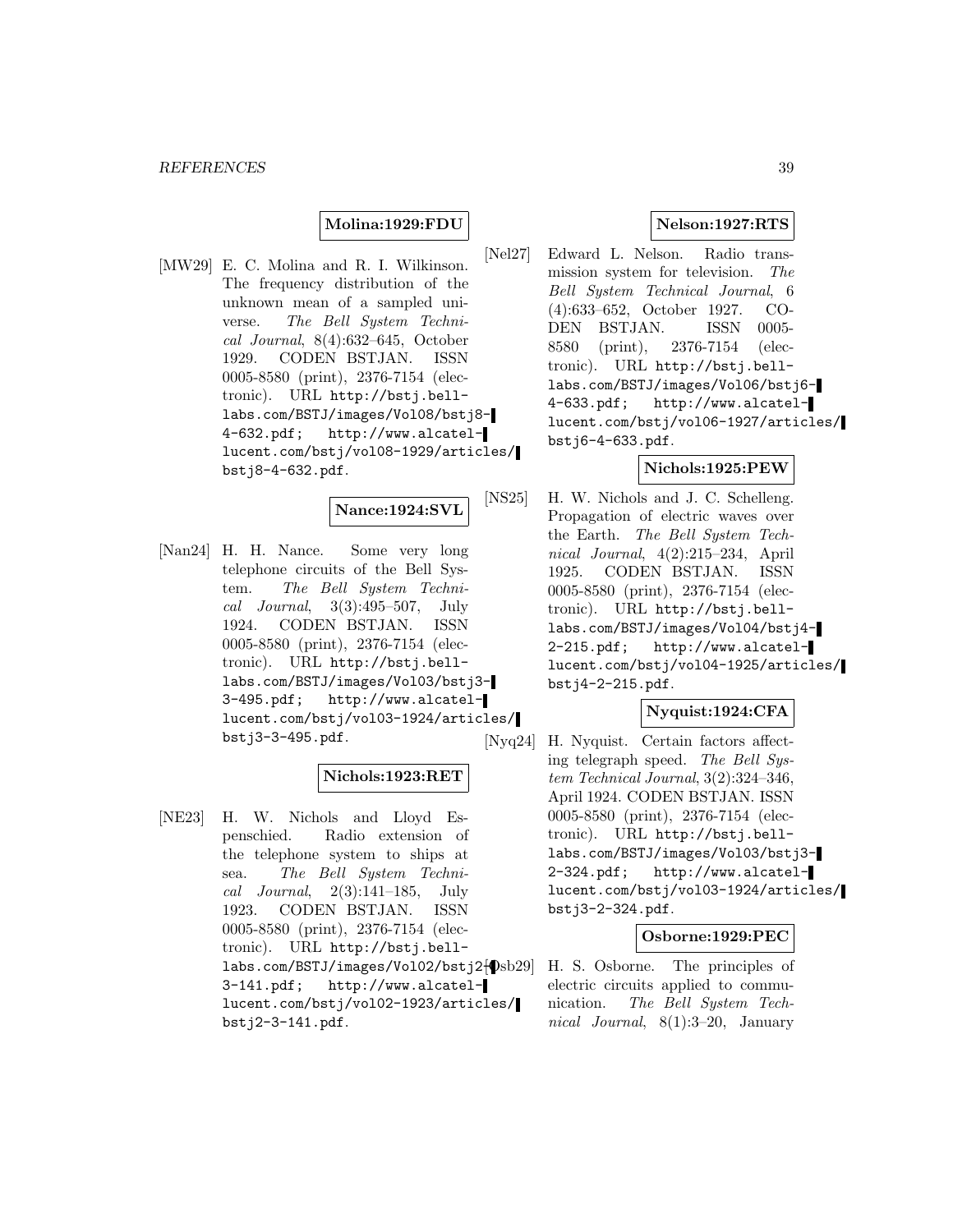**Molina:1929:FDU**

[MW29] E. C. Molina and R. I. Wilkinson. The frequency distribution of the unknown mean of a sampled universe. *The Bell System Technical Journal*, 8(4):632–645, October 1929. CODEN BSTJAN. ISSN 0005-8580 (print), 2376-7154 (electronic). URL http://bstj.bell-labs.com/BSTJ/images/Vol08/bstj8-4-632.pdf; http://www.alcatel-lucent.com/bstj/vol08-1929/articles/bstj8-4-632.pdf.

**Nance:1924:SVL**

[Nan24] H. H. Nance. Some very long telephone circuits of the Bell System. *The Bell System Technical Journal*, 3(3):495–507, July 1924. CODEN BSTJAN. ISSN 0005-8580 (print), 2376-7154 (electronic). URL http://bstj.bell-labs.com/BSTJ/images/Vol03/bstj3-3-495.pdf; http://www.alcatel-lucent.com/bstj/vol03-1924/articles/bstj3-3-495.pdf.

**Nichols:1923:RET**

[NE23] H. W. Nichols and Lloyd Espenschied. Radio extension of the telephone system to ships at sea. *The Bell System Technical Journal*, 2(3):141–185, July 1923. CODEN BSTJAN. ISSN 0005-8580 (print), 2376-7154 (electronic). URL http://bstj.bell-labs.com/BSTJ/images/Vol02/bstj2-3-141.pdf; http://www.alcatel-lucent.com/bstj/vol02-1923/articles/bstj2-3-141.pdf.

**Nelson:1927:RTS**

[Nel27] Edward L. Nelson. Radio transmission system for television. *The Bell System Technical Journal*, 6 (4):633–652, October 1927. CODEN BSTJAN. ISSN 0005-8580 (print), 2376-7154 (electronic). URL http://bstj.bell-labs.com/BSTJ/images/Vol06/bstj6-4-633.pdf; http://www.alcatel-lucent.com/bstj/vol06-1927/articles/bstj6-4-633.pdf.

**Nichols:1925:PEW**

[NS25] H. W. Nichols and J. C. Schelleng. Propagation of electric waves over the Earth. *The Bell System Technical Journal*, 4(2):215–234, April 1925. CODEN BSTJAN. ISSN 0005-8580 (print), 2376-7154 (electronic). URL http://bstj.bell-labs.com/BSTJ/images/Vol04/bstj4-2-215.pdf; http://www.alcatel-lucent.com/bstj/vol04-1925/articles/bstj4-2-215.pdf.

**Nyquist:1924:CFA**

[Nyq24] H. Nyquist. Certain factors affecting telegraph speed. *The Bell System Technical Journal*, 3(2):324–346, April 1924. CODEN BSTJAN. ISSN 0005-8580 (print), 2376-7154 (electronic). URL http://bstj.bell-labs.com/BSTJ/images/Vol03/bstj3-2-324.pdf; http://www.alcatel-lucent.com/bstj/vol03-1924/articles/bstj3-2-324.pdf.

**Osborne:1929:PEC**

[Osb29] H. S. Osborne. The principles of electric circuits applied to communication. *The Bell System Technical Journal*, 8(1):3–20, January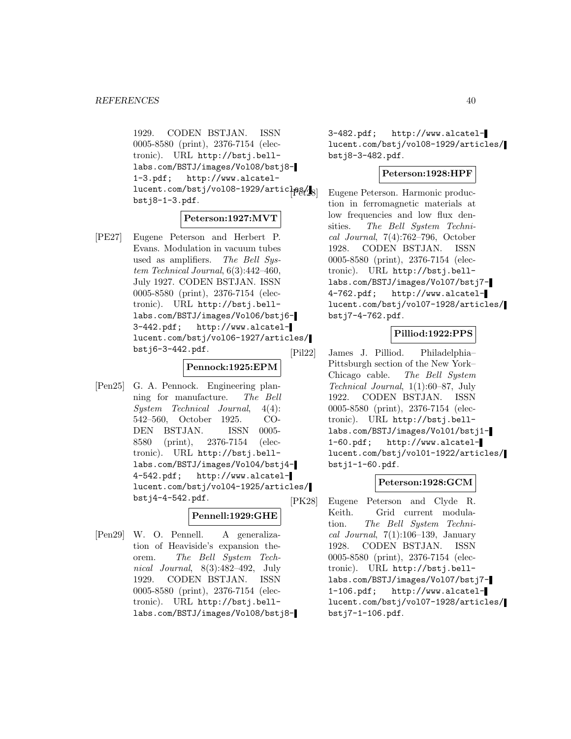1929. CODEN BSTJAN. ISSN 0005-8580 (print), 2376-7154 (electronic). URL http://bstj.bell-labs.com/BSTJ/images/Vol08/bstj8-1-3.pdf; http://www.alcatel-lucent.com/bstj/vol08-1929/articles/bstj8-1-3.pdf.

**Peterson:1927:MVT**

[PE27] Eugene Peterson and Herbert P. Evans. Modulation in vacuum tubes used as amplifiers. *The Bell System Technical Journal*, 6(3):442–460, July 1927. CODEN BSTJAN. ISSN 0005-8580 (print), 2376-7154 (electronic). URL http://bstj.bell-labs.com/BSTJ/images/Vol06/bstj6-3-442.pdf; http://www.alcatel-lucent.com/bstj/vol06-1927/articles/bstj6-3-442.pdf.

**Pennock:1925:EPM**

[Pen25] G. A. Pennock. Engineering planning for manufacture. *The Bell System Technical Journal*, 4(4): 542–560, October 1925. CODEN BSTJAN. ISSN 0005-8580 (print), 2376-7154 (electronic). URL http://bstj.bell-labs.com/BSTJ/images/Vol04/bstj4-4-542.pdf; http://www.alcatel-lucent.com/bstj/vol04-1925/articles/bstj4-4-542.pdf.

**Pennell:1929:GHE**

[Pen29] W. O. Pennell. A generalization of Heaviside's expansion theorem. *The Bell System Technical Journal*, 8(3):482–492, July 1929. CODEN BSTJAN. ISSN 0005-8580 (print), 2376-7154 (electronic). URL http://bstj.bell-labs.com/BSTJ/images/Vol08/bstj8-3-482.pdf; http://www.alcatel-lucent.com/bstj/vol08-1929/articles/bstj8-3-482.pdf.

**Peterson:1928:HPF**

[Pet28] Eugene Peterson. Harmonic production in ferromagnetic materials at low frequencies and low flux densities. *The Bell System Technical Journal*, 7(4):762–796, October 1928. CODEN BSTJAN. ISSN 0005-8580 (print), 2376-7154 (electronic). URL http://bstj.bell-labs.com/BSTJ/images/Vol07/bstj7-4-762.pdf; http://www.alcatel-lucent.com/bstj/vol07-1928/articles/bstj7-4-762.pdf.

**Pilliod:1922:PPS**

[Pil22] James J. Pilliod. Philadelphia–Pittsburgh section of the New York–Chicago cable. *The Bell System Technical Journal*, 1(1):60–87, July 1922. CODEN BSTJAN. ISSN 0005-8580 (print), 2376-7154 (electronic). URL http://bstj.bell-labs.com/BSTJ/images/Vol01/bstj1-1-60.pdf; http://www.alcatel-lucent.com/bstj/vol01-1922/articles/bstj1-1-60.pdf.

**Peterson:1928:GCM**

[PK28] Eugene Peterson and Clyde R. Keith. Grid current modulation. *The Bell System Technical Journal*, 7(1):106–139, January 1928. CODEN BSTJAN. ISSN 0005-8580 (print), 2376-7154 (electronic). URL http://bstj.bell-labs.com/BSTJ/images/Vol07/bstj7-1-106.pdf; http://www.alcatel-lucent.com/bstj/vol07-1928/articles/bstj7-1-106.pdf.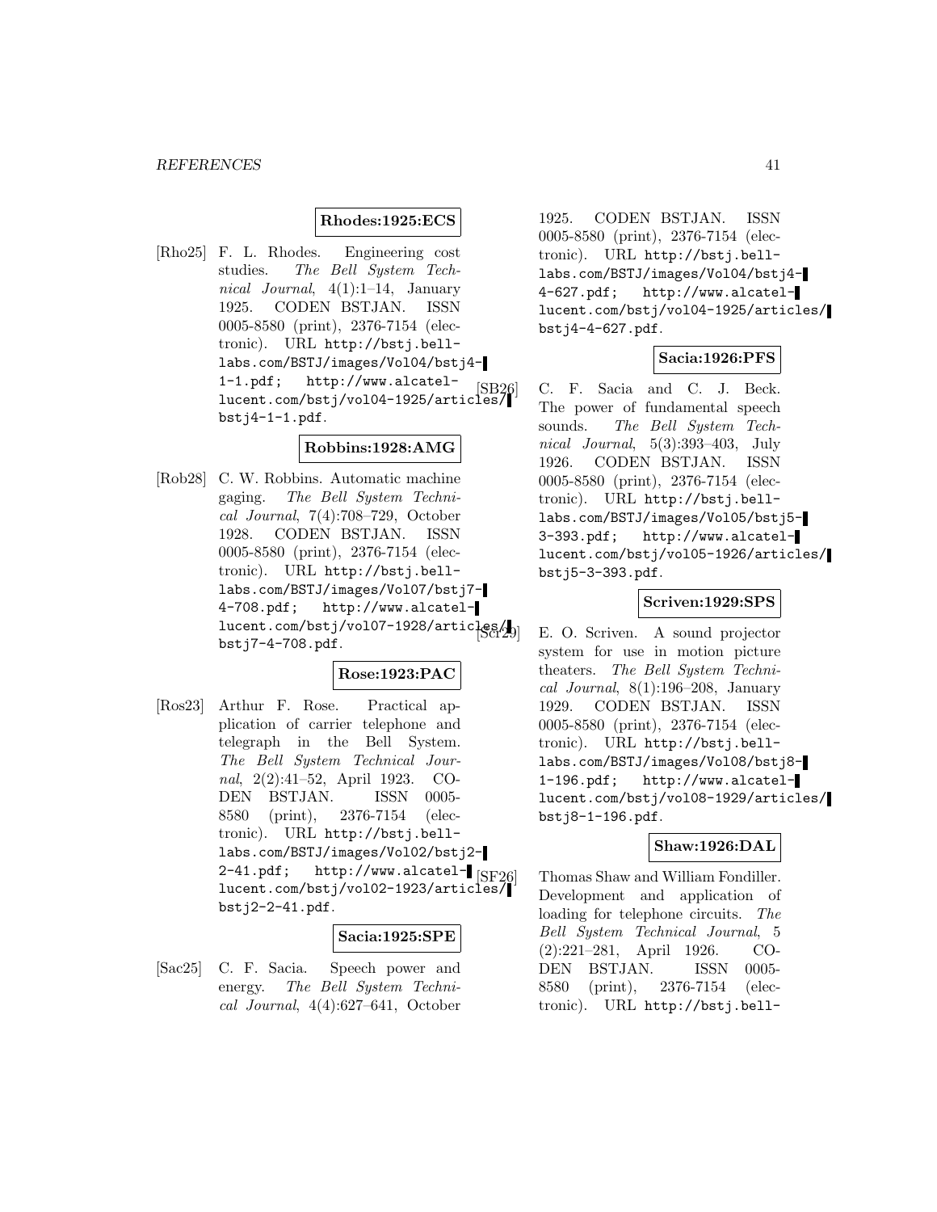**Rhodes:1925:ECS**

[Rho25] F. L. Rhodes. Engineering cost studies. *The Bell System Technical Journal*, 4(1):1–14, January 1925. CODEN BSTJAN. ISSN 0005-8580 (print), 2376-7154 (electronic). URL `http://bstj.bell-labs.com/BSTJ/images/Vol04/bstj4-1-1.pdf`; `http://www.alcatel-lucent.com/bstj/vol04-1925/articles/bstj4-1-1.pdf`.

**Robbins:1928:AMG**

[Rob28] C. W. Robbins. Automatic machine gaging. *The Bell System Technical Journal*, 7(4):708–729, October 1928. CODEN BSTJAN. ISSN 0005-8580 (print), 2376-7154 (electronic). URL `http://bstj.bell-labs.com/BSTJ/images/Vol07/bstj7-4-708.pdf`; `http://www.alcatel-lucent.com/bstj/vol07-1928/articles/bstj7-4-708.pdf`.

**Rose:1923:PAC**

[Ros23] Arthur F. Rose. Practical application of carrier telephone and telegraph in the Bell System. *The Bell System Technical Journal*, 2(2):41–52, April 1923. CODEN BSTJAN. ISSN 0005-8580 (print), 2376-7154 (electronic). URL `http://bstj.bell-labs.com/BSTJ/images/Vol02/bstj2-2-41.pdf`; `http://www.alcatel-lucent.com/bstj/vol02-1923/articles/bstj2-2-41.pdf`.

**Sacia:1925:SPE**

[Sac25] C. F. Sacia. Speech power and energy. *The Bell System Technical Journal*, 4(4):627–641, October 1925. CODEN BSTJAN. ISSN 0005-8580 (print), 2376-7154 (electronic). URL `http://bstj.bell-labs.com/BSTJ/images/Vol04/bstj4-4-627.pdf`; `http://www.alcatel-lucent.com/bstj/vol04-1925/articles/bstj4-4-627.pdf`.

**Sacia:1926:PFS**

[SB26] C. F. Sacia and C. J. Beck. The power of fundamental speech sounds. *The Bell System Technical Journal*, 5(3):393–403, July 1926. CODEN BSTJAN. ISSN 0005-8580 (print), 2376-7154 (electronic). URL `http://bstj.bell-labs.com/BSTJ/images/Vol05/bstj5-3-393.pdf`; `http://www.alcatel-lucent.com/bstj/vol05-1926/articles/bstj5-3-393.pdf`.

**Scriven:1929:SPS**

[Scr29] E. O. Scriven. A sound projector system for use in motion picture theaters. *The Bell System Technical Journal*, 8(1):196–208, January 1929. CODEN BSTJAN. ISSN 0005-8580 (print), 2376-7154 (electronic). URL `http://bstj.bell-labs.com/BSTJ/images/Vol08/bstj8-1-196.pdf`; `http://www.alcatel-lucent.com/bstj/vol08-1929/articles/bstj8-1-196.pdf`.

**Shaw:1926:DAL**

[SF26] Thomas Shaw and William Fondiller. Development and application of loading for telephone circuits. *The Bell System Technical Journal*, 5 (2):221–281, April 1926. CODEN BSTJAN. ISSN 0005-8580 (print), 2376-7154 (electronic). URL `http://bstj.bell-`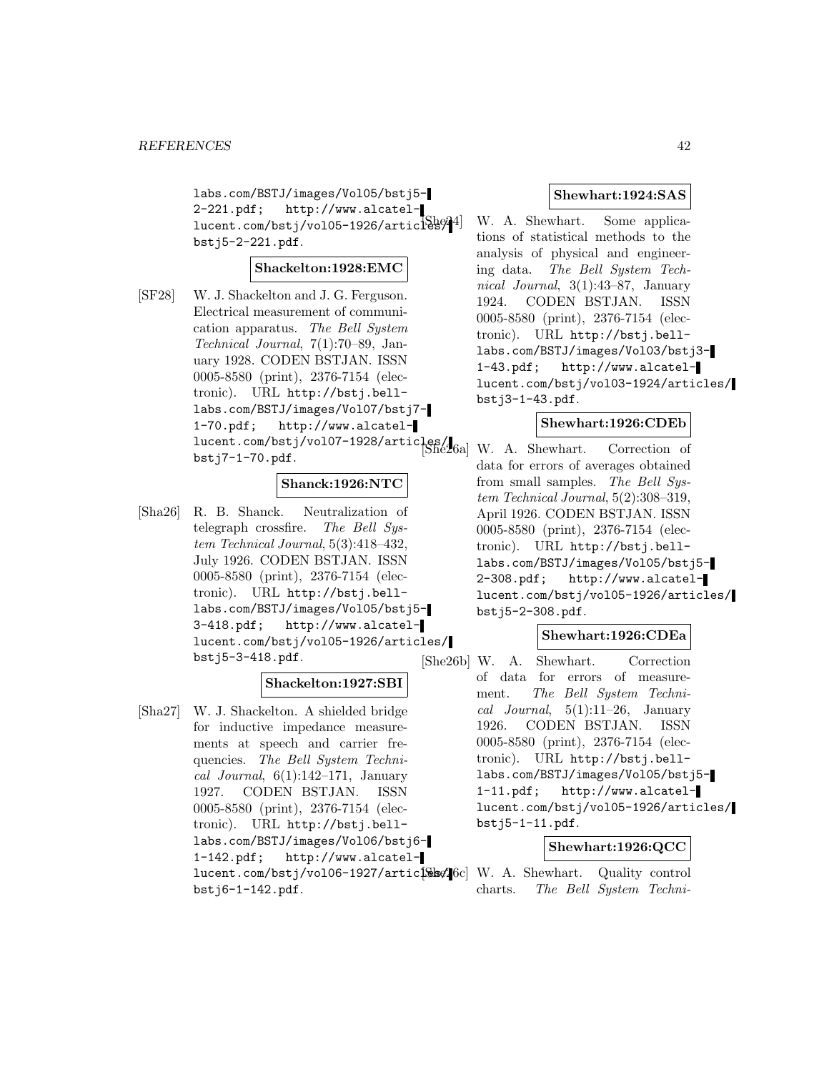labs.com/BSTJ/images/Vol05/bstj5-2-221.pdf; http://www.alcatel-lucent.com/bstj/vol05-1926/articles/bstj5-2-221.pdf.

**Shackelton:1928:EMC**

[SF28] W. J. Shackelton and J. G. Ferguson. Electrical measurement of communication apparatus. *The Bell System Technical Journal*, 7(1):70–89, January 1928. CODEN BSTJAN. ISSN 0005-8580 (print), 2376-7154 (electronic). URL http://bstj.bell-labs.com/BSTJ/images/Vol07/bstj7-1-70.pdf; http://www.alcatel-lucent.com/bstj/vol07-1928/articles/bstj7-1-70.pdf.

**Shanck:1926:NTC**

[Sha26] R. B. Shanck. Neutralization of telegraph crossfire. *The Bell System Technical Journal*, 5(3):418–432, July 1926. CODEN BSTJAN. ISSN 0005-8580 (print), 2376-7154 (electronic). URL http://bstj.bell-labs.com/BSTJ/images/Vol05/bstj5-3-418.pdf; http://www.alcatel-lucent.com/bstj/vol05-1926/articles/bstj5-3-418.pdf.

**Shackelton:1927:SBI**

[Sha27] W. J. Shackelton. A shielded bridge for inductive impedance measurements at speech and carrier frequencies. *The Bell System Technical Journal*, 6(1):142–171, January 1927. CODEN BSTJAN. ISSN 0005-8580 (print), 2376-7154 (electronic). URL http://bstj.bell-labs.com/BSTJ/images/Vol06/bstj6-1-142.pdf; http://www.alcatel-lucent.com/bstj/vol06-1927/articles/bstj6-1-142.pdf.

**Shewhart:1924:SAS**

[She24] W. A. Shewhart. Some applications of statistical methods to the analysis of physical and engineering data. *The Bell System Technical Journal*, 3(1):43–87, January 1924. CODEN BSTJAN. ISSN 0005-8580 (print), 2376-7154 (electronic). URL http://bstj.bell-labs.com/BSTJ/images/Vol03/bstj3-1-43.pdf; http://www.alcatel-lucent.com/bstj/vol03-1924/articles/bstj3-1-43.pdf.

**Shewhart:1926:CDEb**

[She26a] W. A. Shewhart. Correction of data for errors of averages obtained from small samples. *The Bell System Technical Journal*, 5(2):308–319, April 1926. CODEN BSTJAN. ISSN 0005-8580 (print), 2376-7154 (electronic). URL http://bstj.bell-labs.com/BSTJ/images/Vol05/bstj5-2-308.pdf; http://www.alcatel-lucent.com/bstj/vol05-1926/articles/bstj5-2-308.pdf.

**Shewhart:1926:CDEa**

[She26b] W. A. Shewhart. Correction of data for errors of measurement. *The Bell System Technical Journal*, 5(1):11–26, January 1926. CODEN BSTJAN. ISSN 0005-8580 (print), 2376-7154 (electronic). URL http://bstj.bell-labs.com/BSTJ/images/Vol05/bstj5-1-11.pdf; http://www.alcatel-lucent.com/bstj/vol05-1926/articles/bstj5-1-11.pdf.

**Shewhart:1926:QCC**

[She26c] W. A. Shewhart. Quality control charts. *The Bell System Techni-*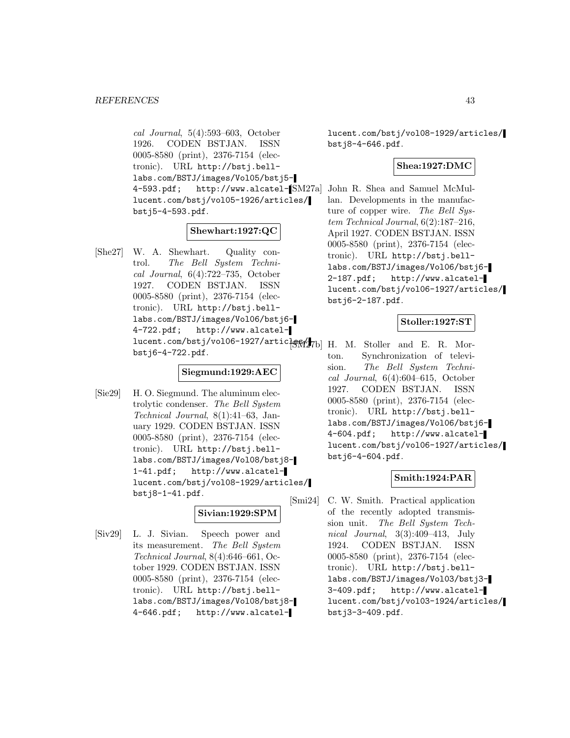*cal Journal*, 5(4):593–603, October 1926. CODEN BSTJAN. ISSN 0005-8580 (print), 2376-7154 (electronic). URL http://bstj.bell-labs.com/BSTJ/images/Vol05/bstj5-4-593.pdf; http://www.alcatel-lucent.com/bstj/vol05-1926/articles/bstj5-4-593.pdf.

**Shewhart:1927:QC**

[She27] W. A. Shewhart. Quality control. *The Bell System Technical Journal*, 6(4):722–735, October 1927. CODEN BSTJAN. ISSN 0005-8580 (print), 2376-7154 (electronic). URL http://bstj.bell-labs.com/BSTJ/images/Vol06/bstj6-4-722.pdf; http://www.alcatel-lucent.com/bstj/vol06-1927/articles/bstj6-4-722.pdf.

**Siegmund:1929:AEC**

[Sie29] H. O. Siegmund. The aluminum electrolytic condenser. *The Bell System Technical Journal*, 8(1):41–63, January 1929. CODEN BSTJAN. ISSN 0005-8580 (print), 2376-7154 (electronic). URL http://bstj.bell-labs.com/BSTJ/images/Vol08/bstj8-1-41.pdf; http://www.alcatel-lucent.com/bstj/vol08-1929/articles/bstj8-1-41.pdf.

**Sivian:1929:SPM**

[Siv29] L. J. Sivian. Speech power and its measurement. *The Bell System Technical Journal*, 8(4):646–661, October 1929. CODEN BSTJAN. ISSN 0005-8580 (print), 2376-7154 (electronic). URL http://bstj.bell-labs.com/BSTJ/images/Vol08/bstj8-4-646.pdf; http://www.alcatel-lucent.com/bstj/vol08-1929/articles/bstj8-4-646.pdf.

**Shea:1927:DMC**

[SM27a] John R. Shea and Samuel McMullan. Developments in the manufacture of copper wire. *The Bell System Technical Journal*, 6(2):187–216, April 1927. CODEN BSTJAN. ISSN 0005-8580 (print), 2376-7154 (electronic). URL http://bstj.bell-labs.com/BSTJ/images/Vol06/bstj6-2-187.pdf; http://www.alcatel-lucent.com/bstj/vol06-1927/articles/bstj6-2-187.pdf.

**Stoller:1927:ST**

[SM27b] H. M. Stoller and E. R. Morton. Synchronization of television. *The Bell System Technical Journal*, 6(4):604–615, October 1927. CODEN BSTJAN. ISSN 0005-8580 (print), 2376-7154 (electronic). URL http://bstj.bell-labs.com/BSTJ/images/Vol06/bstj6-4-604.pdf; http://www.alcatel-lucent.com/bstj/vol06-1927/articles/bstj6-4-604.pdf.

**Smith:1924:PAR**

[Smi24] C. W. Smith. Practical application of the recently adopted transmission unit. *The Bell System Technical Journal*, 3(3):409–413, July 1924. CODEN BSTJAN. ISSN 0005-8580 (print), 2376-7154 (electronic). URL http://bstj.bell-labs.com/BSTJ/images/Vol03/bstj3-3-409.pdf; http://www.alcatel-lucent.com/bstj/vol03-1924/articles/bstj3-3-409.pdf.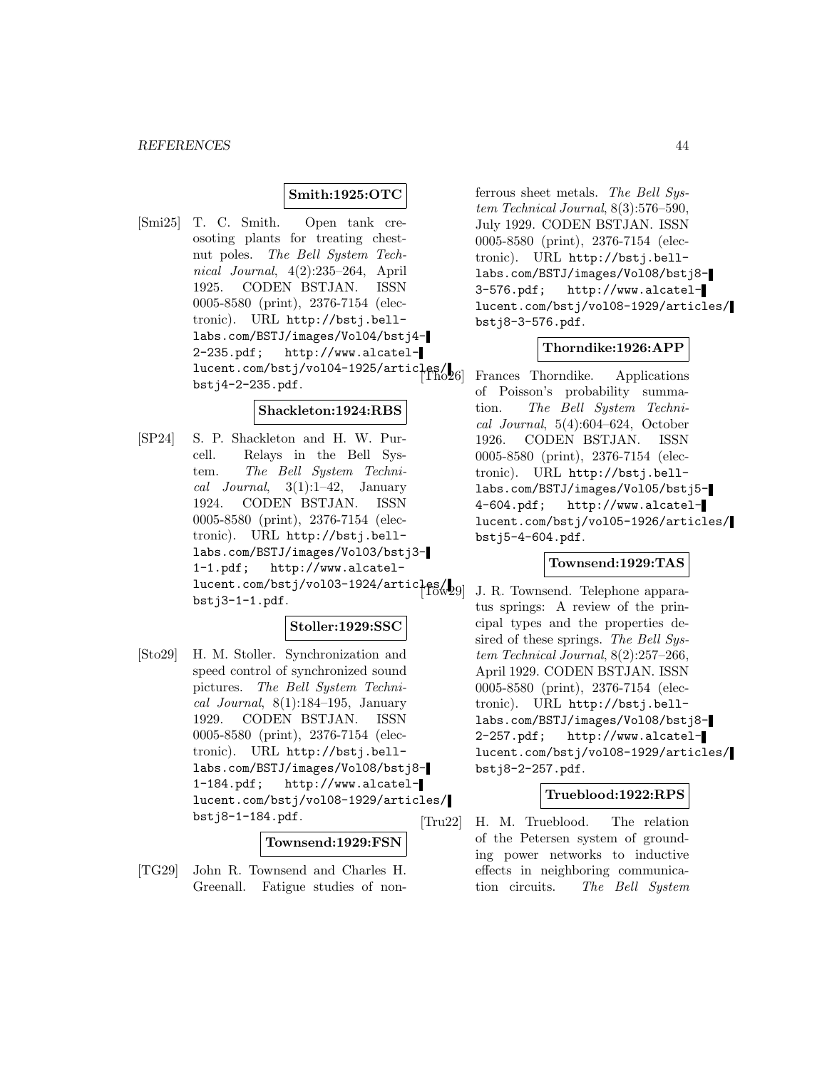**Smith:1925:OTC**

[Smi25] T. C. Smith. Open tank creosoting plants for treating chestnut poles. *The Bell System Technical Journal*, 4(2):235–264, April 1925. CODEN BSTJAN. ISSN 0005-8580 (print), 2376-7154 (electronic). URL http://bstj.bell-labs.com/BSTJ/images/Vol04/bstj4-2-235.pdf; http://www.alcatel-lucent.com/bstj/vol04-1925/articles/bstj4-2-235.pdf.

**Shackleton:1924:RBS**

[SP24] S. P. Shackleton and H. W. Purcell. Relays in the Bell System. *The Bell System Technical Journal*, 3(1):1–42, January 1924. CODEN BSTJAN. ISSN 0005-8580 (print), 2376-7154 (electronic). URL http://bstj.bell-labs.com/BSTJ/images/Vol03/bstj3-1-1.pdf; http://www.alcatel-lucent.com/bstj/vol03-1924/articles/bstj3-1-1.pdf.

**Stoller:1929:SSC**

[Sto29] H. M. Stoller. Synchronization and speed control of synchronized sound pictures. *The Bell System Technical Journal*, 8(1):184–195, January 1929. CODEN BSTJAN. ISSN 0005-8580 (print), 2376-7154 (electronic). URL http://bstj.bell-labs.com/BSTJ/images/Vol08/bstj8-1-184.pdf; http://www.alcatel-lucent.com/bstj/vol08-1929/articles/bstj8-1-184.pdf.

**Townsend:1929:FSN**

[TG29] John R. Townsend and Charles H. Greenall. Fatigue studies of nonferrous sheet metals. *The Bell System Technical Journal*, 8(3):576–590, July 1929. CODEN BSTJAN. ISSN 0005-8580 (print), 2376-7154 (electronic). URL http://bstj.bell-labs.com/BSTJ/images/Vol08/bstj8-3-576.pdf; http://www.alcatel-lucent.com/bstj/vol08-1929/articles/bstj8-3-576.pdf.

**Thorndike:1926:APP**

[Tho26] Frances Thorndike. Applications of Poisson's probability summation. *The Bell System Technical Journal*, 5(4):604–624, October 1926. CODEN BSTJAN. ISSN 0005-8580 (print), 2376-7154 (electronic). URL http://bstj.bell-labs.com/BSTJ/images/Vol05/bstj5-4-604.pdf; http://www.alcatel-lucent.com/bstj/vol05-1926/articles/bstj5-4-604.pdf.

**Townsend:1929:TAS**

[Tow29] J. R. Townsend. Telephone apparatus springs: A review of the principal types and the properties desired of these springs. *The Bell System Technical Journal*, 8(2):257–266, April 1929. CODEN BSTJAN. ISSN 0005-8580 (print), 2376-7154 (electronic). URL http://bstj.bell-labs.com/BSTJ/images/Vol08/bstj8-2-257.pdf; http://www.alcatel-lucent.com/bstj/vol08-1929/articles/bstj8-2-257.pdf.

**Trueblood:1922:RPS**

[Tru22] H. M. Trueblood. The relation of the Petersen system of grounding power networks to inductive effects in neighboring communication circuits. *The Bell System*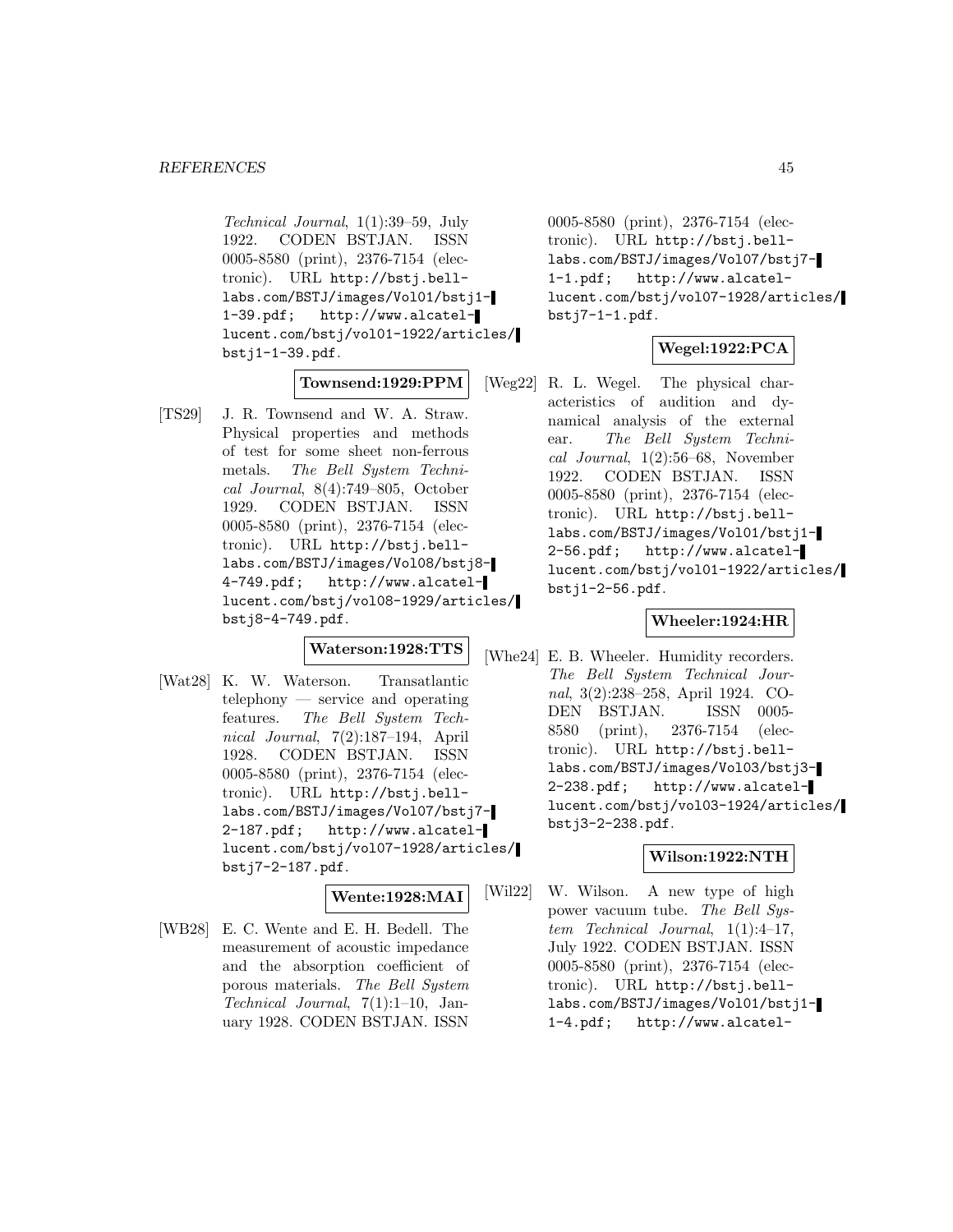*Technical Journal*, 1(1):39–59, July 1922. CODEN BSTJAN. ISSN 0005-8580 (print), 2376-7154 (electronic). URL http://bstj.bell-labs.com/BSTJ/images/Vol01/bstj1-1-39.pdf; http://www.alcatel-lucent.com/bstj/vol01-1922/articles/bstj1-1-39.pdf.

**Townsend:1929:PPM**

[TS29] J. R. Townsend and W. A. Straw. Physical properties and methods of test for some sheet non-ferrous metals. *The Bell System Technical Journal*, 8(4):749–805, October 1929. CODEN BSTJAN. ISSN 0005-8580 (print), 2376-7154 (electronic). URL http://bstj.bell-labs.com/BSTJ/images/Vol08/bstj8-4-749.pdf; http://www.alcatel-lucent.com/bstj/vol08-1929/articles/bstj8-4-749.pdf.

**Waterson:1928:TTS**

[Wat28] K. W. Waterson. Transatlantic telephony — service and operating features. *The Bell System Technical Journal*, 7(2):187–194, April 1928. CODEN BSTJAN. ISSN 0005-8580 (print), 2376-7154 (electronic). URL http://bstj.bell-labs.com/BSTJ/images/Vol07/bstj7-2-187.pdf; http://www.alcatel-lucent.com/bstj/vol07-1928/articles/bstj7-2-187.pdf.

**Wente:1928:MAI**

[WB28] E. C. Wente and E. H. Bedell. The measurement of acoustic impedance and the absorption coefficient of porous materials. *The Bell System Technical Journal*, 7(1):1–10, January 1928. CODEN BSTJAN. ISSN 0005-8580 (print), 2376-7154 (electronic). URL http://bstj.bell-labs.com/BSTJ/images/Vol07/bstj7-1-1.pdf; http://www.alcatel-lucent.com/bstj/vol07-1928/articles/bstj7-1-1.pdf.

**Wegel:1922:PCA**

[Weg22] R. L. Wegel. The physical characteristics of audition and dynamical analysis of the external ear. *The Bell System Technical Journal*, 1(2):56–68, November 1922. CODEN BSTJAN. ISSN 0005-8580 (print), 2376-7154 (electronic). URL http://bstj.bell-labs.com/BSTJ/images/Vol01/bstj1-2-56.pdf; http://www.alcatel-lucent.com/bstj/vol01-1922/articles/bstj1-2-56.pdf.

**Wheeler:1924:HR**

[Whe24] E. B. Wheeler. Humidity recorders. *The Bell System Technical Journal*, 3(2):238–258, April 1924. CODEN BSTJAN. ISSN 0005-8580 (print), 2376-7154 (electronic). URL http://bstj.bell-labs.com/BSTJ/images/Vol03/bstj3-2-238.pdf; http://www.alcatel-lucent.com/bstj/vol03-1924/articles/bstj3-2-238.pdf.

**Wilson:1922:NTH**

[Wil22] W. Wilson. A new type of high power vacuum tube. *The Bell System Technical Journal*, 1(1):4–17, July 1922. CODEN BSTJAN. ISSN 0005-8580 (print), 2376-7154 (electronic). URL http://bstj.bell-labs.com/BSTJ/images/Vol01/bstj1-1-4.pdf; http://www.alcatel-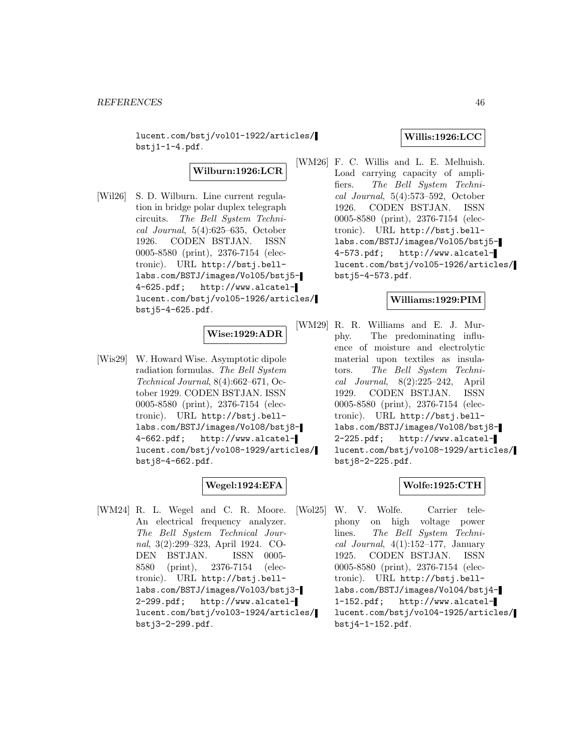lucent.com/bstj/vol01-1922/articles/bstj1-1-4.pdf.

**Wilburn:1926:LCR**

[Wil26] S. D. Wilburn. Line current regulation in bridge polar duplex telegraph circuits. *The Bell System Technical Journal*, 5(4):625–635, October 1926. CODEN BSTJAN. ISSN 0005-8580 (print), 2376-7154 (electronic). URL http://bstj.bell-labs.com/BSTJ/images/Vol05/bstj5-4-625.pdf; http://www.alcatel-lucent.com/bstj/vol05-1926/articles/bstj5-4-625.pdf.

**Wise:1929:ADR**

[Wis29] W. Howard Wise. Asymptotic dipole radiation formulas. *The Bell System Technical Journal*, 8(4):662–671, October 1929. CODEN BSTJAN. ISSN 0005-8580 (print), 2376-7154 (electronic). URL http://bstj.bell-labs.com/BSTJ/images/Vol08/bstj8-4-662.pdf; http://www.alcatel-lucent.com/bstj/vol08-1929/articles/bstj8-4-662.pdf.

**Wegel:1924:EFA**

[WM24] R. L. Wegel and C. R. Moore. An electrical frequency analyzer. *The Bell System Technical Journal*, 3(2):299–323, April 1924. CODEN BSTJAN. ISSN 0005-8580 (print), 2376-7154 (electronic). URL http://bstj.bell-labs.com/BSTJ/images/Vol03/bstj3-2-299.pdf; http://www.alcatel-lucent.com/bstj/vol03-1924/articles/bstj3-2-299.pdf.

**Willis:1926:LCC**

[WM26] F. C. Willis and L. E. Melhuish. Load carrying capacity of amplifiers. *The Bell System Technical Journal*, 5(4):573–592, October 1926. CODEN BSTJAN. ISSN 0005-8580 (print), 2376-7154 (electronic). URL http://bstj.bell-labs.com/BSTJ/images/Vol05/bstj5-4-573.pdf; http://www.alcatel-lucent.com/bstj/vol05-1926/articles/bstj5-4-573.pdf.

**Williams:1929:PIM**

[WM29] R. R. Williams and E. J. Murphy. The predominating influence of moisture and electrolytic material upon textiles as insulators. *The Bell System Technical Journal*, 8(2):225–242, April 1929. CODEN BSTJAN. ISSN 0005-8580 (print), 2376-7154 (electronic). URL http://bstj.bell-labs.com/BSTJ/images/Vol08/bstj8-2-225.pdf; http://www.alcatel-lucent.com/bstj/vol08-1929/articles/bstj8-2-225.pdf.

**Wolfe:1925:CTH**

[Wol25] W. V. Wolfe. Carrier telephony on high voltage power lines. *The Bell System Technical Journal*, 4(1):152–177, January 1925. CODEN BSTJAN. ISSN 0005-8580 (print), 2376-7154 (electronic). URL http://bstj.bell-labs.com/BSTJ/images/Vol04/bstj4-1-152.pdf; http://www.alcatel-lucent.com/bstj/vol04-1925/articles/bstj4-1-152.pdf.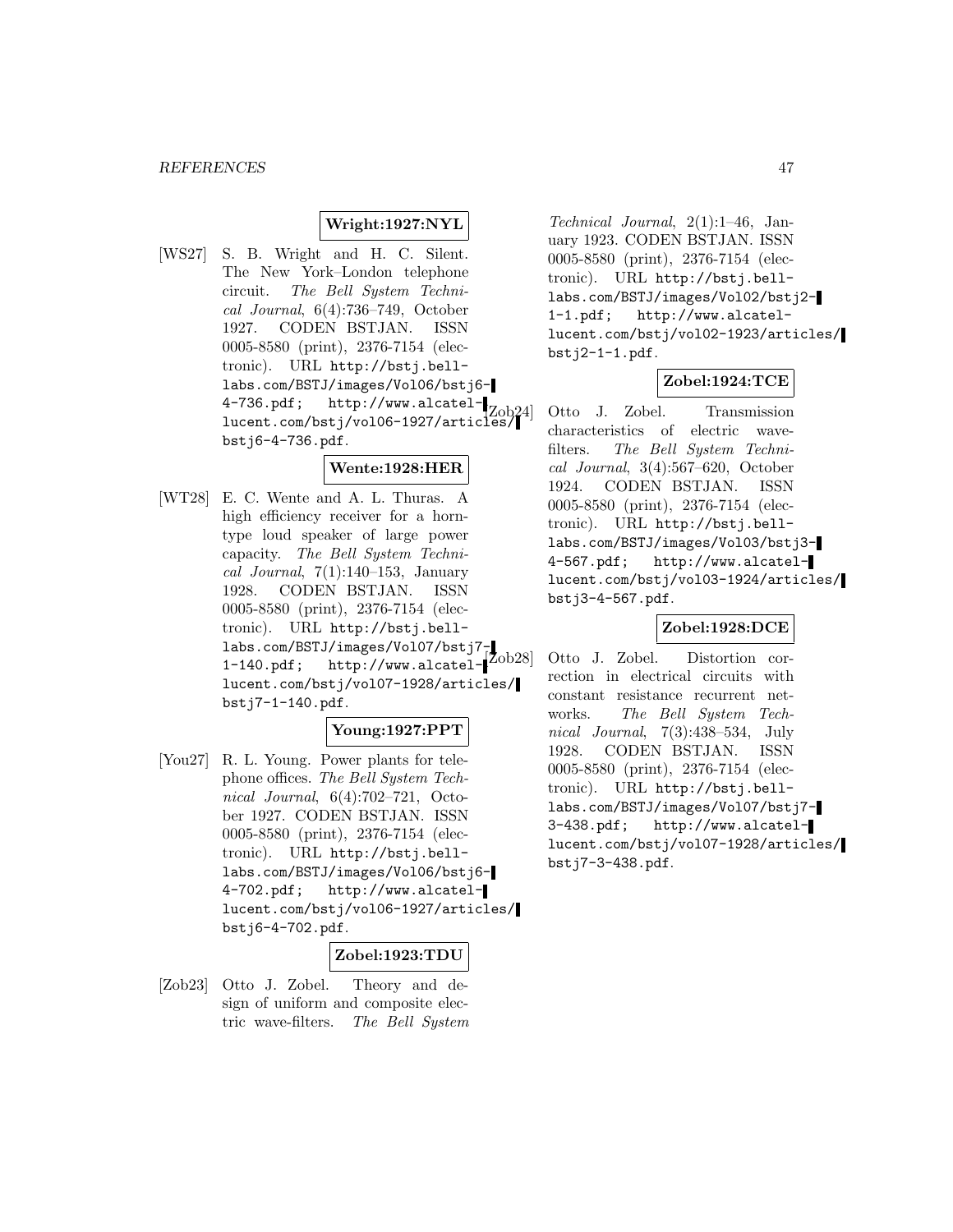**Wright:1927:NYL**

[WS27] S. B. Wright and H. C. Silent. The New York–London telephone circuit. *The Bell System Technical Journal*, 6(4):736–749, October 1927. CODEN BSTJAN. ISSN 0005-8580 (print), 2376-7154 (electronic). URL http://bstj.bell-labs.com/BSTJ/images/Vol06/bstj6-4-736.pdf; http://www.alcatel-lucent.com/bstj/vol06-1927/articles/bstj6-4-736.pdf.

**Wente:1928:HER**

[WT28] E. C. Wente and A. L. Thuras. A high efficiency receiver for a horn-type loud speaker of large power capacity. *The Bell System Technical Journal*, 7(1):140–153, January 1928. CODEN BSTJAN. ISSN 0005-8580 (print), 2376-7154 (electronic). URL http://bstj.bell-labs.com/BSTJ/images/Vol07/bstj7-1-140.pdf; http://www.alcatel-lucent.com/bstj/vol07-1928/articles/bstj7-1-140.pdf.

**Young:1927:PPT**

[You27] R. L. Young. Power plants for telephone offices. *The Bell System Technical Journal*, 6(4):702–721, October 1927. CODEN BSTJAN. ISSN 0005-8580 (print), 2376-7154 (electronic). URL http://bstj.bell-labs.com/BSTJ/images/Vol06/bstj6-4-702.pdf; http://www.alcatel-lucent.com/bstj/vol06-1927/articles/bstj6-4-702.pdf.

**Zobel:1923:TDU**

[Zob23] Otto J. Zobel. Theory and design of uniform and composite electric wave-filters. *The Bell System Technical Journal*, 2(1):1–46, January 1923. CODEN BSTJAN. ISSN 0005-8580 (print), 2376-7154 (electronic). URL http://bstj.bell-labs.com/BSTJ/images/Vol02/bstj2-1-1.pdf; http://www.alcatel-lucent.com/bstj/vol02-1923/articles/bstj2-1-1.pdf.

**Zobel:1924:TCE**

[Zob24] Otto J. Zobel. Transmission characteristics of electric wave-filters. *The Bell System Technical Journal*, 3(4):567–620, October 1924. CODEN BSTJAN. ISSN 0005-8580 (print), 2376-7154 (electronic). URL http://bstj.bell-labs.com/BSTJ/images/Vol03/bstj3-4-567.pdf; http://www.alcatel-lucent.com/bstj/vol03-1924/articles/bstj3-4-567.pdf.

**Zobel:1928:DCE**

[Zob28] Otto J. Zobel. Distortion correction in electrical circuits with constant resistance recurrent networks. *The Bell System Technical Journal*, 7(3):438–534, July 1928. CODEN BSTJAN. ISSN 0005-8580 (print), 2376-7154 (electronic). URL http://bstj.bell-labs.com/BSTJ/images/Vol07/bstj7-3-438.pdf; http://www.alcatel-lucent.com/bstj/vol07-1928/articles/bstj7-3-438.pdf.